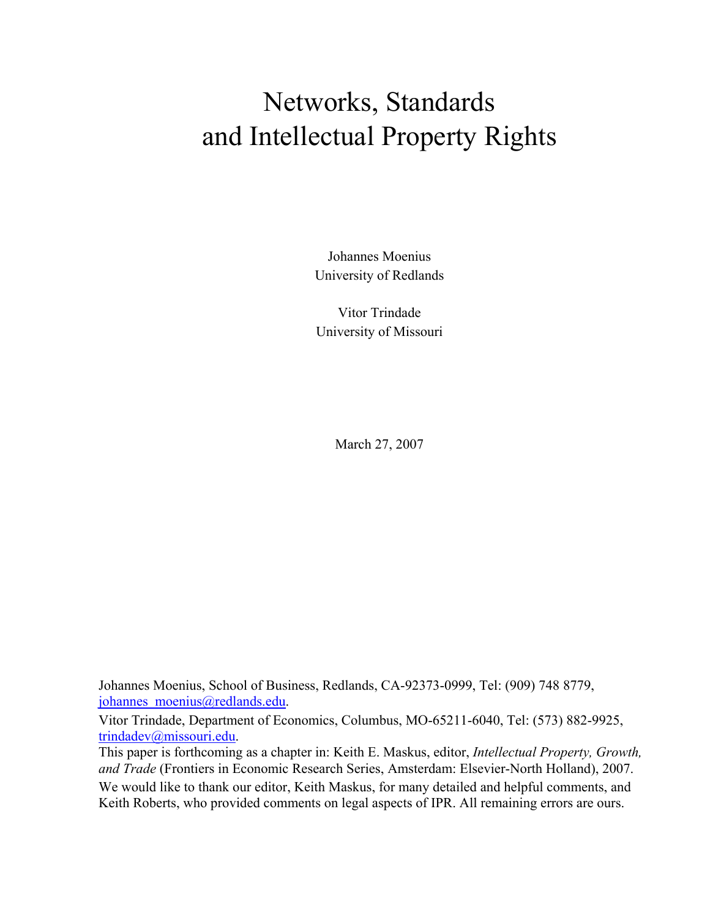# Networks, Standards and Intellectual Property Rights

Johannes Moenius
University of Redlands

Vitor Trindade
University of Missouri

March 27, 2007

Johannes Moenius, School of Business, Redlands, CA-92373-0999, Tel: (909) 748 8779, johannes_moenius@redlands.edu.

Vitor Trindade, Department of Economics, Columbus, MO-65211-6040, Tel: (573) 882-9925, trindadev@missouri.edu.

This paper is forthcoming as a chapter in: Keith E. Maskus, editor, *Intellectual Property, Growth, and Trade* (Frontiers in Economic Research Series, Amsterdam: Elsevier-North Holland), 2007.

We would like to thank our editor, Keith Maskus, for many detailed and helpful comments, and Keith Roberts, who provided comments on legal aspects of IPR. All remaining errors are ours.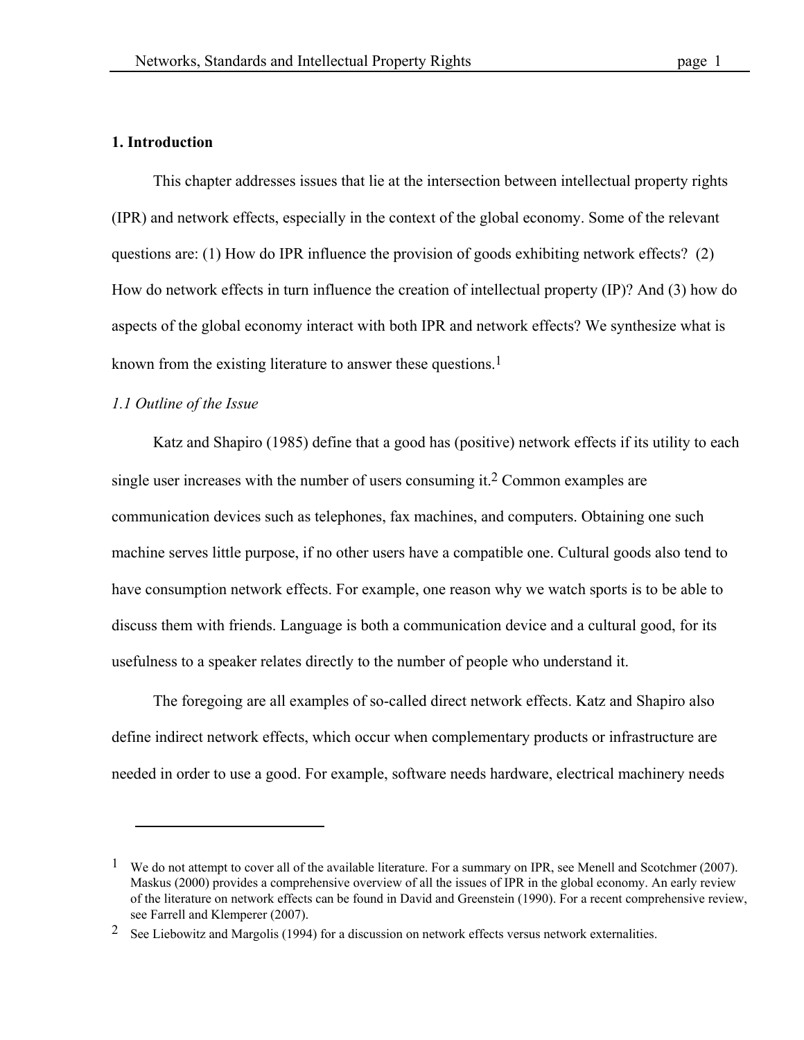## 1. Introduction

This chapter addresses issues that lie at the intersection between intellectual property rights (IPR) and network effects, especially in the context of the global economy. Some of the relevant questions are: (1) How do IPR influence the provision of goods exhibiting network effects? (2) How do network effects in turn influence the creation of intellectual property (IP)? And (3) how do aspects of the global economy interact with both IPR and network effects? We synthesize what is known from the existing literature to answer these questions.[1]

### *1.1 Outline of the Issue*

Katz and Shapiro (1985) define that a good has (positive) network effects if its utility to each single user increases with the number of users consuming it.[2] Common examples are communication devices such as telephones, fax machines, and computers. Obtaining one such machine serves little purpose, if no other users have a compatible one. Cultural goods also tend to have consumption network effects. For example, one reason why we watch sports is to be able to discuss them with friends. Language is both a communication device and a cultural good, for its usefulness to a speaker relates directly to the number of people who understand it.

The foregoing are all examples of so-called direct network effects. Katz and Shapiro also define indirect network effects, which occur when complementary products or infrastructure are needed in order to use a good. For example, software needs hardware, electrical machinery needs

---

[1] We do not attempt to cover all of the available literature. For a summary on IPR, see Menell and Scotchmer (2007). Maskus (2000) provides a comprehensive overview of all the issues of IPR in the global economy. An early review of the literature on network effects can be found in David and Greenstein (1990). For a recent comprehensive review, see Farrell and Klemperer (2007).

[2] See Liebowitz and Margolis (1994) for a discussion on network effects versus network externalities.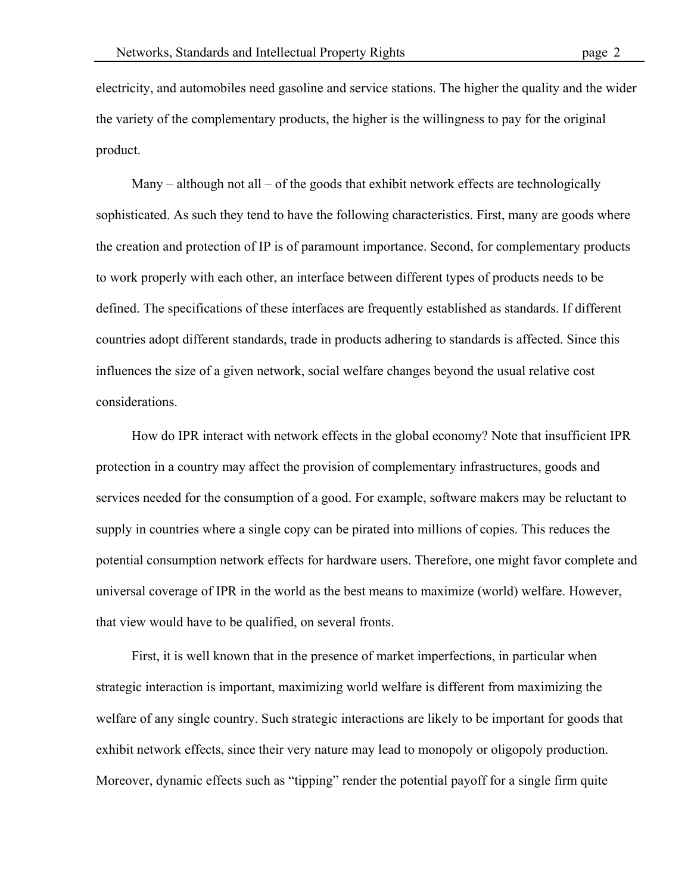electricity, and automobiles need gasoline and service stations. The higher the quality and the wider the variety of the complementary products, the higher is the willingness to pay for the original product.

Many – although not all – of the goods that exhibit network effects are technologically sophisticated. As such they tend to have the following characteristics. First, many are goods where the creation and protection of IP is of paramount importance. Second, for complementary products to work properly with each other, an interface between different types of products needs to be defined. The specifications of these interfaces are frequently established as standards. If different countries adopt different standards, trade in products adhering to standards is affected. Since this influences the size of a given network, social welfare changes beyond the usual relative cost considerations.

How do IPR interact with network effects in the global economy? Note that insufficient IPR protection in a country may affect the provision of complementary infrastructures, goods and services needed for the consumption of a good. For example, software makers may be reluctant to supply in countries where a single copy can be pirated into millions of copies. This reduces the potential consumption network effects for hardware users. Therefore, one might favor complete and universal coverage of IPR in the world as the best means to maximize (world) welfare. However, that view would have to be qualified, on several fronts.

First, it is well known that in the presence of market imperfections, in particular when strategic interaction is important, maximizing world welfare is different from maximizing the welfare of any single country. Such strategic interactions are likely to be important for goods that exhibit network effects, since their very nature may lead to monopoly or oligopoly production. Moreover, dynamic effects such as "tipping" render the potential payoff for a single firm quite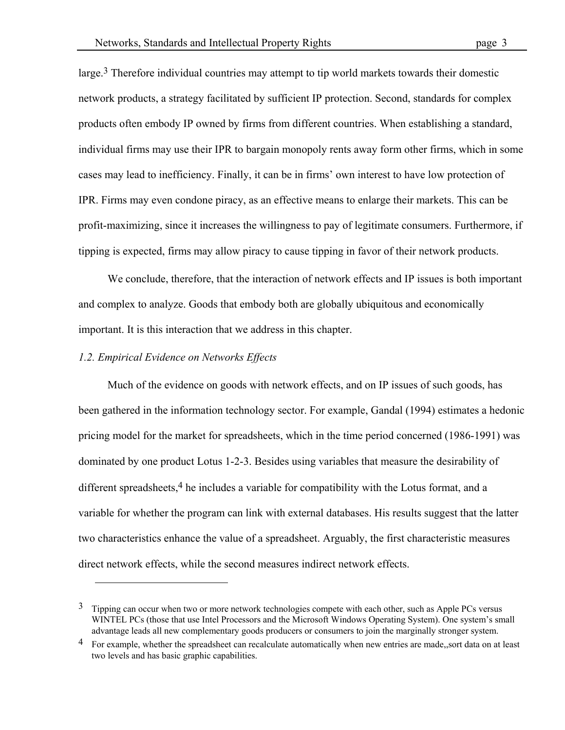large.[3] Therefore individual countries may attempt to tip world markets towards their domestic network products, a strategy facilitated by sufficient IP protection. Second, standards for complex products often embody IP owned by firms from different countries. When establishing a standard, individual firms may use their IPR to bargain monopoly rents away form other firms, which in some cases may lead to inefficiency. Finally, it can be in firms' own interest to have low protection of IPR. Firms may even condone piracy, as an effective means to enlarge their markets. This can be profit-maximizing, since it increases the willingness to pay of legitimate consumers. Furthermore, if tipping is expected, firms may allow piracy to cause tipping in favor of their network products.

We conclude, therefore, that the interaction of network effects and IP issues is both important and complex to analyze. Goods that embody both are globally ubiquitous and economically important. It is this interaction that we address in this chapter.

### *1.2. Empirical Evidence on Networks Effects*

Much of the evidence on goods with network effects, and on IP issues of such goods, has been gathered in the information technology sector. For example, Gandal (1994) estimates a hedonic pricing model for the market for spreadsheets, which in the time period concerned (1986-1991) was dominated by one product Lotus 1-2-3. Besides using variables that measure the desirability of different spreadsheets,[4] he includes a variable for compatibility with the Lotus format, and a variable for whether the program can link with external databases. His results suggest that the latter two characteristics enhance the value of a spreadsheet. Arguably, the first characteristic measures direct network effects, while the second measures indirect network effects.

---

[3] Tipping can occur when two or more network technologies compete with each other, such as Apple PCs versus WINTEL PCs (those that use Intel Processors and the Microsoft Windows Operating System). One system's small advantage leads all new complementary goods producers or consumers to join the marginally stronger system.

[4] For example, whether the spreadsheet can recalculate automatically when new entries are made,,sort data on at least two levels and has basic graphic capabilities.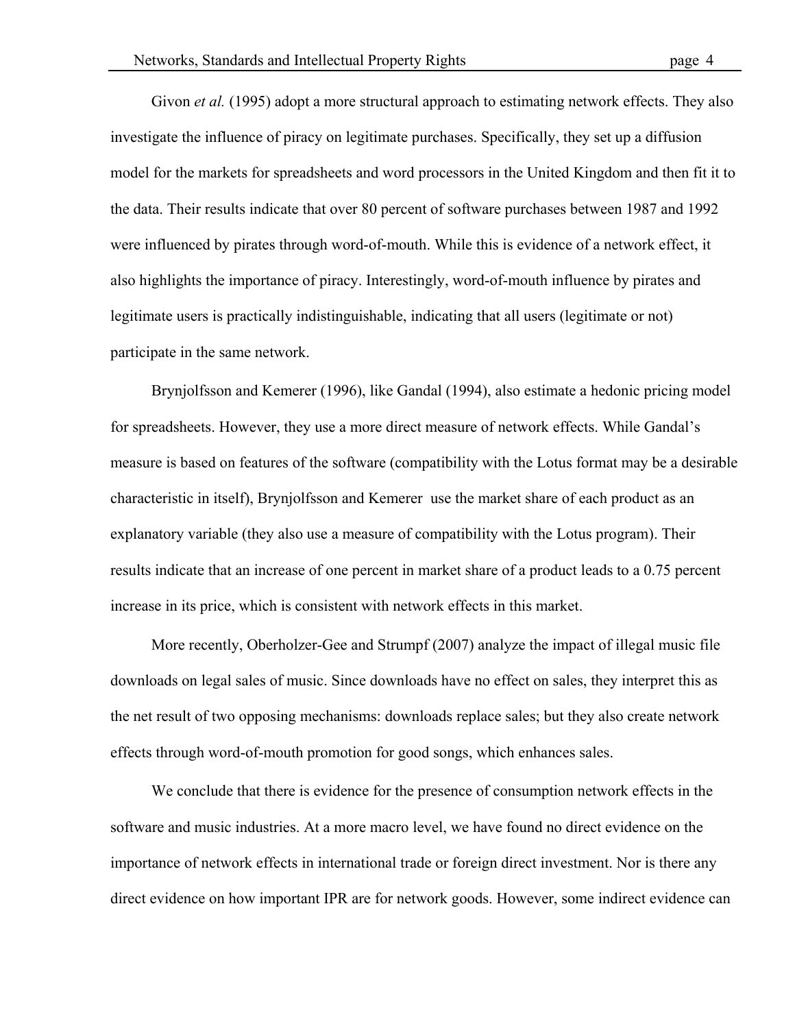Givon *et al.* (1995) adopt a more structural approach to estimating network effects. They also investigate the influence of piracy on legitimate purchases. Specifically, they set up a diffusion model for the markets for spreadsheets and word processors in the United Kingdom and then fit it to the data. Their results indicate that over 80 percent of software purchases between 1987 and 1992 were influenced by pirates through word-of-mouth. While this is evidence of a network effect, it also highlights the importance of piracy. Interestingly, word-of-mouth influence by pirates and legitimate users is practically indistinguishable, indicating that all users (legitimate or not) participate in the same network.

Brynjolfsson and Kemerer (1996), like Gandal (1994), also estimate a hedonic pricing model for spreadsheets. However, they use a more direct measure of network effects. While Gandal's measure is based on features of the software (compatibility with the Lotus format may be a desirable characteristic in itself), Brynjolfsson and Kemerer use the market share of each product as an explanatory variable (they also use a measure of compatibility with the Lotus program). Their results indicate that an increase of one percent in market share of a product leads to a 0.75 percent increase in its price, which is consistent with network effects in this market.

More recently, Oberholzer-Gee and Strumpf (2007) analyze the impact of illegal music file downloads on legal sales of music. Since downloads have no effect on sales, they interpret this as the net result of two opposing mechanisms: downloads replace sales; but they also create network effects through word-of-mouth promotion for good songs, which enhances sales.

We conclude that there is evidence for the presence of consumption network effects in the software and music industries. At a more macro level, we have found no direct evidence on the importance of network effects in international trade or foreign direct investment. Nor is there any direct evidence on how important IPR are for network goods. However, some indirect evidence can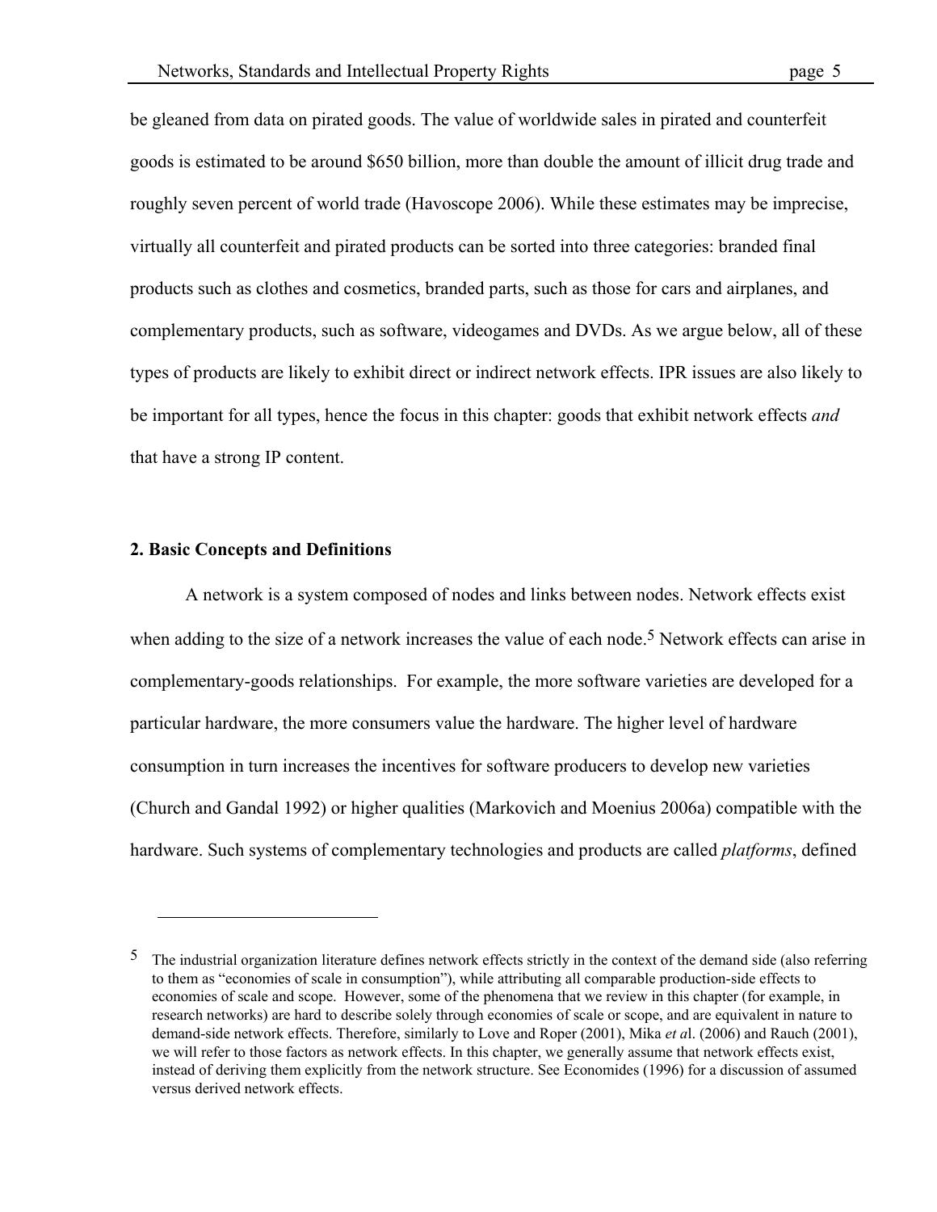be gleaned from data on pirated goods. The value of worldwide sales in pirated and counterfeit goods is estimated to be around $650 billion, more than double the amount of illicit drug trade and roughly seven percent of world trade (Havoscope 2006). While these estimates may be imprecise, virtually all counterfeit and pirated products can be sorted into three categories: branded final products such as clothes and cosmetics, branded parts, such as those for cars and airplanes, and complementary products, such as software, videogames and DVDs. As we argue below, all of these types of products are likely to exhibit direct or indirect network effects. IPR issues are also likely to be important for all types, hence the focus in this chapter: goods that exhibit network effects *and* that have a strong IP content.

## 2. Basic Concepts and Definitions

A network is a system composed of nodes and links between nodes. Network effects exist when adding to the size of a network increases the value of each node.[5] Network effects can arise in complementary-goods relationships. For example, the more software varieties are developed for a particular hardware, the more consumers value the hardware. The higher level of hardware consumption in turn increases the incentives for software producers to develop new varieties (Church and Gandal 1992) or higher qualities (Markovich and Moenius 2006a) compatible with the hardware. Such systems of complementary technologies and products are called *platforms*, defined

---

[5] The industrial organization literature defines network effects strictly in the context of the demand side (also referring to them as "economies of scale in consumption"), while attributing all comparable production-side effects to economies of scale and scope. However, some of the phenomena that we review in this chapter (for example, in research networks) are hard to describe solely through economies of scale or scope, and are equivalent in nature to demand-side network effects. Therefore, similarly to Love and Roper (2001), Mika *et a*l. (2006) and Rauch (2001), we will refer to those factors as network effects. In this chapter, we generally assume that network effects exist, instead of deriving them explicitly from the network structure. See Economides (1996) for a discussion of assumed versus derived network effects.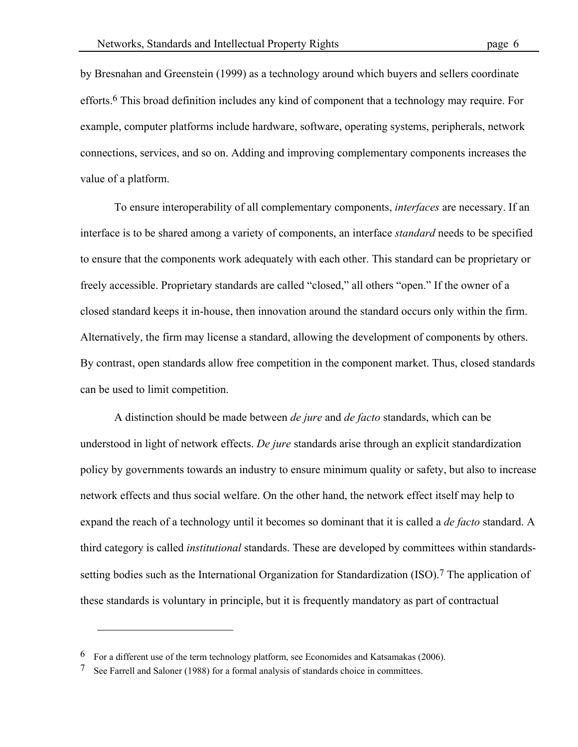by Bresnahan and Greenstein (1999) as a technology around which buyers and sellers coordinate efforts.[6] This broad definition includes any kind of component that a technology may require. For example, computer platforms include hardware, software, operating systems, peripherals, network connections, services, and so on. Adding and improving complementary components increases the value of a platform.

To ensure interoperability of all complementary components, *interfaces* are necessary. If an interface is to be shared among a variety of components, an interface *standard* needs to be specified to ensure that the components work adequately with each other. This standard can be proprietary or freely accessible. Proprietary standards are called "closed," all others "open." If the owner of a closed standard keeps it in-house, then innovation around the standard occurs only within the firm. Alternatively, the firm may license a standard, allowing the development of components by others. By contrast, open standards allow free competition in the component market. Thus, closed standards can be used to limit competition.

A distinction should be made between *de jure* and *de facto* standards, which can be understood in light of network effects. *De jure* standards arise through an explicit standardization policy by governments towards an industry to ensure minimum quality or safety, but also to increase network effects and thus social welfare. On the other hand, the network effect itself may help to expand the reach of a technology until it becomes so dominant that it is called a *de facto* standard. A third category is called *institutional* standards. These are developed by committees within standards-setting bodies such as the International Organization for Standardization (ISO).[7] The application of these standards is voluntary in principle, but it is frequently mandatory as part of contractual

---

[6] For a different use of the term technology platform, see Economides and Katsamakas (2006).

[7] See Farrell and Saloner (1988) for a formal analysis of standards choice in committees.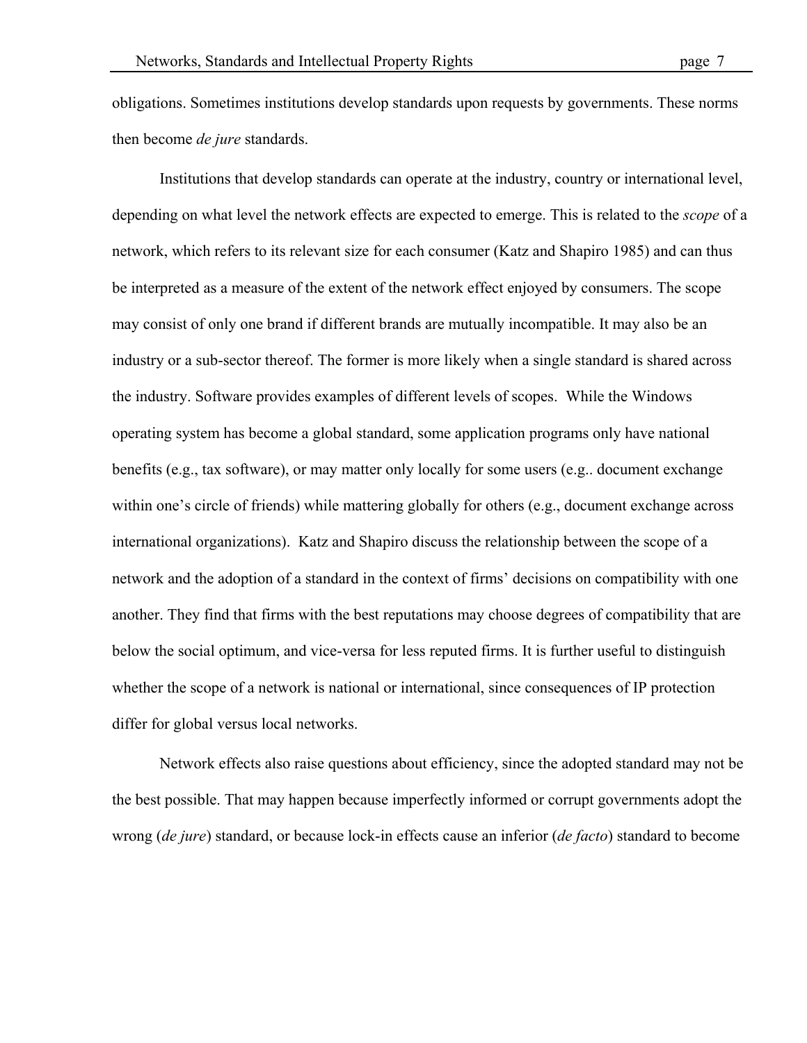obligations. Sometimes institutions develop standards upon requests by governments. These norms then become *de jure* standards.

Institutions that develop standards can operate at the industry, country or international level, depending on what level the network effects are expected to emerge. This is related to the *scope* of a network, which refers to its relevant size for each consumer (Katz and Shapiro 1985) and can thus be interpreted as a measure of the extent of the network effect enjoyed by consumers. The scope may consist of only one brand if different brands are mutually incompatible. It may also be an industry or a sub-sector thereof. The former is more likely when a single standard is shared across the industry. Software provides examples of different levels of scopes. While the Windows operating system has become a global standard, some application programs only have national benefits (e.g., tax software), or may matter only locally for some users (e.g.. document exchange within one's circle of friends) while mattering globally for others (e.g., document exchange across international organizations). Katz and Shapiro discuss the relationship between the scope of a network and the adoption of a standard in the context of firms' decisions on compatibility with one another. They find that firms with the best reputations may choose degrees of compatibility that are below the social optimum, and vice-versa for less reputed firms. It is further useful to distinguish whether the scope of a network is national or international, since consequences of IP protection differ for global versus local networks.

Network effects also raise questions about efficiency, since the adopted standard may not be the best possible. That may happen because imperfectly informed or corrupt governments adopt the wrong (*de jure*) standard, or because lock-in effects cause an inferior (*de facto*) standard to become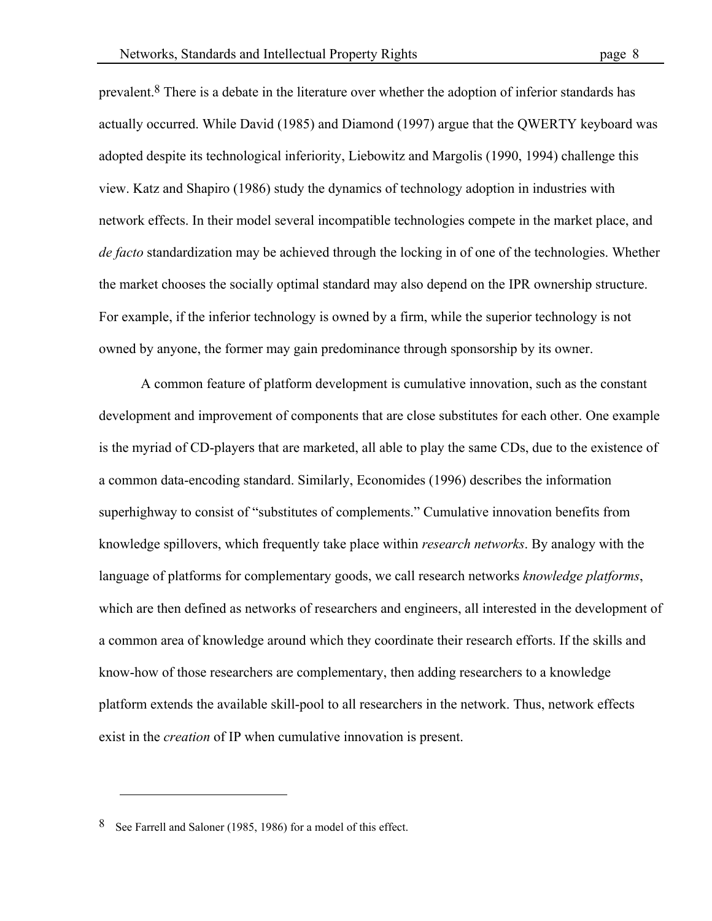prevalent.[8] There is a debate in the literature over whether the adoption of inferior standards has actually occurred. While David (1985) and Diamond (1997) argue that the QWERTY keyboard was adopted despite its technological inferiority, Liebowitz and Margolis (1990, 1994) challenge this view. Katz and Shapiro (1986) study the dynamics of technology adoption in industries with network effects. In their model several incompatible technologies compete in the market place, and *de facto* standardization may be achieved through the locking in of one of the technologies. Whether the market chooses the socially optimal standard may also depend on the IPR ownership structure. For example, if the inferior technology is owned by a firm, while the superior technology is not owned by anyone, the former may gain predominance through sponsorship by its owner.

A common feature of platform development is cumulative innovation, such as the constant development and improvement of components that are close substitutes for each other. One example is the myriad of CD-players that are marketed, all able to play the same CDs, due to the existence of a common data-encoding standard. Similarly, Economides (1996) describes the information superhighway to consist of "substitutes of complements." Cumulative innovation benefits from knowledge spillovers, which frequently take place within *research networks*. By analogy with the language of platforms for complementary goods, we call research networks *knowledge platforms*, which are then defined as networks of researchers and engineers, all interested in the development of a common area of knowledge around which they coordinate their research efforts. If the skills and know-how of those researchers are complementary, then adding researchers to a knowledge platform extends the available skill-pool to all researchers in the network. Thus, network effects exist in the *creation* of IP when cumulative innovation is present.

---

[8] See Farrell and Saloner (1985, 1986) for a model of this effect.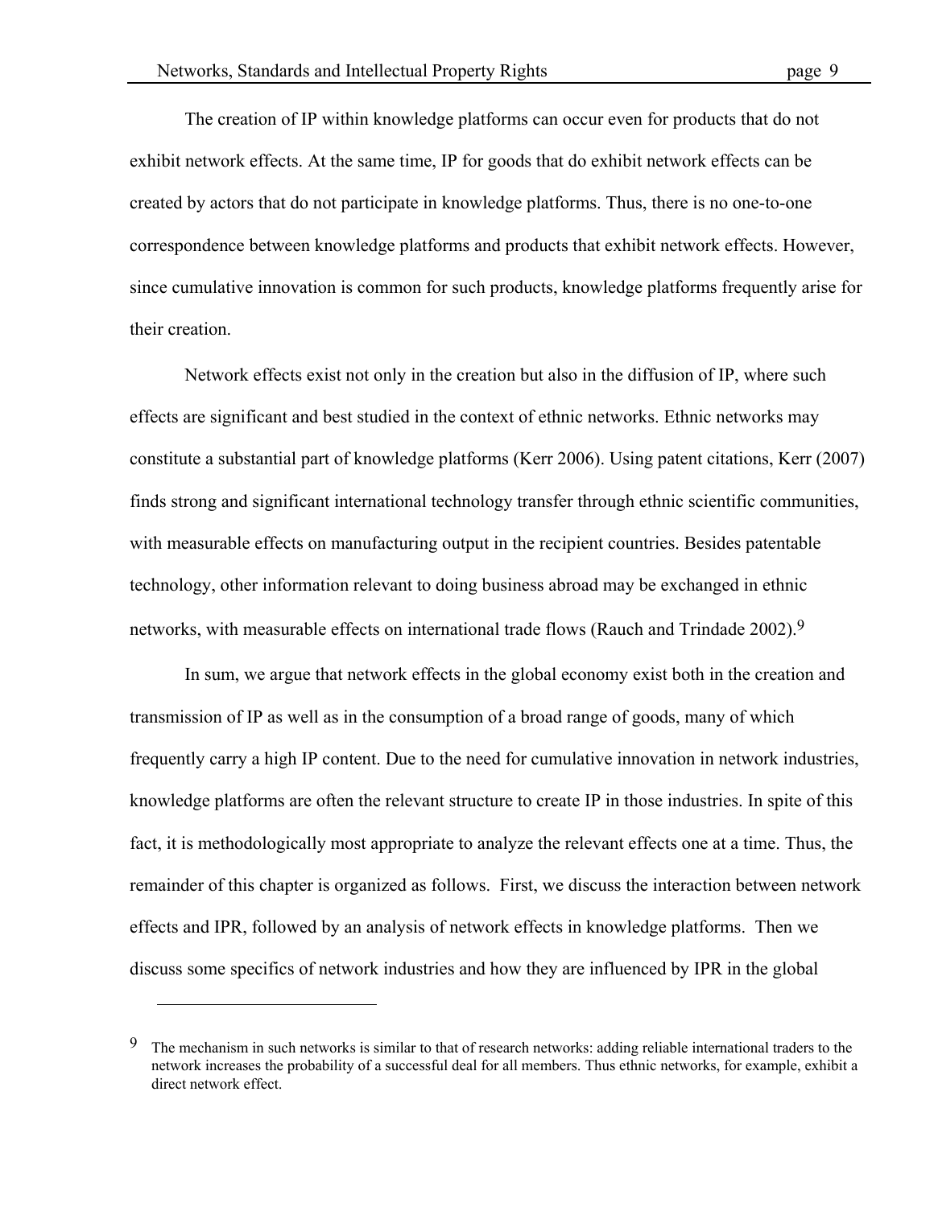The creation of IP within knowledge platforms can occur even for products that do not exhibit network effects. At the same time, IP for goods that do exhibit network effects can be created by actors that do not participate in knowledge platforms. Thus, there is no one-to-one correspondence between knowledge platforms and products that exhibit network effects. However, since cumulative innovation is common for such products, knowledge platforms frequently arise for their creation.

Network effects exist not only in the creation but also in the diffusion of IP, where such effects are significant and best studied in the context of ethnic networks. Ethnic networks may constitute a substantial part of knowledge platforms (Kerr 2006). Using patent citations, Kerr (2007) finds strong and significant international technology transfer through ethnic scientific communities, with measurable effects on manufacturing output in the recipient countries. Besides patentable technology, other information relevant to doing business abroad may be exchanged in ethnic networks, with measurable effects on international trade flows (Rauch and Trindade 2002).[9]

In sum, we argue that network effects in the global economy exist both in the creation and transmission of IP as well as in the consumption of a broad range of goods, many of which frequently carry a high IP content. Due to the need for cumulative innovation in network industries, knowledge platforms are often the relevant structure to create IP in those industries. In spite of this fact, it is methodologically most appropriate to analyze the relevant effects one at a time. Thus, the remainder of this chapter is organized as follows. First, we discuss the interaction between network effects and IPR, followed by an analysis of network effects in knowledge platforms. Then we discuss some specifics of network industries and how they are influenced by IPR in the global

---

[9] The mechanism in such networks is similar to that of research networks: adding reliable international traders to the network increases the probability of a successful deal for all members. Thus ethnic networks, for example, exhibit a direct network effect.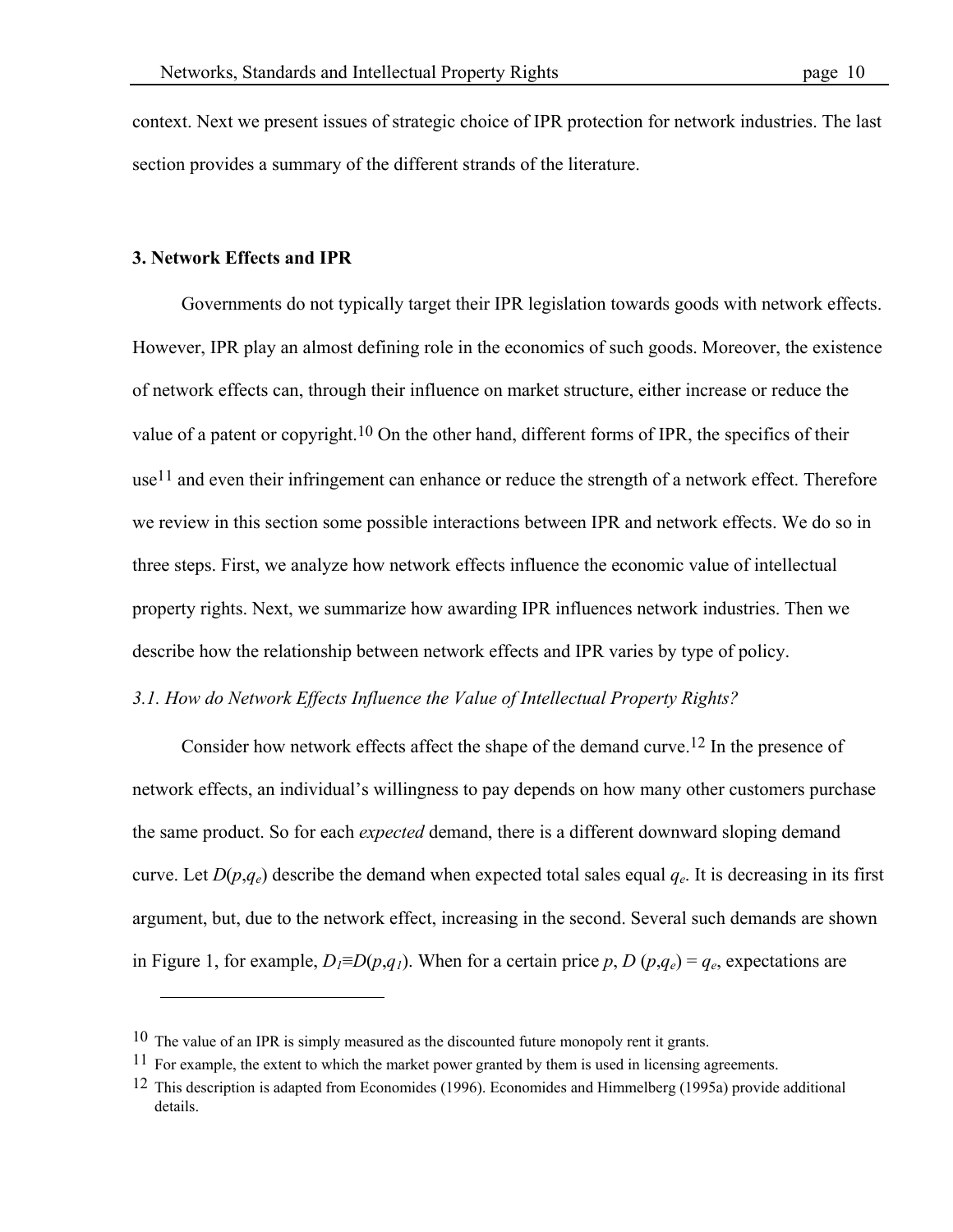context. Next we present issues of strategic choice of IPR protection for network industries. The last section provides a summary of the different strands of the literature.

### 3. Network Effects and IPR

Governments do not typically target their IPR legislation towards goods with network effects. However, IPR play an almost defining role in the economics of such goods. Moreover, the existence of network effects can, through their influence on market structure, either increase or reduce the value of a patent or copyright.[10] On the other hand, different forms of IPR, the specifics of their use[11] and even their infringement can enhance or reduce the strength of a network effect. Therefore we review in this section some possible interactions between IPR and network effects. We do so in three steps. First, we analyze how network effects influence the economic value of intellectual property rights. Next, we summarize how awarding IPR influences network industries. Then we describe how the relationship between network effects and IPR varies by type of policy.

#### *3.1. How do Network Effects Influence the Value of Intellectual Property Rights?*

Consider how network effects affect the shape of the demand curve.[12] In the presence of network effects, an individual's willingness to pay depends on how many other customers purchase the same product. So for each *expected* demand, there is a different downward sloping demand curve. Let $D(p,q_e)$ describe the demand when expected total sales equal $q_e$. It is decreasing in its first argument, but, due to the network effect, increasing in the second. Several such demands are shown in Figure 1, for example, $D_1 \equiv D(p,q_1)$. When for a certain price $p$, $D(p,q_e) = q_e$, expectations are

---

[10] The value of an IPR is simply measured as the discounted future monopoly rent it grants.

[11] For example, the extent to which the market power granted by them is used in licensing agreements.

[12] This description is adapted from Economides (1996). Economides and Himmelberg (1995a) provide additional details.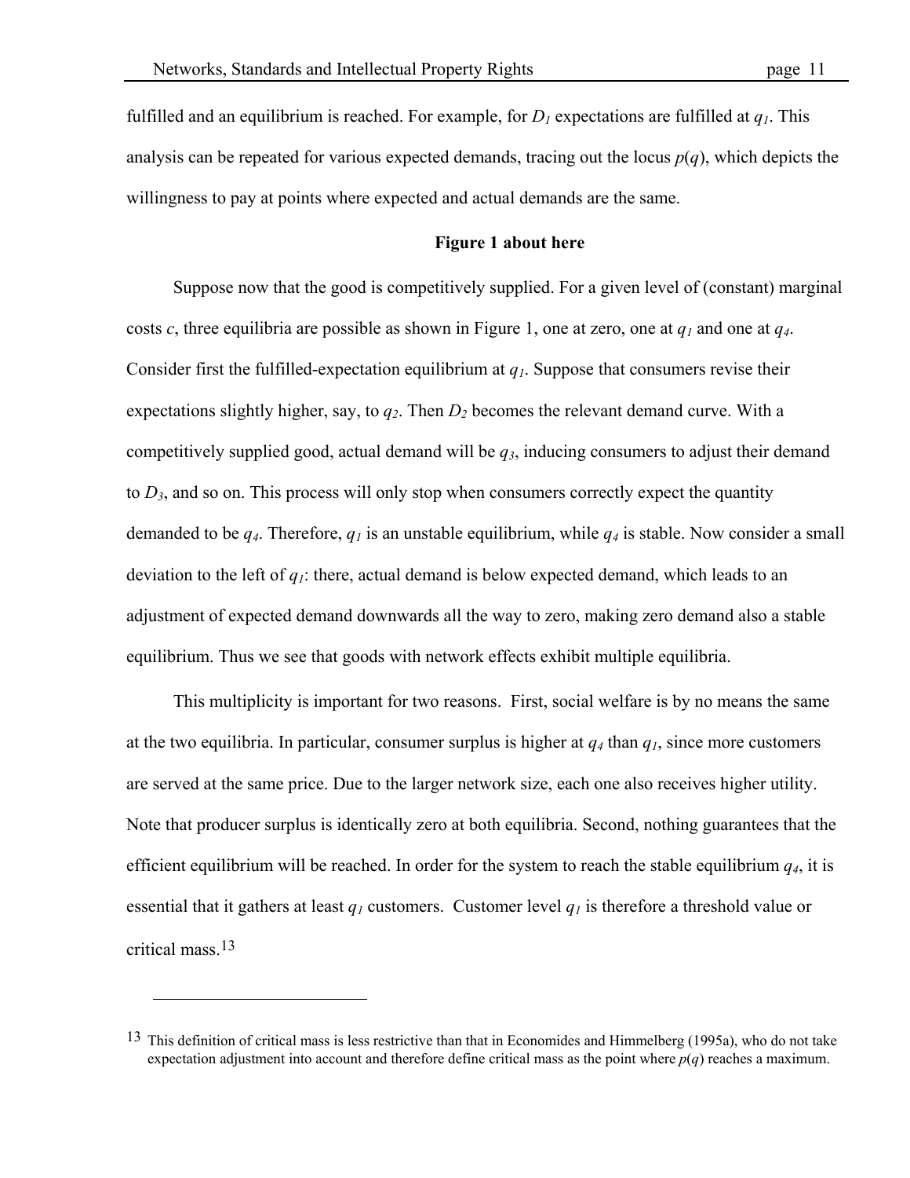fulfilled and an equilibrium is reached. For example, for $D_1$ expectations are fulfilled at $q_1$. This analysis can be repeated for various expected demands, tracing out the locus $p(q)$, which depicts the willingness to pay at points where expected and actual demands are the same.

**Figure 1 about here**

Suppose now that the good is competitively supplied. For a given level of (constant) marginal costs $c$, three equilibria are possible as shown in Figure 1, one at zero, one at $q_1$ and one at $q_4$. Consider first the fulfilled-expectation equilibrium at $q_1$. Suppose that consumers revise their expectations slightly higher, say, to $q_2$. Then $D_2$ becomes the relevant demand curve. With a competitively supplied good, actual demand will be $q_3$, inducing consumers to adjust their demand to $D_3$, and so on. This process will only stop when consumers correctly expect the quantity demanded to be $q_4$. Therefore, $q_1$ is an unstable equilibrium, while $q_4$ is stable. Now consider a small deviation to the left of $q_1$: there, actual demand is below expected demand, which leads to an adjustment of expected demand downwards all the way to zero, making zero demand also a stable equilibrium. Thus we see that goods with network effects exhibit multiple equilibria.

This multiplicity is important for two reasons. First, social welfare is by no means the same at the two equilibria. In particular, consumer surplus is higher at $q_4$ than $q_1$, since more customers are served at the same price. Due to the larger network size, each one also receives higher utility. Note that producer surplus is identically zero at both equilibria. Second, nothing guarantees that the efficient equilibrium will be reached. In order for the system to reach the stable equilibrium $q_4$, it is essential that it gathers at least $q_1$ customers. Customer level $q_1$ is therefore a threshold value or critical mass.[13]

---

[13] This definition of critical mass is less restrictive than that in Economides and Himmelberg (1995a), who do not take expectation adjustment into account and therefore define critical mass as the point where $p(q)$ reaches a maximum.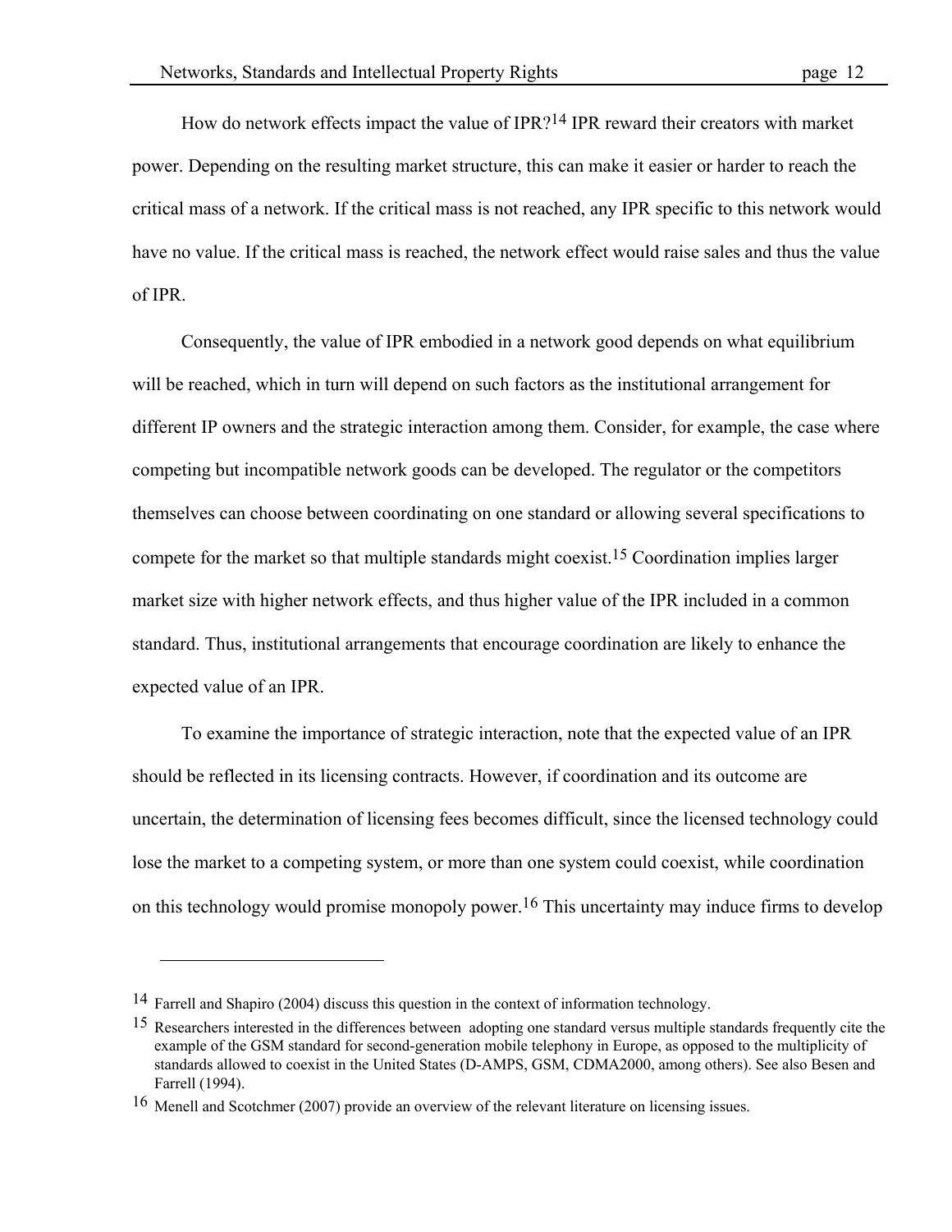How do network effects impact the value of IPR?[14] IPR reward their creators with market power. Depending on the resulting market structure, this can make it easier or harder to reach the critical mass of a network. If the critical mass is not reached, any IPR specific to this network would have no value. If the critical mass is reached, the network effect would raise sales and thus the value of IPR.

Consequently, the value of IPR embodied in a network good depends on what equilibrium will be reached, which in turn will depend on such factors as the institutional arrangement for different IP owners and the strategic interaction among them. Consider, for example, the case where competing but incompatible network goods can be developed. The regulator or the competitors themselves can choose between coordinating on one standard or allowing several specifications to compete for the market so that multiple standards might coexist.[15] Coordination implies larger market size with higher network effects, and thus higher value of the IPR included in a common standard. Thus, institutional arrangements that encourage coordination are likely to enhance the expected value of an IPR.

To examine the importance of strategic interaction, note that the expected value of an IPR should be reflected in its licensing contracts. However, if coordination and its outcome are uncertain, the determination of licensing fees becomes difficult, since the licensed technology could lose the market to a competing system, or more than one system could coexist, while coordination on this technology would promise monopoly power.[16] This uncertainty may induce firms to develop

---

[14] Farrell and Shapiro (2004) discuss this question in the context of information technology.

[15] Researchers interested in the differences between adopting one standard versus multiple standards frequently cite the example of the GSM standard for second-generation mobile telephony in Europe, as opposed to the multiplicity of standards allowed to coexist in the United States (D-AMPS, GSM, CDMA2000, among others). See also Besen and Farrell (1994).

[16] Menell and Scotchmer (2007) provide an overview of the relevant literature on licensing issues.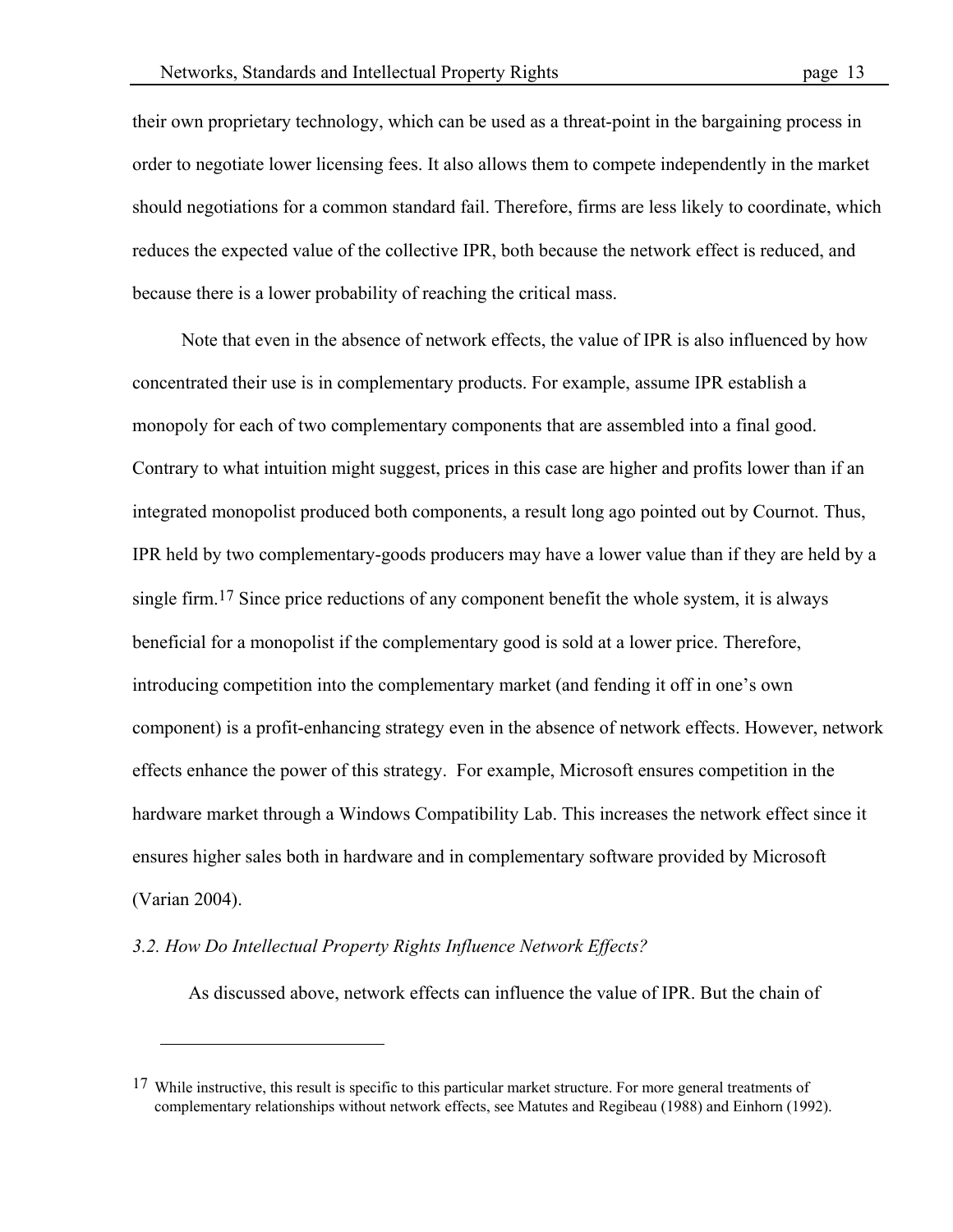their own proprietary technology, which can be used as a threat-point in the bargaining process in order to negotiate lower licensing fees. It also allows them to compete independently in the market should negotiations for a common standard fail. Therefore, firms are less likely to coordinate, which reduces the expected value of the collective IPR, both because the network effect is reduced, and because there is a lower probability of reaching the critical mass.

Note that even in the absence of network effects, the value of IPR is also influenced by how concentrated their use is in complementary products. For example, assume IPR establish a monopoly for each of two complementary components that are assembled into a final good. Contrary to what intuition might suggest, prices in this case are higher and profits lower than if an integrated monopolist produced both components, a result long ago pointed out by Cournot. Thus, IPR held by two complementary-goods producers may have a lower value than if they are held by a single firm.[17] Since price reductions of any component benefit the whole system, it is always beneficial for a monopolist if the complementary good is sold at a lower price. Therefore, introducing competition into the complementary market (and fending it off in one's own component) is a profit-enhancing strategy even in the absence of network effects. However, network effects enhance the power of this strategy. For example, Microsoft ensures competition in the hardware market through a Windows Compatibility Lab. This increases the network effect since it ensures higher sales both in hardware and in complementary software provided by Microsoft (Varian 2004).

### *3.2. How Do Intellectual Property Rights Influence Network Effects?*

As discussed above, network effects can influence the value of IPR. But the chain of

---

[17] While instructive, this result is specific to this particular market structure. For more general treatments of complementary relationships without network effects, see Matutes and Regibeau (1988) and Einhorn (1992).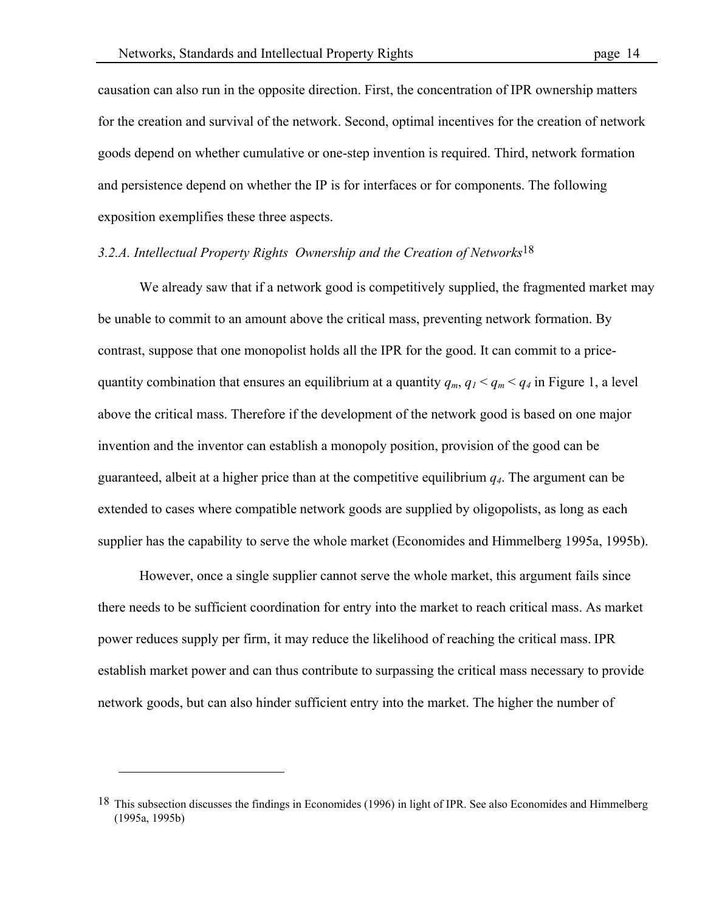causation can also run in the opposite direction. First, the concentration of IPR ownership matters for the creation and survival of the network. Second, optimal incentives for the creation of network goods depend on whether cumulative or one-step invention is required. Third, network formation and persistence depend on whether the IP is for interfaces or for components. The following exposition exemplifies these three aspects.

### *3.2.A. Intellectual Property Rights Ownership and the Creation of Networks*[18]

We already saw that if a network good is competitively supplied, the fragmented market may be unable to commit to an amount above the critical mass, preventing network formation. By contrast, suppose that one monopolist holds all the IPR for the good. It can commit to a price-quantity combination that ensures an equilibrium at a quantity $q_m$, $q_1 < q_m < q_4$ in Figure 1, a level above the critical mass. Therefore if the development of the network good is based on one major invention and the inventor can establish a monopoly position, provision of the good can be guaranteed, albeit at a higher price than at the competitive equilibrium $q_4$. The argument can be extended to cases where compatible network goods are supplied by oligopolists, as long as each supplier has the capability to serve the whole market (Economides and Himmelberg 1995a, 1995b).

However, once a single supplier cannot serve the whole market, this argument fails since there needs to be sufficient coordination for entry into the market to reach critical mass. As market power reduces supply per firm, it may reduce the likelihood of reaching the critical mass. IPR establish market power and can thus contribute to surpassing the critical mass necessary to provide network goods, but can also hinder sufficient entry into the market. The higher the number of

---

[18] This subsection discusses the findings in Economides (1996) in light of IPR. See also Economides and Himmelberg (1995a, 1995b)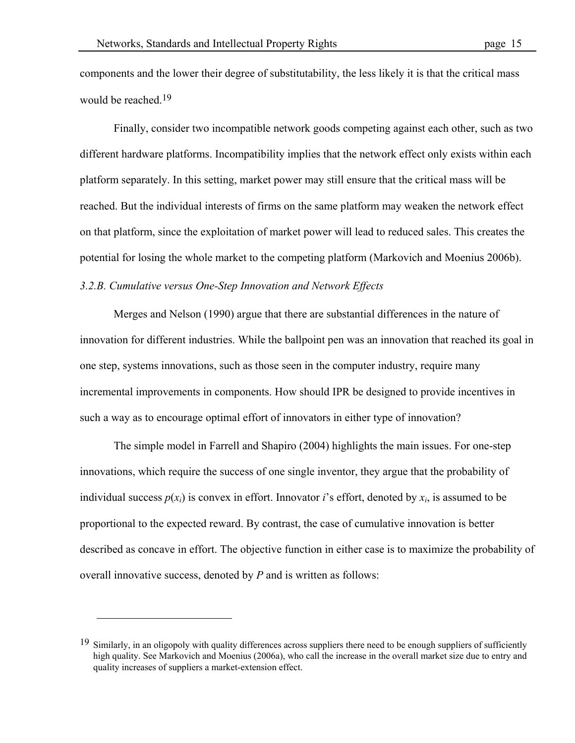components and the lower their degree of substitutability, the less likely it is that the critical mass would be reached.[19]

Finally, consider two incompatible network goods competing against each other, such as two different hardware platforms. Incompatibility implies that the network effect only exists within each platform separately. In this setting, market power may still ensure that the critical mass will be reached. But the individual interests of firms on the same platform may weaken the network effect on that platform, since the exploitation of market power will lead to reduced sales. This creates the potential for losing the whole market to the competing platform (Markovich and Moenius 2006b).

### *3.2.B. Cumulative versus One-Step Innovation and Network Effects*

Merges and Nelson (1990) argue that there are substantial differences in the nature of innovation for different industries. While the ballpoint pen was an innovation that reached its goal in one step, systems innovations, such as those seen in the computer industry, require many incremental improvements in components. How should IPR be designed to provide incentives in such a way as to encourage optimal effort of innovators in either type of innovation?

The simple model in Farrell and Shapiro (2004) highlights the main issues. For one-step innovations, which require the success of one single inventor, they argue that the probability of individual success $p(x_i)$ is convex in effort. Innovator $i$'s effort, denoted by $x_i$, is assumed to be proportional to the expected reward. By contrast, the case of cumulative innovation is better described as concave in effort. The objective function in either case is to maximize the probability of overall innovative success, denoted by $P$ and is written as follows:

---

[19] Similarly, in an oligopoly with quality differences across suppliers there need to be enough suppliers of sufficiently high quality. See Markovich and Moenius (2006a), who call the increase in the overall market size due to entry and quality increases of suppliers a market-extension effect.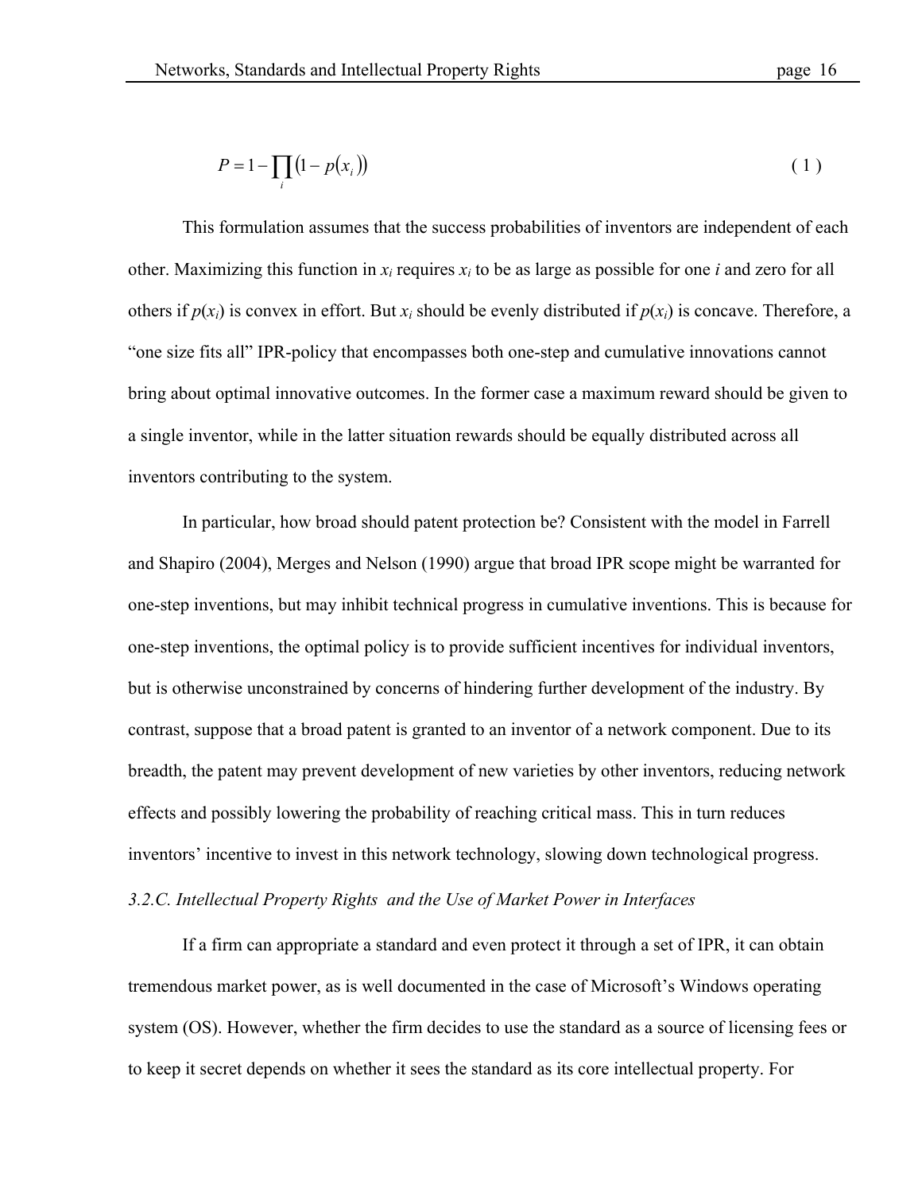$$P = 1 - \prod_i \left(1 - p(x_i)\right) \qquad (1)$$

This formulation assumes that the success probabilities of inventors are independent of each other. Maximizing this function in $x_i$ requires $x_i$ to be as large as possible for one $i$ and zero for all others if $p(x_i)$ is convex in effort. But $x_i$ should be evenly distributed if $p(x_i)$ is concave. Therefore, a "one size fits all" IPR-policy that encompasses both one-step and cumulative innovations cannot bring about optimal innovative outcomes. In the former case a maximum reward should be given to a single inventor, while in the latter situation rewards should be equally distributed across all inventors contributing to the system.

In particular, how broad should patent protection be? Consistent with the model in Farrell and Shapiro (2004), Merges and Nelson (1990) argue that broad IPR scope might be warranted for one-step inventions, but may inhibit technical progress in cumulative inventions. This is because for one-step inventions, the optimal policy is to provide sufficient incentives for individual inventors, but is otherwise unconstrained by concerns of hindering further development of the industry. By contrast, suppose that a broad patent is granted to an inventor of a network component. Due to its breadth, the patent may prevent development of new varieties by other inventors, reducing network effects and possibly lowering the probability of reaching critical mass. This in turn reduces inventors' incentive to invest in this network technology, slowing down technological progress.

### *3.2.C. Intellectual Property Rights and the Use of Market Power in Interfaces*

If a firm can appropriate a standard and even protect it through a set of IPR, it can obtain tremendous market power, as is well documented in the case of Microsoft's Windows operating system (OS). However, whether the firm decides to use the standard as a source of licensing fees or to keep it secret depends on whether it sees the standard as its core intellectual property. For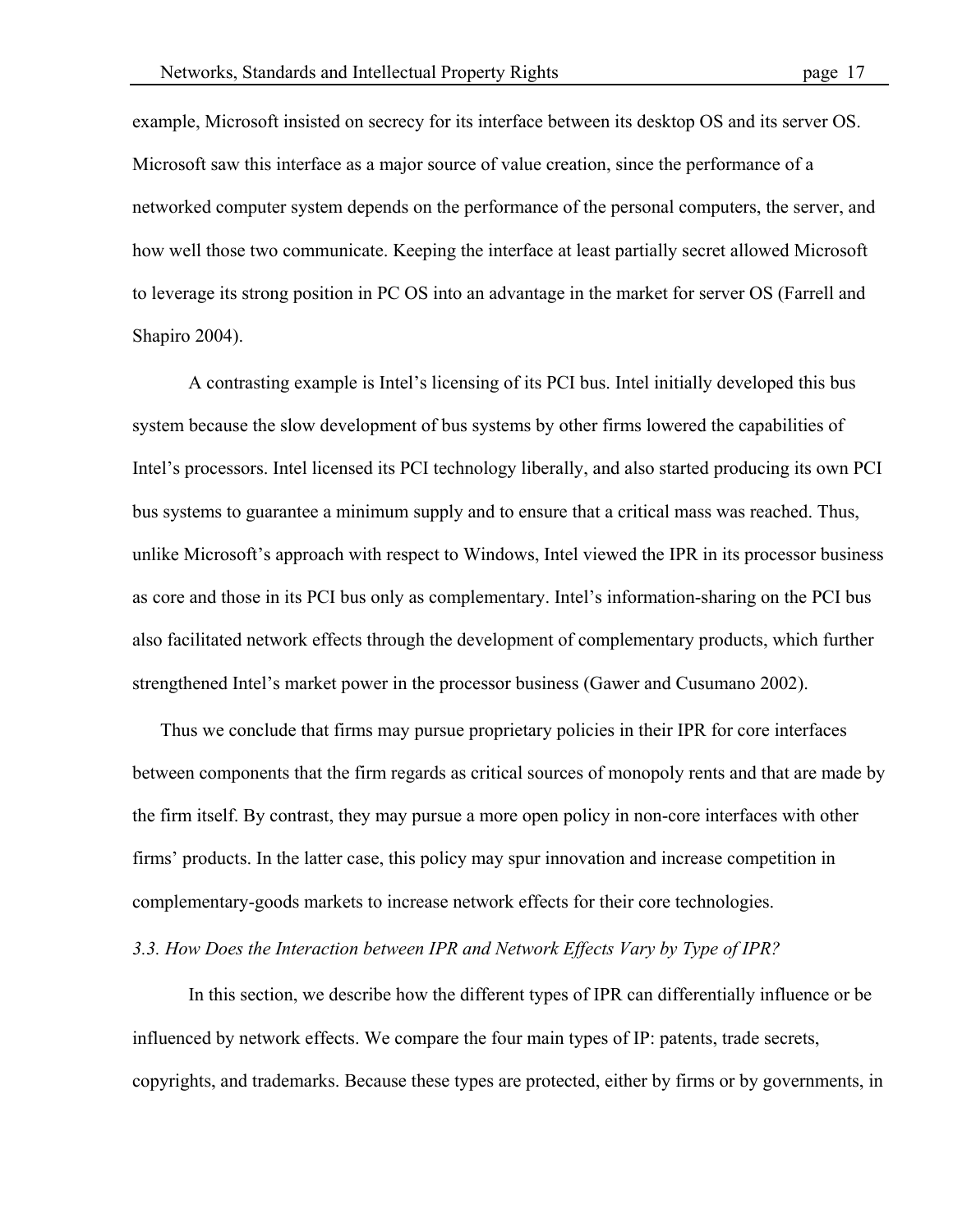example, Microsoft insisted on secrecy for its interface between its desktop OS and its server OS. Microsoft saw this interface as a major source of value creation, since the performance of a networked computer system depends on the performance of the personal computers, the server, and how well those two communicate. Keeping the interface at least partially secret allowed Microsoft to leverage its strong position in PC OS into an advantage in the market for server OS (Farrell and Shapiro 2004).

A contrasting example is Intel's licensing of its PCI bus. Intel initially developed this bus system because the slow development of bus systems by other firms lowered the capabilities of Intel's processors. Intel licensed its PCI technology liberally, and also started producing its own PCI bus systems to guarantee a minimum supply and to ensure that a critical mass was reached. Thus, unlike Microsoft's approach with respect to Windows, Intel viewed the IPR in its processor business as core and those in its PCI bus only as complementary. Intel's information-sharing on the PCI bus also facilitated network effects through the development of complementary products, which further strengthened Intel's market power in the processor business (Gawer and Cusumano 2002).

Thus we conclude that firms may pursue proprietary policies in their IPR for core interfaces between components that the firm regards as critical sources of monopoly rents and that are made by the firm itself. By contrast, they may pursue a more open policy in non-core interfaces with other firms' products. In the latter case, this policy may spur innovation and increase competition in complementary-goods markets to increase network effects for their core technologies.

### *3.3. How Does the Interaction between IPR and Network Effects Vary by Type of IPR?*

In this section, we describe how the different types of IPR can differentially influence or be influenced by network effects. We compare the four main types of IP: patents, trade secrets, copyrights, and trademarks. Because these types are protected, either by firms or by governments, in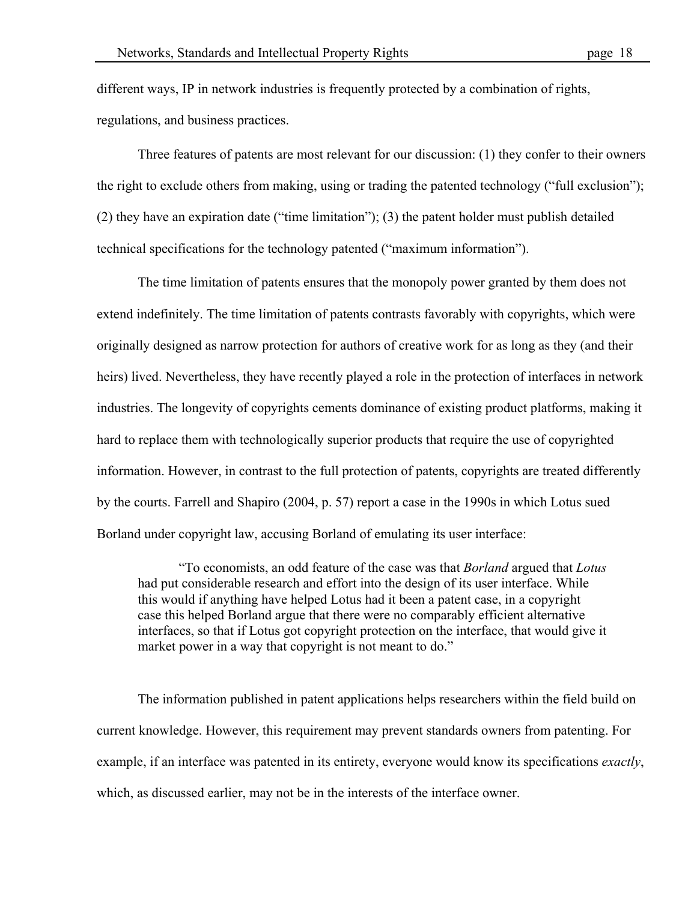different ways, IP in network industries is frequently protected by a combination of rights, regulations, and business practices.

Three features of patents are most relevant for our discussion: (1) they confer to their owners the right to exclude others from making, using or trading the patented technology ("full exclusion"); (2) they have an expiration date ("time limitation"); (3) the patent holder must publish detailed technical specifications for the technology patented ("maximum information").

The time limitation of patents ensures that the monopoly power granted by them does not extend indefinitely. The time limitation of patents contrasts favorably with copyrights, which were originally designed as narrow protection for authors of creative work for as long as they (and their heirs) lived. Nevertheless, they have recently played a role in the protection of interfaces in network industries. The longevity of copyrights cements dominance of existing product platforms, making it hard to replace them with technologically superior products that require the use of copyrighted information. However, in contrast to the full protection of patents, copyrights are treated differently by the courts. Farrell and Shapiro (2004, p. 57) report a case in the 1990s in which Lotus sued Borland under copyright law, accusing Borland of emulating its user interface:

> "To economists, an odd feature of the case was that *Borland* argued that *Lotus* had put considerable research and effort into the design of its user interface. While this would if anything have helped Lotus had it been a patent case, in a copyright case this helped Borland argue that there were no comparably efficient alternative interfaces, so that if Lotus got copyright protection on the interface, that would give it market power in a way that copyright is not meant to do."

The information published in patent applications helps researchers within the field build on current knowledge. However, this requirement may prevent standards owners from patenting. For example, if an interface was patented in its entirety, everyone would know its specifications *exactly*, which, as discussed earlier, may not be in the interests of the interface owner.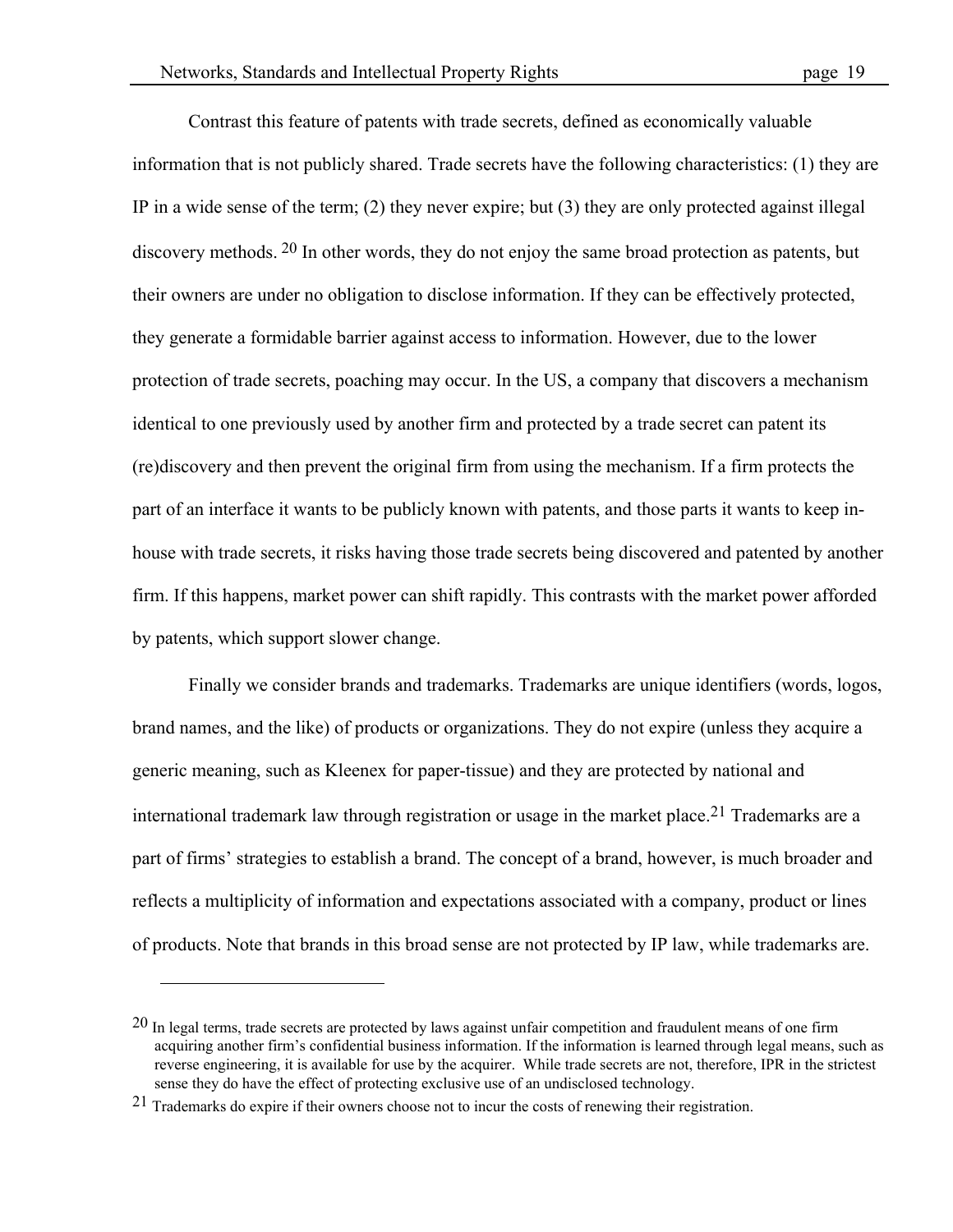Contrast this feature of patents with trade secrets, defined as economically valuable information that is not publicly shared. Trade secrets have the following characteristics: (1) they are IP in a wide sense of the term; (2) they never expire; but (3) they are only protected against illegal discovery methods. [20] In other words, they do not enjoy the same broad protection as patents, but their owners are under no obligation to disclose information. If they can be effectively protected, they generate a formidable barrier against access to information. However, due to the lower protection of trade secrets, poaching may occur. In the US, a company that discovers a mechanism identical to one previously used by another firm and protected by a trade secret can patent its (re)discovery and then prevent the original firm from using the mechanism. If a firm protects the part of an interface it wants to be publicly known with patents, and those parts it wants to keep in-house with trade secrets, it risks having those trade secrets being discovered and patented by another firm. If this happens, market power can shift rapidly. This contrasts with the market power afforded by patents, which support slower change.

Finally we consider brands and trademarks. Trademarks are unique identifiers (words, logos, brand names, and the like) of products or organizations. They do not expire (unless they acquire a generic meaning, such as Kleenex for paper-tissue) and they are protected by national and international trademark law through registration or usage in the market place.[21] Trademarks are a part of firms' strategies to establish a brand. The concept of a brand, however, is much broader and reflects a multiplicity of information and expectations associated with a company, product or lines of products. Note that brands in this broad sense are not protected by IP law, while trademarks are.

---

[20] In legal terms, trade secrets are protected by laws against unfair competition and fraudulent means of one firm acquiring another firm's confidential business information. If the information is learned through legal means, such as reverse engineering, it is available for use by the acquirer. While trade secrets are not, therefore, IPR in the strictest sense they do have the effect of protecting exclusive use of an undisclosed technology.

[21] Trademarks do expire if their owners choose not to incur the costs of renewing their registration.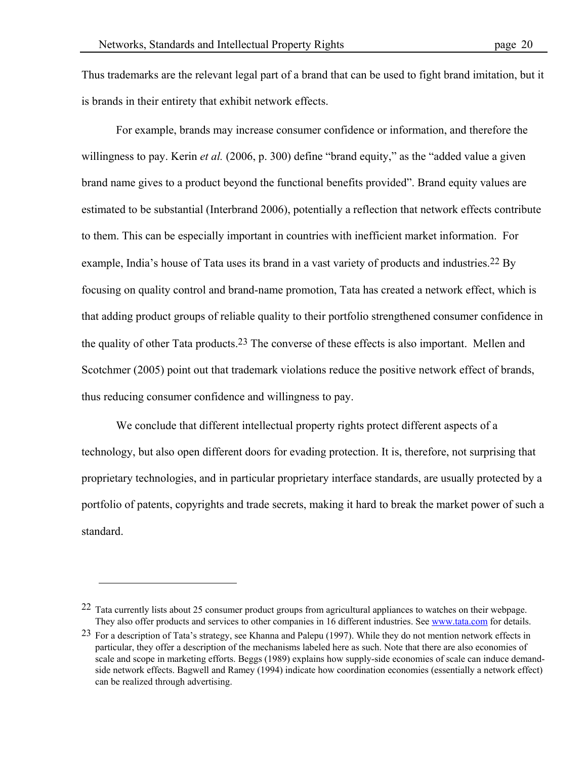Thus trademarks are the relevant legal part of a brand that can be used to fight brand imitation, but it is brands in their entirety that exhibit network effects.

For example, brands may increase consumer confidence or information, and therefore the willingness to pay. Kerin *et al.* (2006, p. 300) define "brand equity," as the "added value a given brand name gives to a product beyond the functional benefits provided". Brand equity values are estimated to be substantial (Interbrand 2006), potentially a reflection that network effects contribute to them. This can be especially important in countries with inefficient market information. For example, India's house of Tata uses its brand in a vast variety of products and industries.[22] By focusing on quality control and brand-name promotion, Tata has created a network effect, which is that adding product groups of reliable quality to their portfolio strengthened consumer confidence in the quality of other Tata products.[23] The converse of these effects is also important. Mellen and Scotchmer (2005) point out that trademark violations reduce the positive network effect of brands, thus reducing consumer confidence and willingness to pay.

We conclude that different intellectual property rights protect different aspects of a technology, but also open different doors for evading protection. It is, therefore, not surprising that proprietary technologies, and in particular proprietary interface standards, are usually protected by a portfolio of patents, copyrights and trade secrets, making it hard to break the market power of such a standard.

---

[22] Tata currently lists about 25 consumer product groups from agricultural appliances to watches on their webpage. They also offer products and services to other companies in 16 different industries. See www.tata.com for details.

[23] For a description of Tata's strategy, see Khanna and Palepu (1997). While they do not mention network effects in particular, they offer a description of the mechanisms labeled here as such. Note that there are also economies of scale and scope in marketing efforts. Beggs (1989) explains how supply-side economies of scale can induce demand-side network effects. Bagwell and Ramey (1994) indicate how coordination economies (essentially a network effect) can be realized through advertising.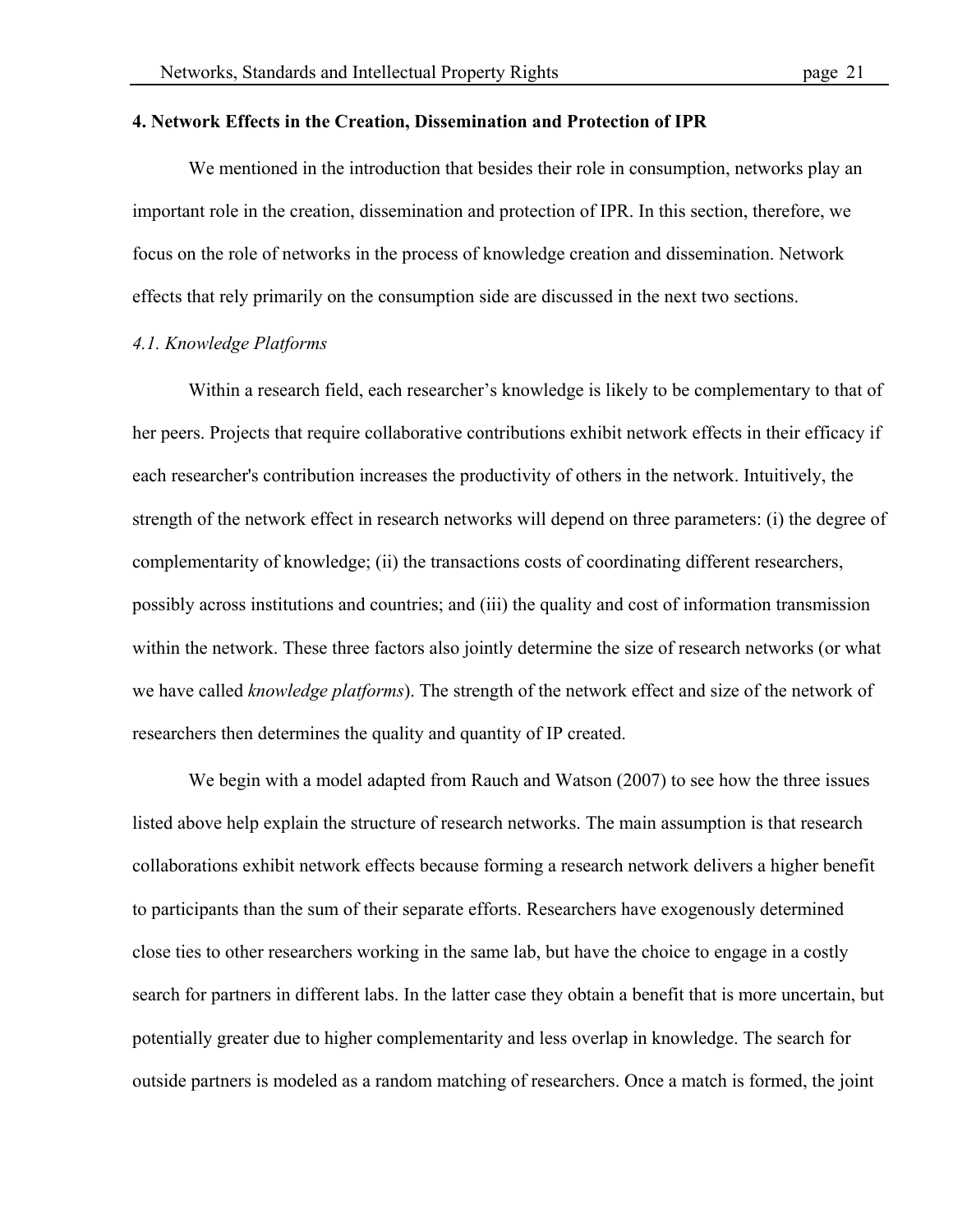## 4. Network Effects in the Creation, Dissemination and Protection of IPR

We mentioned in the introduction that besides their role in consumption, networks play an important role in the creation, dissemination and protection of IPR. In this section, therefore, we focus on the role of networks in the process of knowledge creation and dissemination. Network effects that rely primarily on the consumption side are discussed in the next two sections.

### *4.1. Knowledge Platforms*

Within a research field, each researcher's knowledge is likely to be complementary to that of her peers. Projects that require collaborative contributions exhibit network effects in their efficacy if each researcher's contribution increases the productivity of others in the network. Intuitively, the strength of the network effect in research networks will depend on three parameters: (i) the degree of complementarity of knowledge; (ii) the transactions costs of coordinating different researchers, possibly across institutions and countries; and (iii) the quality and cost of information transmission within the network. These three factors also jointly determine the size of research networks (or what we have called *knowledge platforms*). The strength of the network effect and size of the network of researchers then determines the quality and quantity of IP created.

We begin with a model adapted from Rauch and Watson (2007) to see how the three issues listed above help explain the structure of research networks. The main assumption is that research collaborations exhibit network effects because forming a research network delivers a higher benefit to participants than the sum of their separate efforts. Researchers have exogenously determined close ties to other researchers working in the same lab, but have the choice to engage in a costly search for partners in different labs. In the latter case they obtain a benefit that is more uncertain, but potentially greater due to higher complementarity and less overlap in knowledge. The search for outside partners is modeled as a random matching of researchers. Once a match is formed, the joint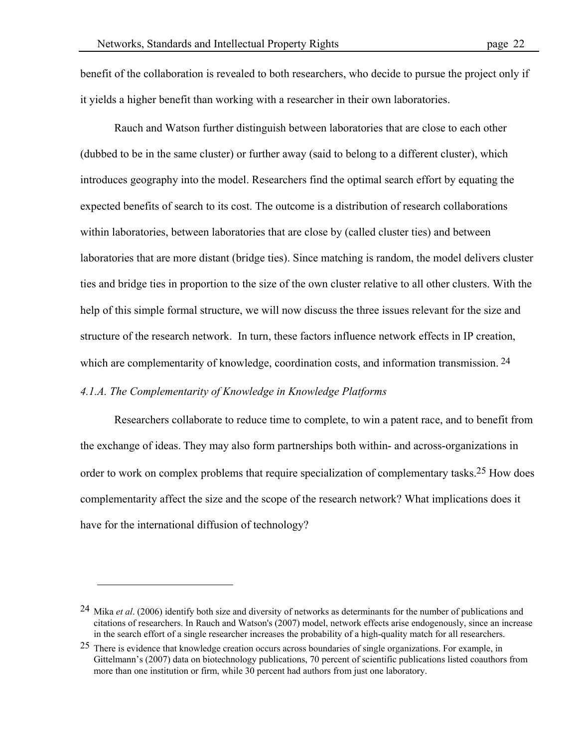benefit of the collaboration is revealed to both researchers, who decide to pursue the project only if it yields a higher benefit than working with a researcher in their own laboratories.

Rauch and Watson further distinguish between laboratories that are close to each other (dubbed to be in the same cluster) or further away (said to belong to a different cluster), which introduces geography into the model. Researchers find the optimal search effort by equating the expected benefits of search to its cost. The outcome is a distribution of research collaborations within laboratories, between laboratories that are close by (called cluster ties) and between laboratories that are more distant (bridge ties). Since matching is random, the model delivers cluster ties and bridge ties in proportion to the size of the own cluster relative to all other clusters. With the help of this simple formal structure, we will now discuss the three issues relevant for the size and structure of the research network. In turn, these factors influence network effects in IP creation, which are complementarity of knowledge, coordination costs, and information transmission. [24]

*4.1.A. The Complementarity of Knowledge in Knowledge Platforms*

Researchers collaborate to reduce time to complete, to win a patent race, and to benefit from the exchange of ideas. They may also form partnerships both within- and across-organizations in order to work on complex problems that require specialization of complementary tasks.[25] How does complementarity affect the size and the scope of the research network? What implications does it have for the international diffusion of technology?

---

[24] Mika *et al*. (2006) identify both size and diversity of networks as determinants for the number of publications and citations of researchers. In Rauch and Watson's (2007) model, network effects arise endogenously, since an increase in the search effort of a single researcher increases the probability of a high-quality match for all researchers.

[25] There is evidence that knowledge creation occurs across boundaries of single organizations. For example, in Gittelmann's (2007) data on biotechnology publications, 70 percent of scientific publications listed coauthors from more than one institution or firm, while 30 percent had authors from just one laboratory.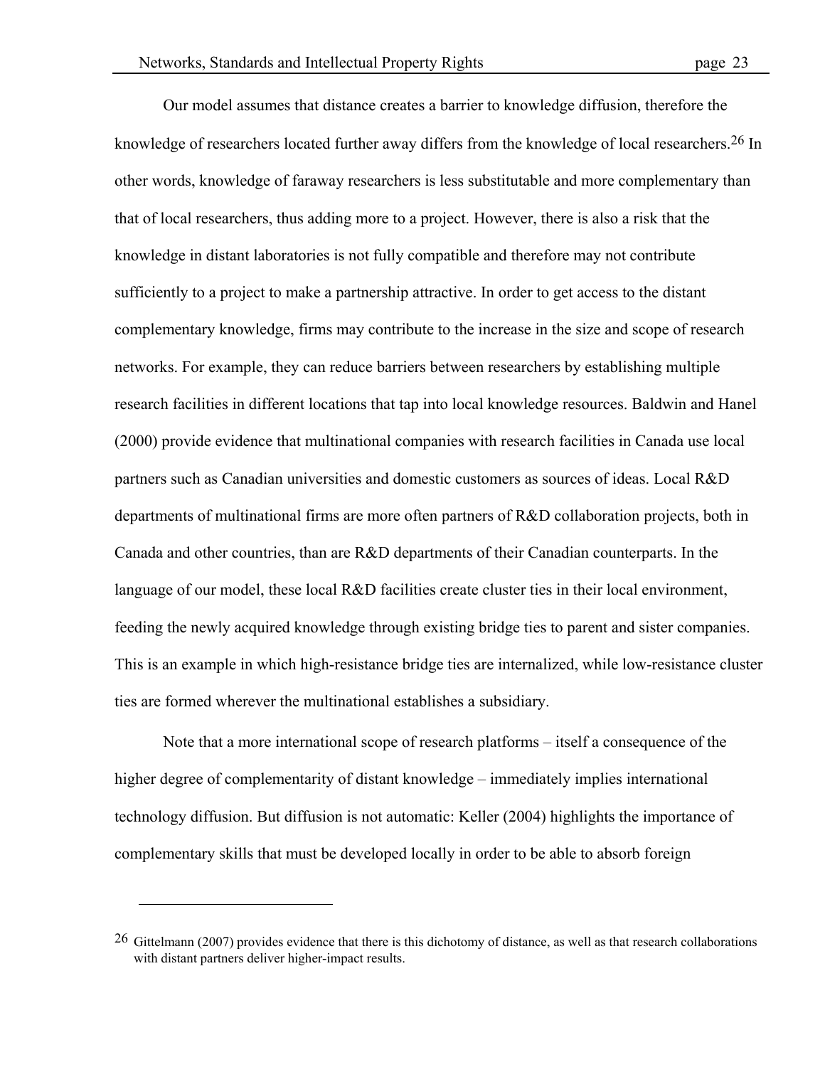Our model assumes that distance creates a barrier to knowledge diffusion, therefore the knowledge of researchers located further away differs from the knowledge of local researchers.[26] In other words, knowledge of faraway researchers is less substitutable and more complementary than that of local researchers, thus adding more to a project. However, there is also a risk that the knowledge in distant laboratories is not fully compatible and therefore may not contribute sufficiently to a project to make a partnership attractive. In order to get access to the distant complementary knowledge, firms may contribute to the increase in the size and scope of research networks. For example, they can reduce barriers between researchers by establishing multiple research facilities in different locations that tap into local knowledge resources. Baldwin and Hanel (2000) provide evidence that multinational companies with research facilities in Canada use local partners such as Canadian universities and domestic customers as sources of ideas. Local R&D departments of multinational firms are more often partners of R&D collaboration projects, both in Canada and other countries, than are R&D departments of their Canadian counterparts. In the language of our model, these local R&D facilities create cluster ties in their local environment, feeding the newly acquired knowledge through existing bridge ties to parent and sister companies. This is an example in which high-resistance bridge ties are internalized, while low-resistance cluster ties are formed wherever the multinational establishes a subsidiary.

Note that a more international scope of research platforms – itself a consequence of the higher degree of complementarity of distant knowledge – immediately implies international technology diffusion. But diffusion is not automatic: Keller (2004) highlights the importance of complementary skills that must be developed locally in order to be able to absorb foreign

---

[26] Gittelmann (2007) provides evidence that there is this dichotomy of distance, as well as that research collaborations with distant partners deliver higher-impact results.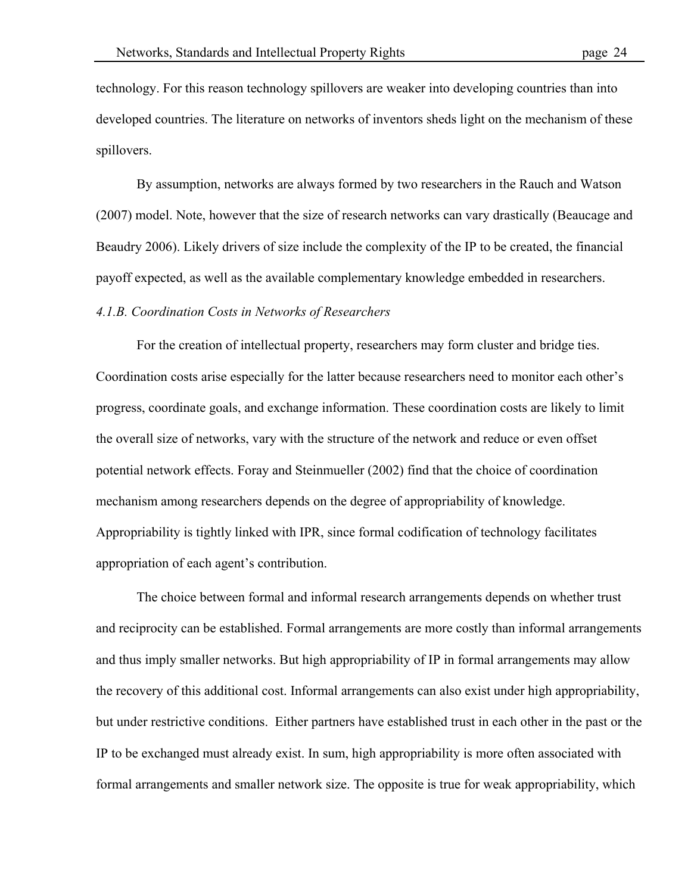technology. For this reason technology spillovers are weaker into developing countries than into developed countries. The literature on networks of inventors sheds light on the mechanism of these spillovers.

By assumption, networks are always formed by two researchers in the Rauch and Watson (2007) model. Note, however that the size of research networks can vary drastically (Beaucage and Beaudry 2006). Likely drivers of size include the complexity of the IP to be created, the financial payoff expected, as well as the available complementary knowledge embedded in researchers.

*4.1.B. Coordination Costs in Networks of Researchers*

For the creation of intellectual property, researchers may form cluster and bridge ties. Coordination costs arise especially for the latter because researchers need to monitor each other's progress, coordinate goals, and exchange information. These coordination costs are likely to limit the overall size of networks, vary with the structure of the network and reduce or even offset potential network effects. Foray and Steinmueller (2002) find that the choice of coordination mechanism among researchers depends on the degree of appropriability of knowledge. Appropriability is tightly linked with IPR, since formal codification of technology facilitates appropriation of each agent's contribution.

The choice between formal and informal research arrangements depends on whether trust and reciprocity can be established. Formal arrangements are more costly than informal arrangements and thus imply smaller networks. But high appropriability of IP in formal arrangements may allow the recovery of this additional cost. Informal arrangements can also exist under high appropriability, but under restrictive conditions. Either partners have established trust in each other in the past or the IP to be exchanged must already exist. In sum, high appropriability is more often associated with formal arrangements and smaller network size. The opposite is true for weak appropriability, which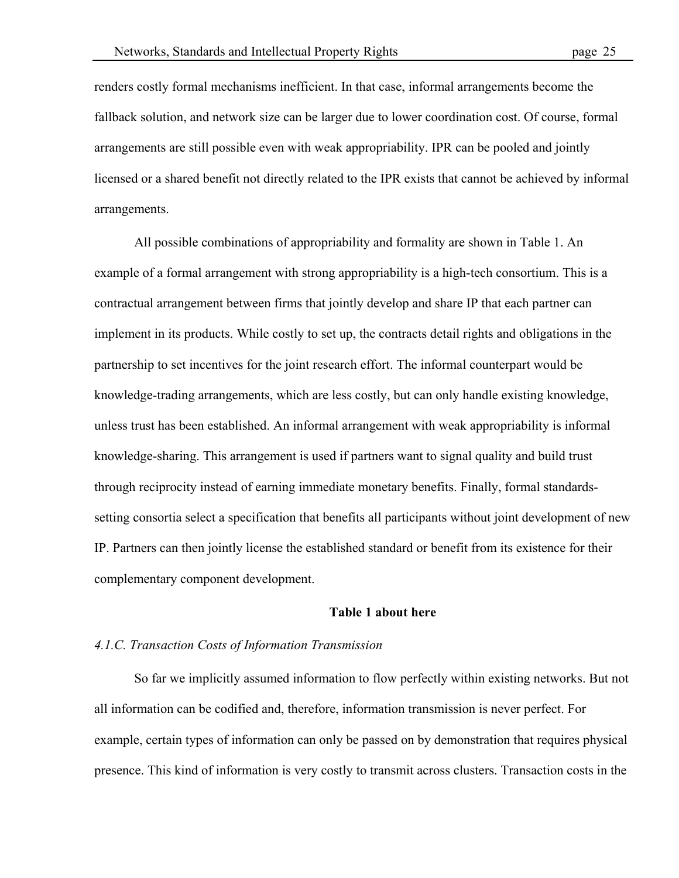renders costly formal mechanisms inefficient. In that case, informal arrangements become the fallback solution, and network size can be larger due to lower coordination cost. Of course, formal arrangements are still possible even with weak appropriability. IPR can be pooled and jointly licensed or a shared benefit not directly related to the IPR exists that cannot be achieved by informal arrangements.

All possible combinations of appropriability and formality are shown in Table 1. An example of a formal arrangement with strong appropriability is a high-tech consortium. This is a contractual arrangement between firms that jointly develop and share IP that each partner can implement in its products. While costly to set up, the contracts detail rights and obligations in the partnership to set incentives for the joint research effort. The informal counterpart would be knowledge-trading arrangements, which are less costly, but can only handle existing knowledge, unless trust has been established. An informal arrangement with weak appropriability is informal knowledge-sharing. This arrangement is used if partners want to signal quality and build trust through reciprocity instead of earning immediate monetary benefits. Finally, formal standards-setting consortia select a specification that benefits all participants without joint development of new IP. Partners can then jointly license the established standard or benefit from its existence for their complementary component development.

**Table 1 about here**

### *4.1.C. Transaction Costs of Information Transmission*

So far we implicitly assumed information to flow perfectly within existing networks. But not all information can be codified and, therefore, information transmission is never perfect. For example, certain types of information can only be passed on by demonstration that requires physical presence. This kind of information is very costly to transmit across clusters. Transaction costs in the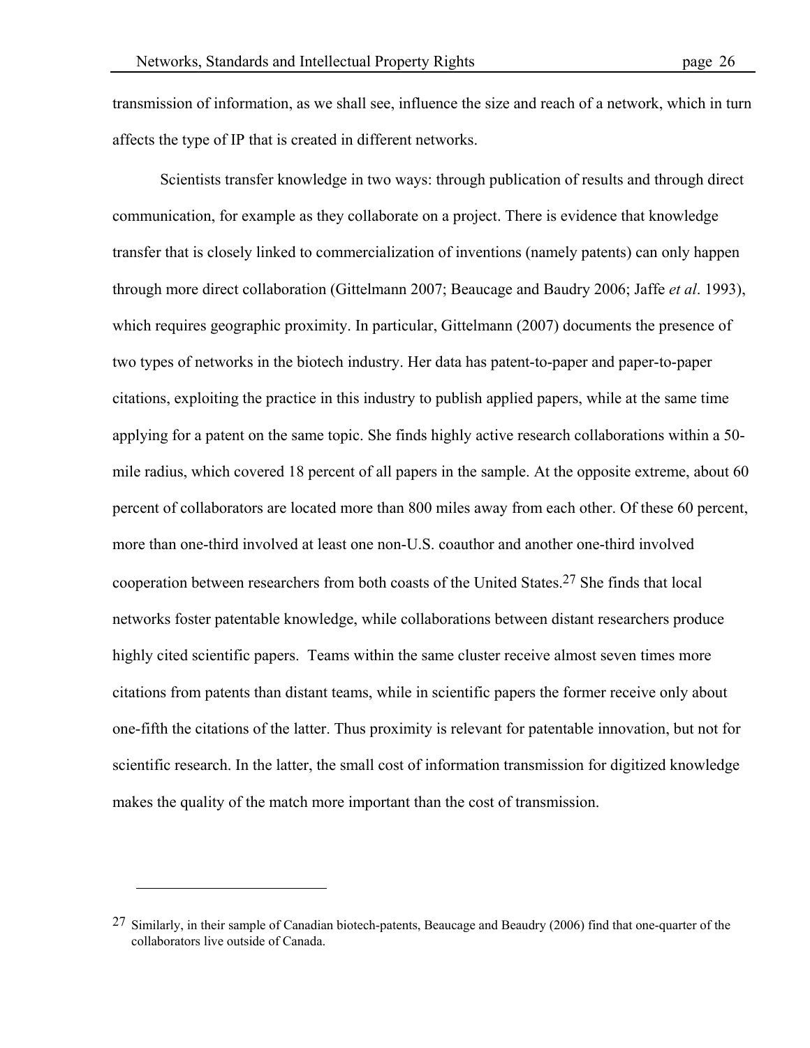transmission of information, as we shall see, influence the size and reach of a network, which in turn affects the type of IP that is created in different networks.

Scientists transfer knowledge in two ways: through publication of results and through direct communication, for example as they collaborate on a project. There is evidence that knowledge transfer that is closely linked to commercialization of inventions (namely patents) can only happen through more direct collaboration (Gittelmann 2007; Beaucage and Baudry 2006; Jaffe *et al*. 1993), which requires geographic proximity. In particular, Gittelmann (2007) documents the presence of two types of networks in the biotech industry. Her data has patent-to-paper and paper-to-paper citations, exploiting the practice in this industry to publish applied papers, while at the same time applying for a patent on the same topic. She finds highly active research collaborations within a 50-mile radius, which covered 18 percent of all papers in the sample. At the opposite extreme, about 60 percent of collaborators are located more than 800 miles away from each other. Of these 60 percent, more than one-third involved at least one non-U.S. coauthor and another one-third involved cooperation between researchers from both coasts of the United States.[27] She finds that local networks foster patentable knowledge, while collaborations between distant researchers produce highly cited scientific papers. Teams within the same cluster receive almost seven times more citations from patents than distant teams, while in scientific papers the former receive only about one-fifth the citations of the latter. Thus proximity is relevant for patentable innovation, but not for scientific research. In the latter, the small cost of information transmission for digitized knowledge makes the quality of the match more important than the cost of transmission.

---

[27] Similarly, in their sample of Canadian biotech-patents, Beaucage and Beaudry (2006) find that one-quarter of the collaborators live outside of Canada.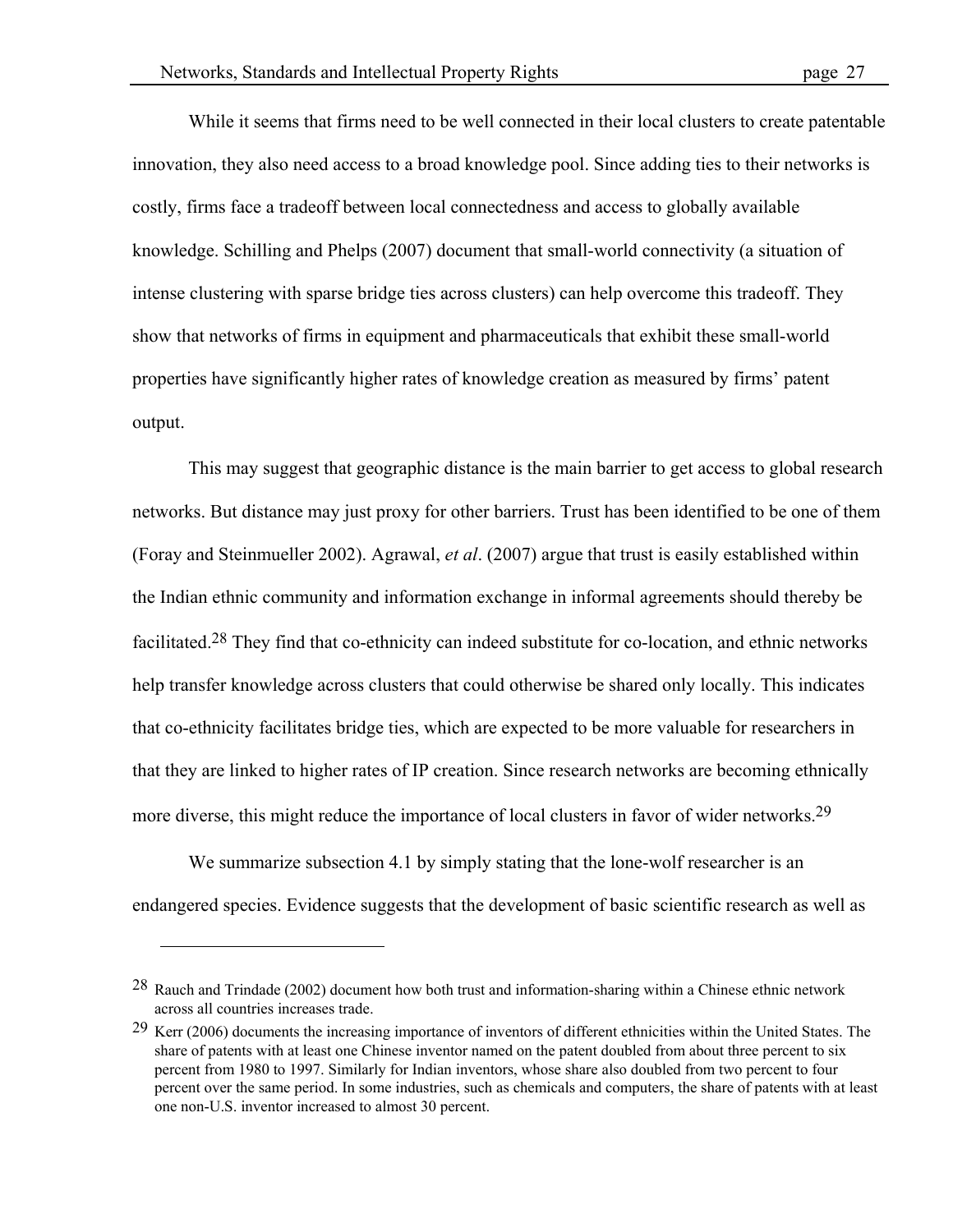While it seems that firms need to be well connected in their local clusters to create patentable innovation, they also need access to a broad knowledge pool. Since adding ties to their networks is costly, firms face a tradeoff between local connectedness and access to globally available knowledge. Schilling and Phelps (2007) document that small-world connectivity (a situation of intense clustering with sparse bridge ties across clusters) can help overcome this tradeoff. They show that networks of firms in equipment and pharmaceuticals that exhibit these small-world properties have significantly higher rates of knowledge creation as measured by firms' patent output.

This may suggest that geographic distance is the main barrier to get access to global research networks. But distance may just proxy for other barriers. Trust has been identified to be one of them (Foray and Steinmueller 2002). Agrawal, *et al*. (2007) argue that trust is easily established within the Indian ethnic community and information exchange in informal agreements should thereby be facilitated.[28] They find that co-ethnicity can indeed substitute for co-location, and ethnic networks help transfer knowledge across clusters that could otherwise be shared only locally. This indicates that co-ethnicity facilitates bridge ties, which are expected to be more valuable for researchers in that they are linked to higher rates of IP creation. Since research networks are becoming ethnically more diverse, this might reduce the importance of local clusters in favor of wider networks.[29]

We summarize subsection 4.1 by simply stating that the lone-wolf researcher is an endangered species. Evidence suggests that the development of basic scientific research as well as

---

[28] Rauch and Trindade (2002) document how both trust and information-sharing within a Chinese ethnic network across all countries increases trade.

[29] Kerr (2006) documents the increasing importance of inventors of different ethnicities within the United States. The share of patents with at least one Chinese inventor named on the patent doubled from about three percent to six percent from 1980 to 1997. Similarly for Indian inventors, whose share also doubled from two percent to four percent over the same period. In some industries, such as chemicals and computers, the share of patents with at least one non-U.S. inventor increased to almost 30 percent.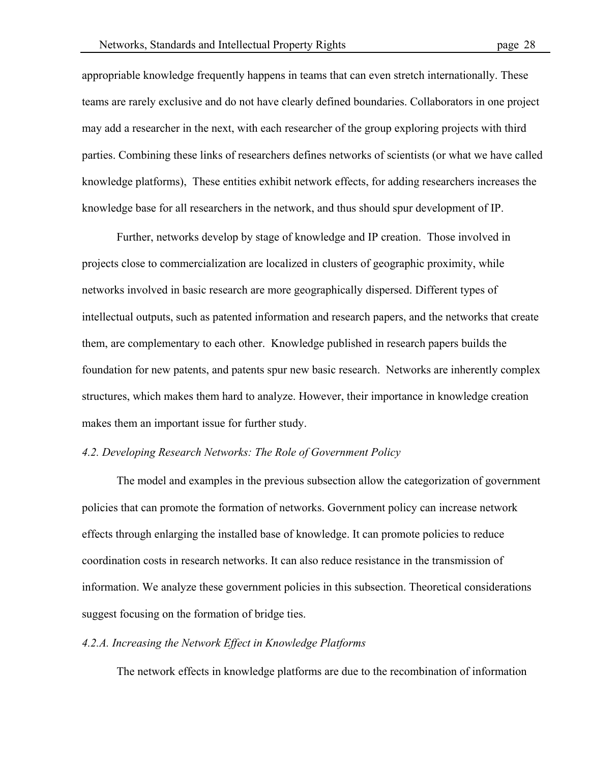appropriable knowledge frequently happens in teams that can even stretch internationally. These teams are rarely exclusive and do not have clearly defined boundaries. Collaborators in one project may add a researcher in the next, with each researcher of the group exploring projects with third parties. Combining these links of researchers defines networks of scientists (or what we have called knowledge platforms),  These entities exhibit network effects, for adding researchers increases the knowledge base for all researchers in the network, and thus should spur development of IP.

Further, networks develop by stage of knowledge and IP creation.  Those involved in projects close to commercialization are localized in clusters of geographic proximity, while networks involved in basic research are more geographically dispersed. Different types of intellectual outputs, such as patented information and research papers, and the networks that create them, are complementary to each other.  Knowledge published in research papers builds the foundation for new patents, and patents spur new basic research.  Networks are inherently complex structures, which makes them hard to analyze. However, their importance in knowledge creation makes them an important issue for further study.

### *4.2. Developing Research Networks: The Role of Government Policy*

The model and examples in the previous subsection allow the categorization of government policies that can promote the formation of networks. Government policy can increase network effects through enlarging the installed base of knowledge. It can promote policies to reduce coordination costs in research networks. It can also reduce resistance in the transmission of information. We analyze these government policies in this subsection. Theoretical considerations suggest focusing on the formation of bridge ties.

#### *4.2.A. Increasing the Network Effect in Knowledge Platforms*

The network effects in knowledge platforms are due to the recombination of information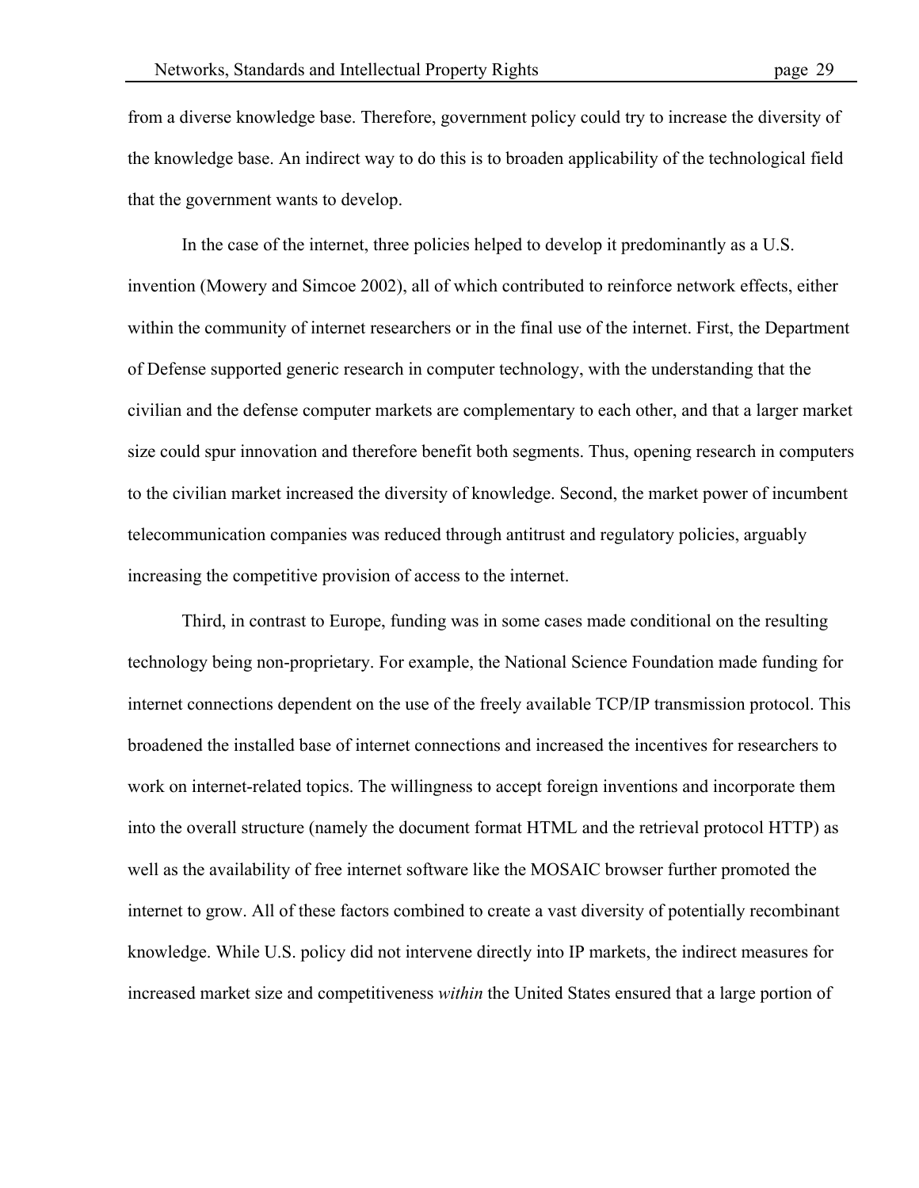from a diverse knowledge base. Therefore, government policy could try to increase the diversity of the knowledge base. An indirect way to do this is to broaden applicability of the technological field that the government wants to develop.

In the case of the internet, three policies helped to develop it predominantly as a U.S. invention (Mowery and Simcoe 2002), all of which contributed to reinforce network effects, either within the community of internet researchers or in the final use of the internet. First, the Department of Defense supported generic research in computer technology, with the understanding that the civilian and the defense computer markets are complementary to each other, and that a larger market size could spur innovation and therefore benefit both segments. Thus, opening research in computers to the civilian market increased the diversity of knowledge. Second, the market power of incumbent telecommunication companies was reduced through antitrust and regulatory policies, arguably increasing the competitive provision of access to the internet.

Third, in contrast to Europe, funding was in some cases made conditional on the resulting technology being non-proprietary. For example, the National Science Foundation made funding for internet connections dependent on the use of the freely available TCP/IP transmission protocol. This broadened the installed base of internet connections and increased the incentives for researchers to work on internet-related topics. The willingness to accept foreign inventions and incorporate them into the overall structure (namely the document format HTML and the retrieval protocol HTTP) as well as the availability of free internet software like the MOSAIC browser further promoted the internet to grow. All of these factors combined to create a vast diversity of potentially recombinant knowledge. While U.S. policy did not intervene directly into IP markets, the indirect measures for increased market size and competitiveness *within* the United States ensured that a large portion of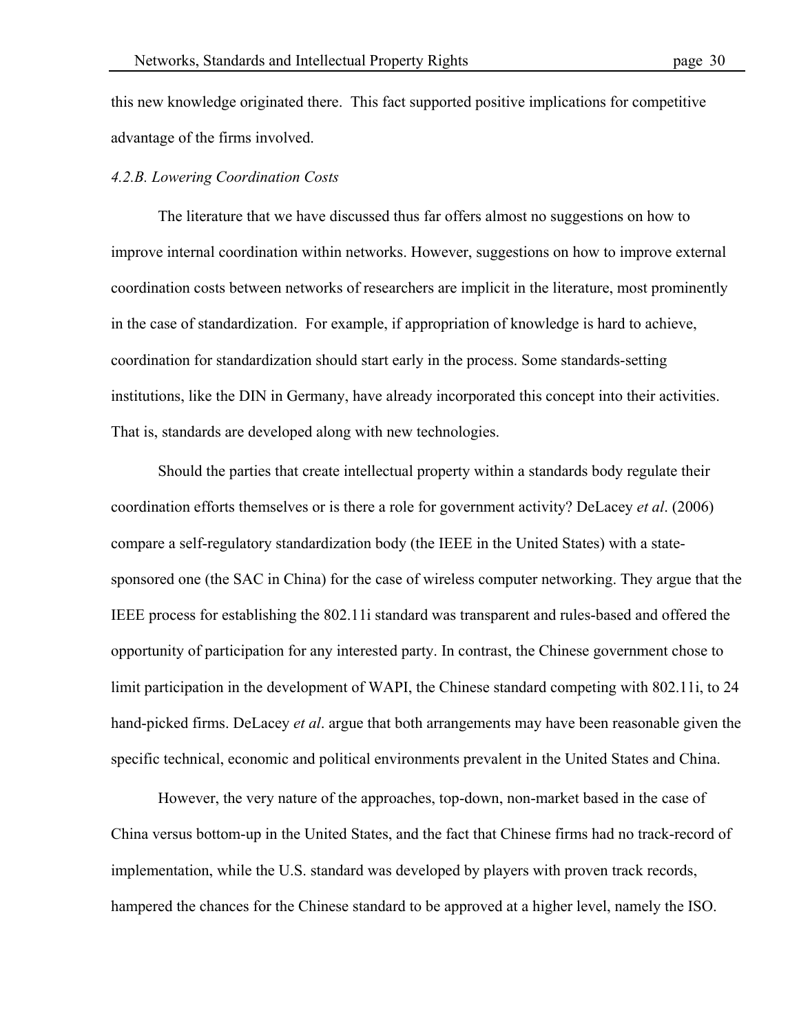this new knowledge originated there. This fact supported positive implications for competitive advantage of the firms involved.

*4.2.B. Lowering Coordination Costs*

The literature that we have discussed thus far offers almost no suggestions on how to improve internal coordination within networks. However, suggestions on how to improve external coordination costs between networks of researchers are implicit in the literature, most prominently in the case of standardization. For example, if appropriation of knowledge is hard to achieve, coordination for standardization should start early in the process. Some standards-setting institutions, like the DIN in Germany, have already incorporated this concept into their activities. That is, standards are developed along with new technologies.

Should the parties that create intellectual property within a standards body regulate their coordination efforts themselves or is there a role for government activity? DeLacey *et al*. (2006) compare a self-regulatory standardization body (the IEEE in the United States) with a state-sponsored one (the SAC in China) for the case of wireless computer networking. They argue that the IEEE process for establishing the 802.11i standard was transparent and rules-based and offered the opportunity of participation for any interested party. In contrast, the Chinese government chose to limit participation in the development of WAPI, the Chinese standard competing with 802.11i, to 24 hand-picked firms. DeLacey *et al*. argue that both arrangements may have been reasonable given the specific technical, economic and political environments prevalent in the United States and China.

However, the very nature of the approaches, top-down, non-market based in the case of China versus bottom-up in the United States, and the fact that Chinese firms had no track-record of implementation, while the U.S. standard was developed by players with proven track records, hampered the chances for the Chinese standard to be approved at a higher level, namely the ISO.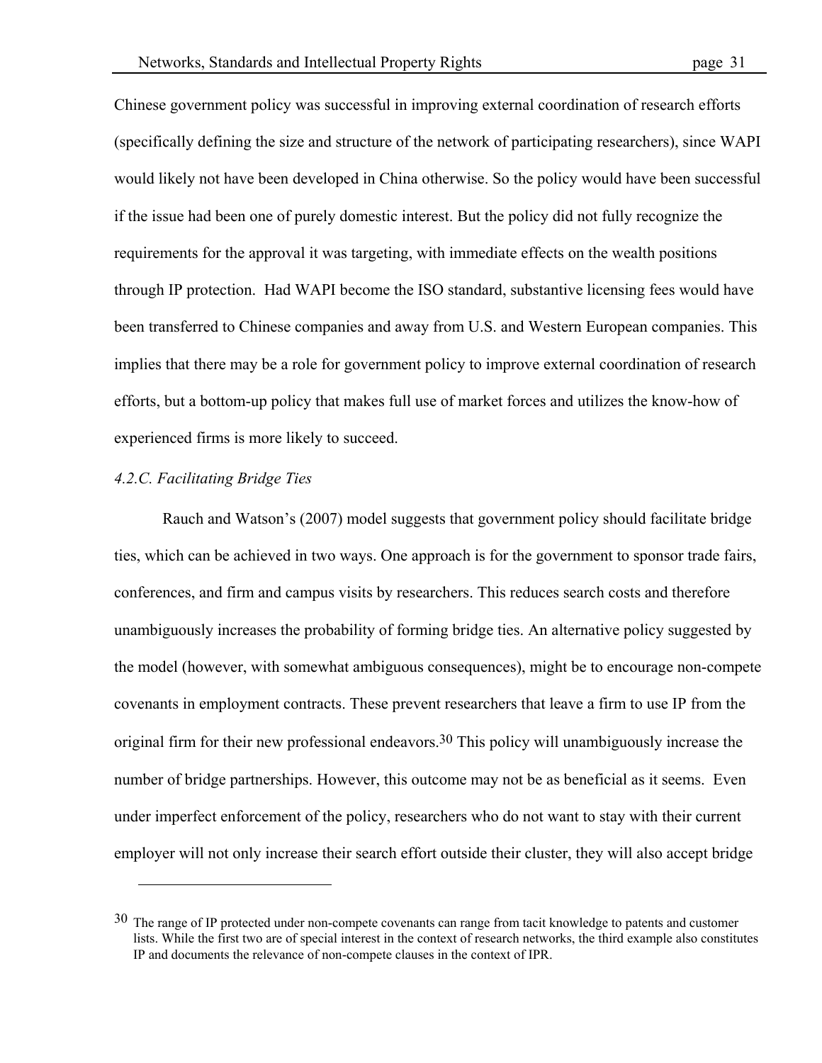Chinese government policy was successful in improving external coordination of research efforts (specifically defining the size and structure of the network of participating researchers), since WAPI would likely not have been developed in China otherwise. So the policy would have been successful if the issue had been one of purely domestic interest. But the policy did not fully recognize the requirements for the approval it was targeting, with immediate effects on the wealth positions through IP protection. Had WAPI become the ISO standard, substantive licensing fees would have been transferred to Chinese companies and away from U.S. and Western European companies. This implies that there may be a role for government policy to improve external coordination of research efforts, but a bottom-up policy that makes full use of market forces and utilizes the know-how of experienced firms is more likely to succeed.

*4.2.C. Facilitating Bridge Ties*

Rauch and Watson's (2007) model suggests that government policy should facilitate bridge ties, which can be achieved in two ways. One approach is for the government to sponsor trade fairs, conferences, and firm and campus visits by researchers. This reduces search costs and therefore unambiguously increases the probability of forming bridge ties. An alternative policy suggested by the model (however, with somewhat ambiguous consequences), might be to encourage non-compete covenants in employment contracts. These prevent researchers that leave a firm to use IP from the original firm for their new professional endeavors.[30] This policy will unambiguously increase the number of bridge partnerships. However, this outcome may not be as beneficial as it seems. Even under imperfect enforcement of the policy, researchers who do not want to stay with their current employer will not only increase their search effort outside their cluster, they will also accept bridge

---

[30] The range of IP protected under non-compete covenants can range from tacit knowledge to patents and customer lists. While the first two are of special interest in the context of research networks, the third example also constitutes IP and documents the relevance of non-compete clauses in the context of IPR.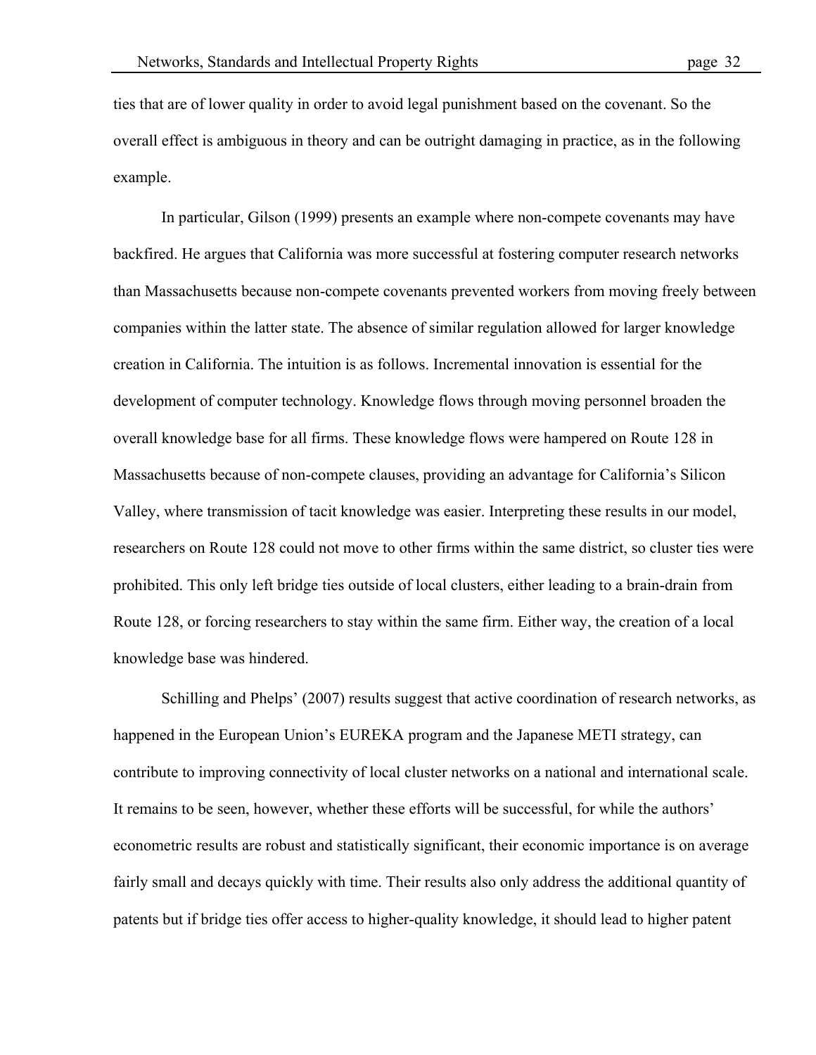ties that are of lower quality in order to avoid legal punishment based on the covenant. So the overall effect is ambiguous in theory and can be outright damaging in practice, as in the following example.

In particular, Gilson (1999) presents an example where non-compete covenants may have backfired. He argues that California was more successful at fostering computer research networks than Massachusetts because non-compete covenants prevented workers from moving freely between companies within the latter state. The absence of similar regulation allowed for larger knowledge creation in California. The intuition is as follows. Incremental innovation is essential for the development of computer technology. Knowledge flows through moving personnel broaden the overall knowledge base for all firms. These knowledge flows were hampered on Route 128 in Massachusetts because of non-compete clauses, providing an advantage for California's Silicon Valley, where transmission of tacit knowledge was easier. Interpreting these results in our model, researchers on Route 128 could not move to other firms within the same district, so cluster ties were prohibited. This only left bridge ties outside of local clusters, either leading to a brain-drain from Route 128, or forcing researchers to stay within the same firm. Either way, the creation of a local knowledge base was hindered.

Schilling and Phelps' (2007) results suggest that active coordination of research networks, as happened in the European Union's EUREKA program and the Japanese METI strategy, can contribute to improving connectivity of local cluster networks on a national and international scale. It remains to be seen, however, whether these efforts will be successful, for while the authors' econometric results are robust and statistically significant, their economic importance is on average fairly small and decays quickly with time. Their results also only address the additional quantity of patents but if bridge ties offer access to higher-quality knowledge, it should lead to higher patent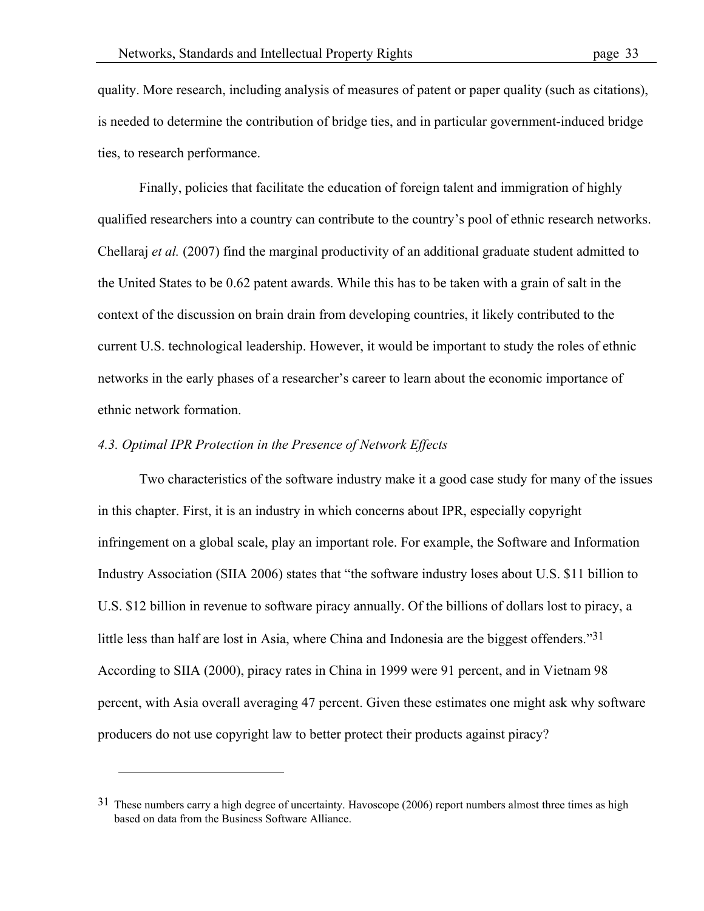quality. More research, including analysis of measures of patent or paper quality (such as citations), is needed to determine the contribution of bridge ties, and in particular government-induced bridge ties, to research performance.

Finally, policies that facilitate the education of foreign talent and immigration of highly qualified researchers into a country can contribute to the country's pool of ethnic research networks. Chellaraj *et al.* (2007) find the marginal productivity of an additional graduate student admitted to the United States to be 0.62 patent awards. While this has to be taken with a grain of salt in the context of the discussion on brain drain from developing countries, it likely contributed to the current U.S. technological leadership. However, it would be important to study the roles of ethnic networks in the early phases of a researcher's career to learn about the economic importance of ethnic network formation.

### *4.3. Optimal IPR Protection in the Presence of Network Effects*

Two characteristics of the software industry make it a good case study for many of the issues in this chapter. First, it is an industry in which concerns about IPR, especially copyright infringement on a global scale, play an important role. For example, the Software and Information Industry Association (SIIA 2006) states that "the software industry loses about U.S. $11 billion to U.S. $12 billion in revenue to software piracy annually. Of the billions of dollars lost to piracy, a little less than half are lost in Asia, where China and Indonesia are the biggest offenders."[31] According to SIIA (2000), piracy rates in China in 1999 were 91 percent, and in Vietnam 98 percent, with Asia overall averaging 47 percent. Given these estimates one might ask why software producers do not use copyright law to better protect their products against piracy?

---

[31] These numbers carry a high degree of uncertainty. Havoscope (2006) report numbers almost three times as high based on data from the Business Software Alliance.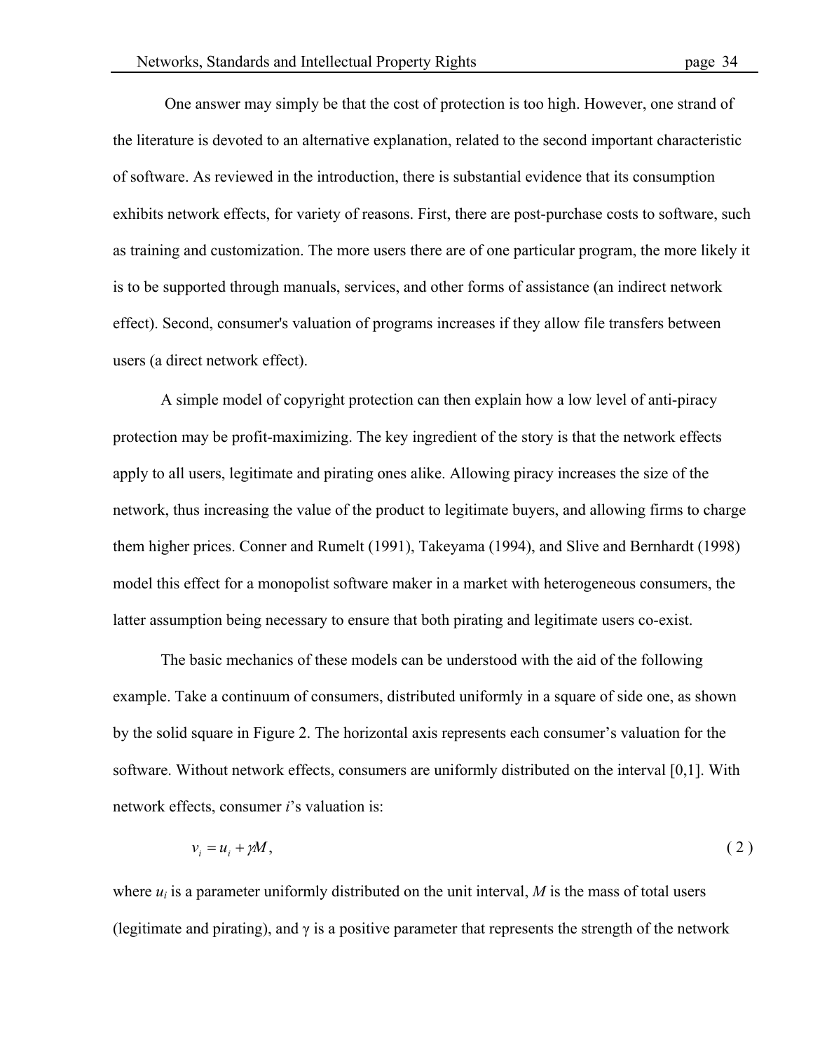One answer may simply be that the cost of protection is too high. However, one strand of the literature is devoted to an alternative explanation, related to the second important characteristic of software. As reviewed in the introduction, there is substantial evidence that its consumption exhibits network effects, for variety of reasons. First, there are post-purchase costs to software, such as training and customization. The more users there are of one particular program, the more likely it is to be supported through manuals, services, and other forms of assistance (an indirect network effect). Second, consumer's valuation of programs increases if they allow file transfers between users (a direct network effect).

A simple model of copyright protection can then explain how a low level of anti-piracy protection may be profit-maximizing. The key ingredient of the story is that the network effects apply to all users, legitimate and pirating ones alike. Allowing piracy increases the size of the network, thus increasing the value of the product to legitimate buyers, and allowing firms to charge them higher prices. Conner and Rumelt (1991), Takeyama (1994), and Slive and Bernhardt (1998) model this effect for a monopolist software maker in a market with heterogeneous consumers, the latter assumption being necessary to ensure that both pirating and legitimate users co-exist.

The basic mechanics of these models can be understood with the aid of the following example. Take a continuum of consumers, distributed uniformly in a square of side one, as shown by the solid square in Figure 2. The horizontal axis represents each consumer's valuation for the software. Without network effects, consumers are uniformly distributed on the interval [0,1]. With network effects, consumer *i*'s valuation is:

$$v_i = u_i + \gamma M, \tag{2}$$

where $u_i$ is a parameter uniformly distributed on the unit interval, $M$ is the mass of total users (legitimate and pirating), and $\gamma$ is a positive parameter that represents the strength of the network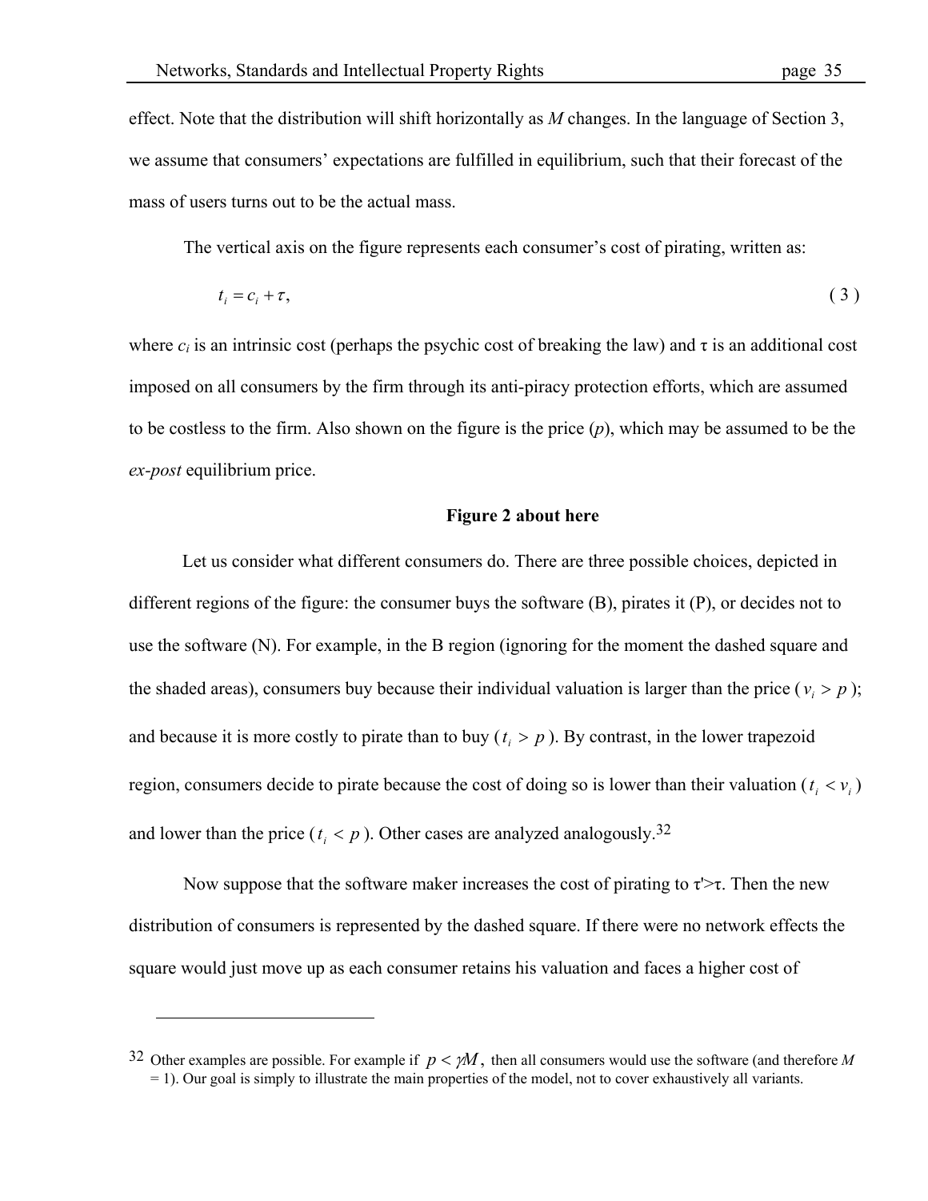effect. Note that the distribution will shift horizontally as $M$ changes. In the language of Section 3, we assume that consumers' expectations are fulfilled in equilibrium, such that their forecast of the mass of users turns out to be the actual mass.

The vertical axis on the figure represents each consumer's cost of pirating, written as:

$$t_i = c_i + \tau, \tag{3}$$

where $c_i$ is an intrinsic cost (perhaps the psychic cost of breaking the law) and $\tau$ is an additional cost imposed on all consumers by the firm through its anti-piracy protection efforts, which are assumed to be costless to the firm. Also shown on the figure is the price ($p$), which may be assumed to be the *ex-post* equilibrium price.

**Figure 2 about here**

Let us consider what different consumers do. There are three possible choices, depicted in different regions of the figure: the consumer buys the software (B), pirates it (P), or decides not to use the software (N). For example, in the B region (ignoring for the moment the dashed square and the shaded areas), consumers buy because their individual valuation is larger than the price ($v_i > p$); and because it is more costly to pirate than to buy ($t_i > p$). By contrast, in the lower trapezoid region, consumers decide to pirate because the cost of doing so is lower than their valuation ($t_i < v_i$) and lower than the price ($t_i < p$). Other cases are analyzed analogously.[32]

Now suppose that the software maker increases the cost of pirating to $\tau' > \tau$. Then the new distribution of consumers is represented by the dashed square. If there were no network effects the square would just move up as each consumer retains his valuation and faces a higher cost of

---

[32] Other examples are possible. For example if $p < \gamma M$, then all consumers would use the software (and therefore $M = 1$). Our goal is simply to illustrate the main properties of the model, not to cover exhaustively all variants.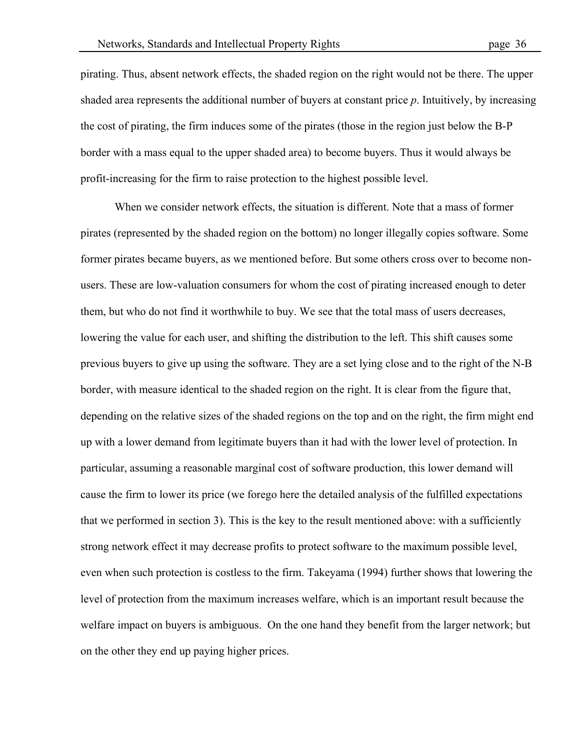pirating. Thus, absent network effects, the shaded region on the right would not be there. The upper shaded area represents the additional number of buyers at constant price *p*. Intuitively, by increasing the cost of pirating, the firm induces some of the pirates (those in the region just below the B-P border with a mass equal to the upper shaded area) to become buyers. Thus it would always be profit-increasing for the firm to raise protection to the highest possible level.

When we consider network effects, the situation is different. Note that a mass of former pirates (represented by the shaded region on the bottom) no longer illegally copies software. Some former pirates became buyers, as we mentioned before. But some others cross over to become non-users. These are low-valuation consumers for whom the cost of pirating increased enough to deter them, but who do not find it worthwhile to buy. We see that the total mass of users decreases, lowering the value for each user, and shifting the distribution to the left. This shift causes some previous buyers to give up using the software. They are a set lying close and to the right of the N-B border, with measure identical to the shaded region on the right. It is clear from the figure that, depending on the relative sizes of the shaded regions on the top and on the right, the firm might end up with a lower demand from legitimate buyers than it had with the lower level of protection. In particular, assuming a reasonable marginal cost of software production, this lower demand will cause the firm to lower its price (we forego here the detailed analysis of the fulfilled expectations that we performed in section 3). This is the key to the result mentioned above: with a sufficiently strong network effect it may decrease profits to protect software to the maximum possible level, even when such protection is costless to the firm. Takeyama (1994) further shows that lowering the level of protection from the maximum increases welfare, which is an important result because the welfare impact on buyers is ambiguous. On the one hand they benefit from the larger network; but on the other they end up paying higher prices.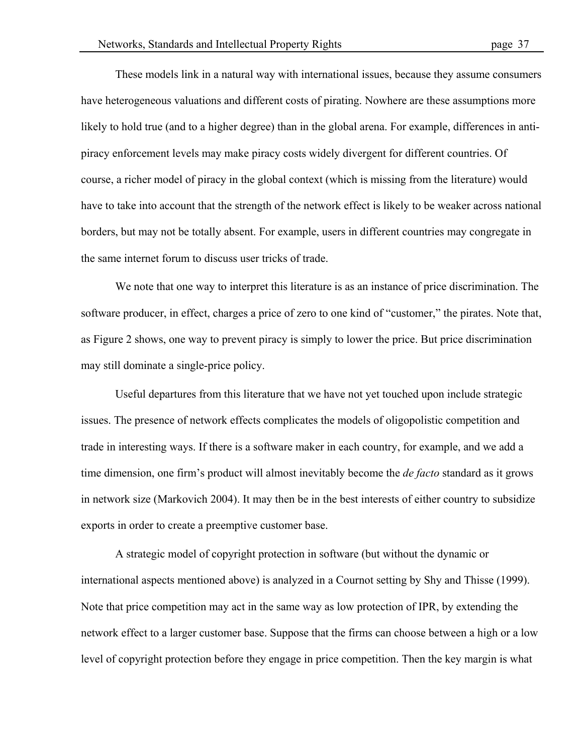These models link in a natural way with international issues, because they assume consumers have heterogeneous valuations and different costs of pirating. Nowhere are these assumptions more likely to hold true (and to a higher degree) than in the global arena. For example, differences in anti-piracy enforcement levels may make piracy costs widely divergent for different countries. Of course, a richer model of piracy in the global context (which is missing from the literature) would have to take into account that the strength of the network effect is likely to be weaker across national borders, but may not be totally absent. For example, users in different countries may congregate in the same internet forum to discuss user tricks of trade.

We note that one way to interpret this literature is as an instance of price discrimination. The software producer, in effect, charges a price of zero to one kind of "customer," the pirates. Note that, as Figure 2 shows, one way to prevent piracy is simply to lower the price. But price discrimination may still dominate a single-price policy.

Useful departures from this literature that we have not yet touched upon include strategic issues. The presence of network effects complicates the models of oligopolistic competition and trade in interesting ways. If there is a software maker in each country, for example, and we add a time dimension, one firm's product will almost inevitably become the *de facto* standard as it grows in network size (Markovich 2004). It may then be in the best interests of either country to subsidize exports in order to create a preemptive customer base.

A strategic model of copyright protection in software (but without the dynamic or international aspects mentioned above) is analyzed in a Cournot setting by Shy and Thisse (1999). Note that price competition may act in the same way as low protection of IPR, by extending the network effect to a larger customer base. Suppose that the firms can choose between a high or a low level of copyright protection before they engage in price competition. Then the key margin is what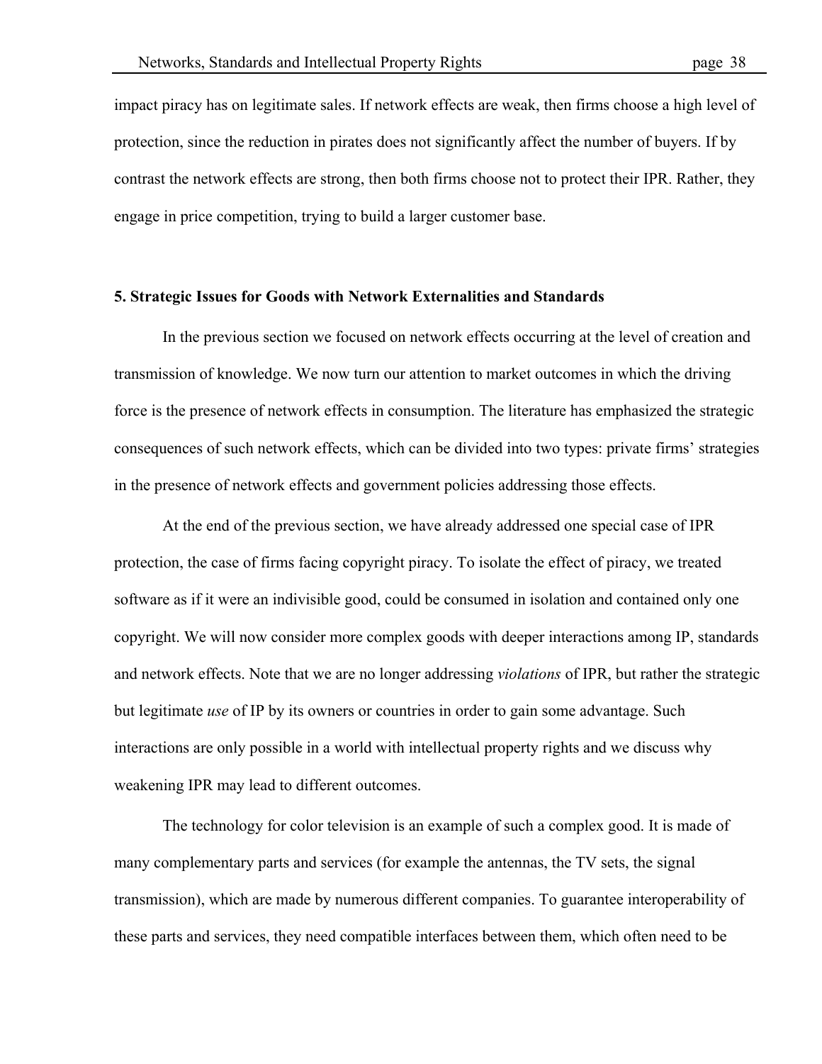impact piracy has on legitimate sales. If network effects are weak, then firms choose a high level of protection, since the reduction in pirates does not significantly affect the number of buyers. If by contrast the network effects are strong, then both firms choose not to protect their IPR. Rather, they engage in price competition, trying to build a larger customer base.

## 5. Strategic Issues for Goods with Network Externalities and Standards

In the previous section we focused on network effects occurring at the level of creation and transmission of knowledge. We now turn our attention to market outcomes in which the driving force is the presence of network effects in consumption. The literature has emphasized the strategic consequences of such network effects, which can be divided into two types: private firms' strategies in the presence of network effects and government policies addressing those effects.

At the end of the previous section, we have already addressed one special case of IPR protection, the case of firms facing copyright piracy. To isolate the effect of piracy, we treated software as if it were an indivisible good, could be consumed in isolation and contained only one copyright. We will now consider more complex goods with deeper interactions among IP, standards and network effects. Note that we are no longer addressing *violations* of IPR, but rather the strategic but legitimate *use* of IP by its owners or countries in order to gain some advantage. Such interactions are only possible in a world with intellectual property rights and we discuss why weakening IPR may lead to different outcomes.

The technology for color television is an example of such a complex good. It is made of many complementary parts and services (for example the antennas, the TV sets, the signal transmission), which are made by numerous different companies. To guarantee interoperability of these parts and services, they need compatible interfaces between them, which often need to be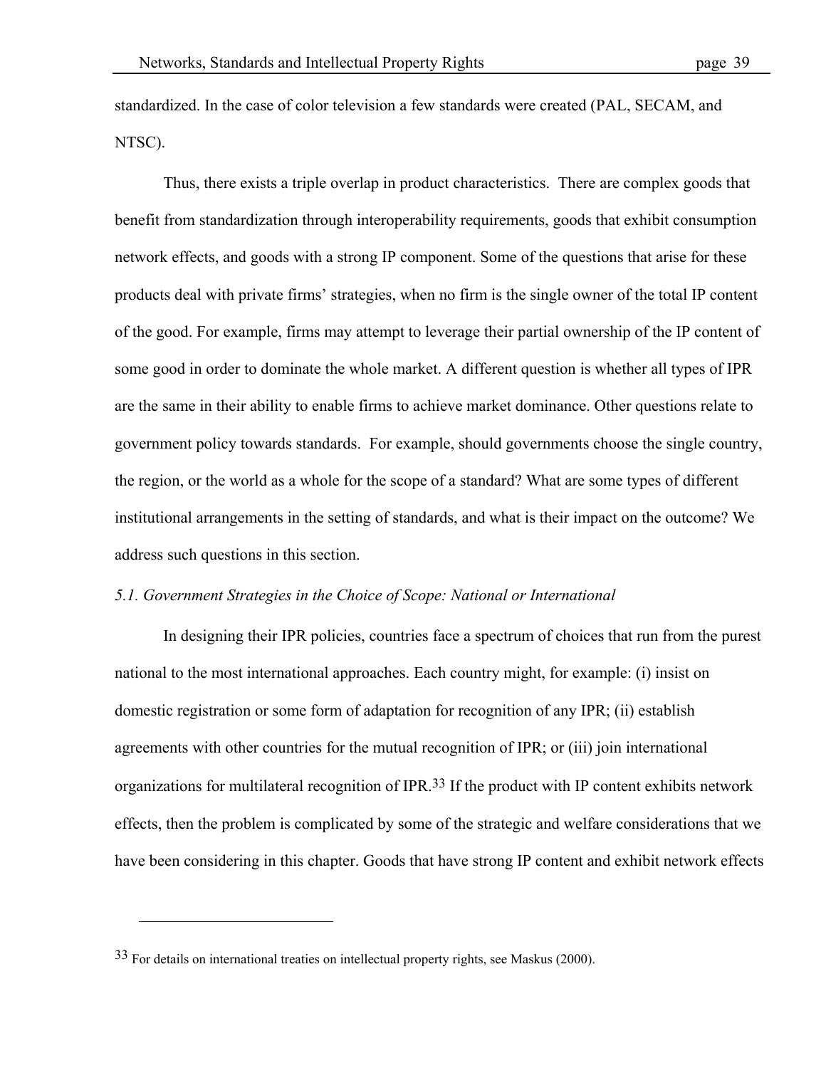standardized. In the case of color television a few standards were created (PAL, SECAM, and NTSC).

Thus, there exists a triple overlap in product characteristics. There are complex goods that benefit from standardization through interoperability requirements, goods that exhibit consumption network effects, and goods with a strong IP component. Some of the questions that arise for these products deal with private firms' strategies, when no firm is the single owner of the total IP content of the good. For example, firms may attempt to leverage their partial ownership of the IP content of some good in order to dominate the whole market. A different question is whether all types of IPR are the same in their ability to enable firms to achieve market dominance. Other questions relate to government policy towards standards. For example, should governments choose the single country, the region, or the world as a whole for the scope of a standard? What are some types of different institutional arrangements in the setting of standards, and what is their impact on the outcome? We address such questions in this section.

*5.1. Government Strategies in the Choice of Scope: National or International*

In designing their IPR policies, countries face a spectrum of choices that run from the purest national to the most international approaches. Each country might, for example: (i) insist on domestic registration or some form of adaptation for recognition of any IPR; (ii) establish agreements with other countries for the mutual recognition of IPR; or (iii) join international organizations for multilateral recognition of IPR.[33] If the product with IP content exhibits network effects, then the problem is complicated by some of the strategic and welfare considerations that we have been considering in this chapter. Goods that have strong IP content and exhibit network effects

[33] For details on international treaties on intellectual property rights, see Maskus (2000).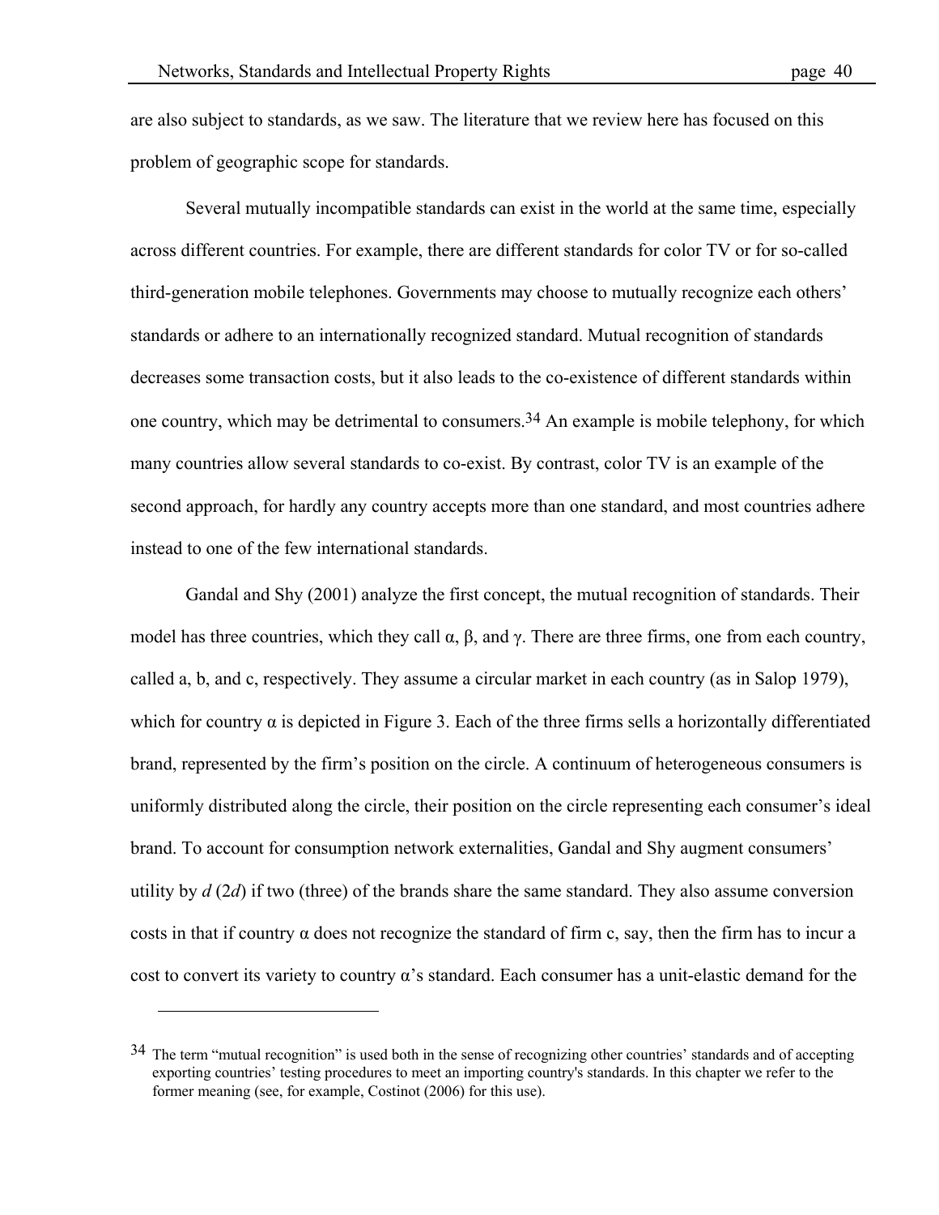are also subject to standards, as we saw. The literature that we review here has focused on this problem of geographic scope for standards.

Several mutually incompatible standards can exist in the world at the same time, especially across different countries. For example, there are different standards for color TV or for so-called third-generation mobile telephones. Governments may choose to mutually recognize each others' standards or adhere to an internationally recognized standard. Mutual recognition of standards decreases some transaction costs, but it also leads to the co-existence of different standards within one country, which may be detrimental to consumers.[34] An example is mobile telephony, for which many countries allow several standards to co-exist. By contrast, color TV is an example of the second approach, for hardly any country accepts more than one standard, and most countries adhere instead to one of the few international standards.

Gandal and Shy (2001) analyze the first concept, the mutual recognition of standards. Their model has three countries, which they call $\alpha$, $\beta$, and $\gamma$. There are three firms, one from each country, called a, b, and c, respectively. They assume a circular market in each country (as in Salop 1979), which for country $\alpha$ is depicted in Figure 3. Each of the three firms sells a horizontally differentiated brand, represented by the firm's position on the circle. A continuum of heterogeneous consumers is uniformly distributed along the circle, their position on the circle representing each consumer's ideal brand. To account for consumption network externalities, Gandal and Shy augment consumers' utility by $d$ ($2d$) if two (three) of the brands share the same standard. They also assume conversion costs in that if country $\alpha$ does not recognize the standard of firm c, say, then the firm has to incur a cost to convert its variety to country $\alpha$'s standard. Each consumer has a unit-elastic demand for the

[34] The term "mutual recognition" is used both in the sense of recognizing other countries' standards and of accepting exporting countries' testing procedures to meet an importing country's standards. In this chapter we refer to the former meaning (see, for example, Costinot (2006) for this use).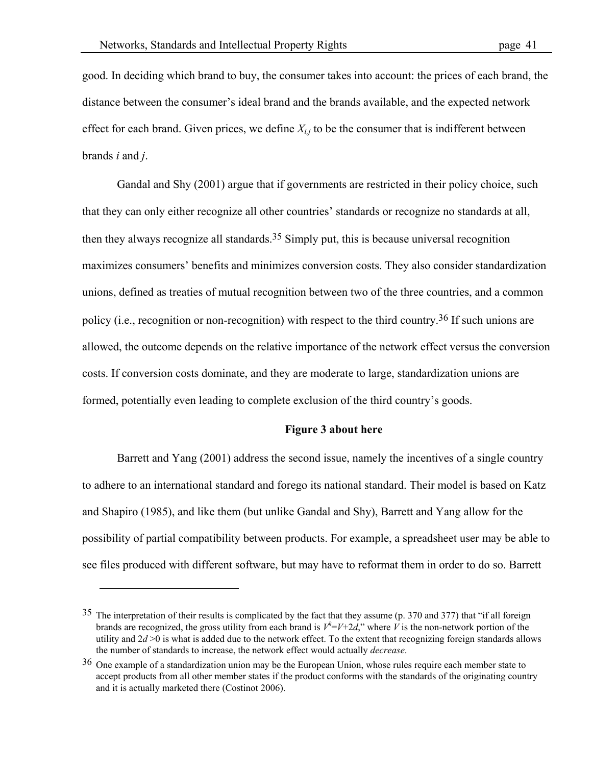good. In deciding which brand to buy, the consumer takes into account: the prices of each brand, the distance between the consumer's ideal brand and the brands available, and the expected network effect for each brand. Given prices, we define $X_{i,j}$ to be the consumer that is indifferent between brands *i* and *j*.

Gandal and Shy (2001) argue that if governments are restricted in their policy choice, such that they can only either recognize all other countries' standards or recognize no standards at all, then they always recognize all standards.[35] Simply put, this is because universal recognition maximizes consumers' benefits and minimizes conversion costs. They also consider standardization unions, defined as treaties of mutual recognition between two of the three countries, and a common policy (i.e., recognition or non-recognition) with respect to the third country.[36] If such unions are allowed, the outcome depends on the relative importance of the network effect versus the conversion costs. If conversion costs dominate, and they are moderate to large, standardization unions are formed, potentially even leading to complete exclusion of the third country's goods.

**Figure 3 about here**

Barrett and Yang (2001) address the second issue, namely the incentives of a single country to adhere to an international standard and forego its national standard. Their model is based on Katz and Shapiro (1985), and like them (but unlike Gandal and Shy), Barrett and Yang allow for the possibility of partial compatibility between products. For example, a spreadsheet user may be able to see files produced with different software, but may have to reformat them in order to do so. Barrett

---

[35] The interpretation of their results is complicated by the fact that they assume (p. 370 and 377) that "if all foreign brands are recognized, the gross utility from each brand is $V^k = V + 2d$," where $V$ is the non-network portion of the utility and $2d > 0$ is what is added due to the network effect. To the extent that recognizing foreign standards allows the number of standards to increase, the network effect would actually *decrease*.

[36] One example of a standardization union may be the European Union, whose rules require each member state to accept products from all other member states if the product conforms with the standards of the originating country and it is actually marketed there (Costinot 2006).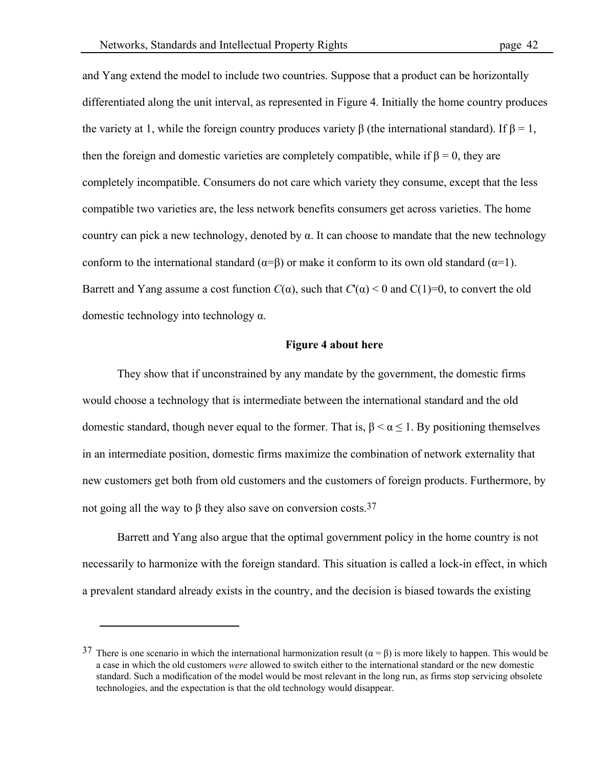and Yang extend the model to include two countries. Suppose that a product can be horizontally differentiated along the unit interval, as represented in Figure 4. Initially the home country produces the variety at 1, while the foreign country produces variety $\beta$ (the international standard). If $\beta = 1$, then the foreign and domestic varieties are completely compatible, while if $\beta = 0$, they are completely incompatible. Consumers do not care which variety they consume, except that the less compatible two varieties are, the less network benefits consumers get across varieties. The home country can pick a new technology, denoted by $\alpha$. It can choose to mandate that the new technology conform to the international standard ($\alpha=\beta$) or make it conform to its own old standard ($\alpha=1$). Barrett and Yang assume a cost function $C(\alpha)$, such that $C'(\alpha) < 0$ and $C(1)=0$, to convert the old domestic technology into technology $\alpha$.

**Figure 4 about here**

They show that if unconstrained by any mandate by the government, the domestic firms would choose a technology that is intermediate between the international standard and the old domestic standard, though never equal to the former. That is, $\beta < \alpha \leq 1$. By positioning themselves in an intermediate position, domestic firms maximize the combination of network externality that new customers get both from old customers and the customers of foreign products. Furthermore, by not going all the way to $\beta$ they also save on conversion costs.[37]

Barrett and Yang also argue that the optimal government policy in the home country is not necessarily to harmonize with the foreign standard. This situation is called a lock-in effect, in which a prevalent standard already exists in the country, and the decision is biased towards the existing

---

[37] There is one scenario in which the international harmonization result ($\alpha = \beta$) is more likely to happen. This would be a case in which the old customers *were* allowed to switch either to the international standard or the new domestic standard. Such a modification of the model would be most relevant in the long run, as firms stop servicing obsolete technologies, and the expectation is that the old technology would disappear.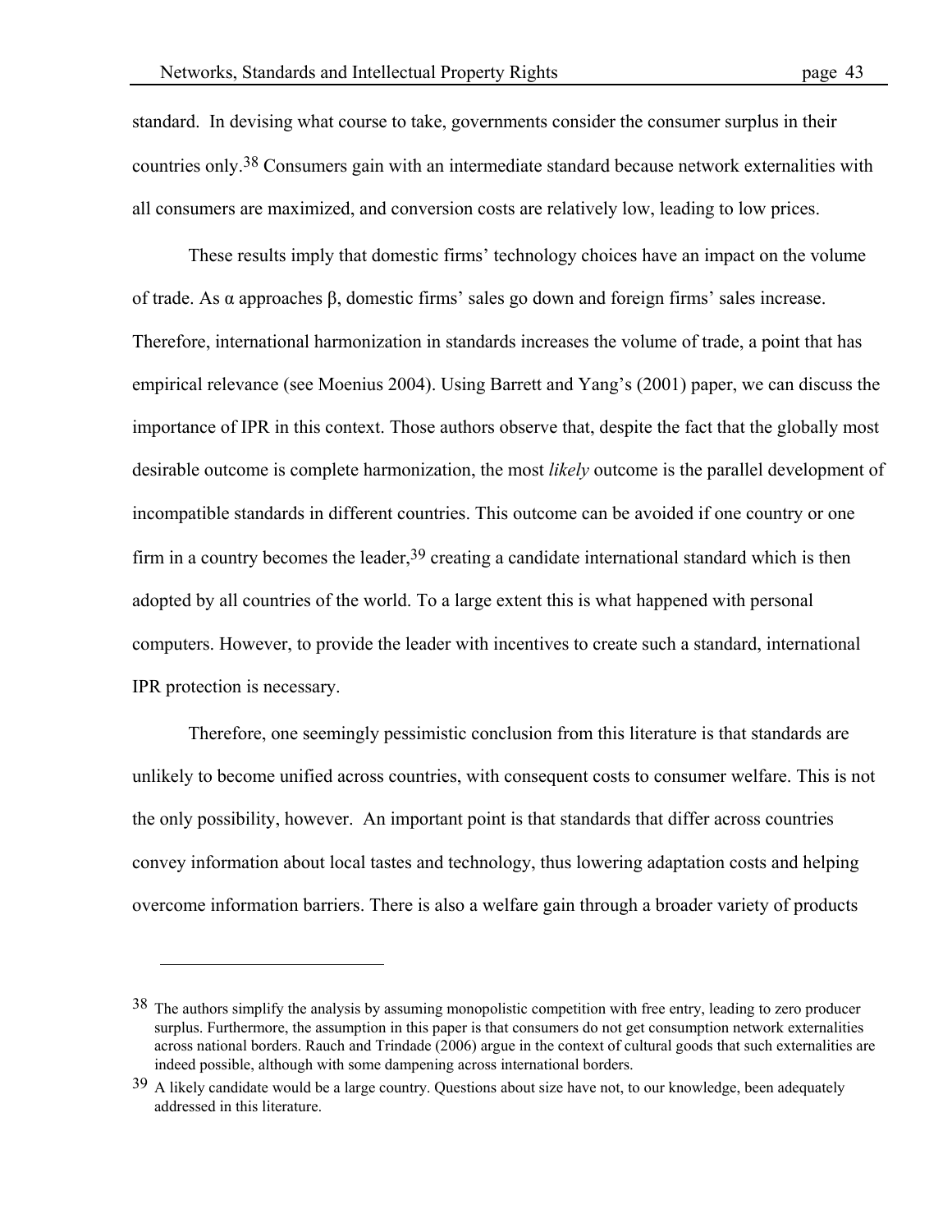standard. In devising what course to take, governments consider the consumer surplus in their countries only.[38] Consumers gain with an intermediate standard because network externalities with all consumers are maximized, and conversion costs are relatively low, leading to low prices.

These results imply that domestic firms' technology choices have an impact on the volume of trade. As $\alpha$ approaches $\beta$, domestic firms' sales go down and foreign firms' sales increase. Therefore, international harmonization in standards increases the volume of trade, a point that has empirical relevance (see Moenius 2004). Using Barrett and Yang's (2001) paper, we can discuss the importance of IPR in this context. Those authors observe that, despite the fact that the globally most desirable outcome is complete harmonization, the most *likely* outcome is the parallel development of incompatible standards in different countries. This outcome can be avoided if one country or one firm in a country becomes the leader,[39] creating a candidate international standard which is then adopted by all countries of the world. To a large extent this is what happened with personal computers. However, to provide the leader with incentives to create such a standard, international IPR protection is necessary.

Therefore, one seemingly pessimistic conclusion from this literature is that standards are unlikely to become unified across countries, with consequent costs to consumer welfare. This is not the only possibility, however. An important point is that standards that differ across countries convey information about local tastes and technology, thus lowering adaptation costs and helping overcome information barriers. There is also a welfare gain through a broader variety of products

---

[38] The authors simplify the analysis by assuming monopolistic competition with free entry, leading to zero producer surplus. Furthermore, the assumption in this paper is that consumers do not get consumption network externalities across national borders. Rauch and Trindade (2006) argue in the context of cultural goods that such externalities are indeed possible, although with some dampening across international borders.

[39] A likely candidate would be a large country. Questions about size have not, to our knowledge, been adequately addressed in this literature.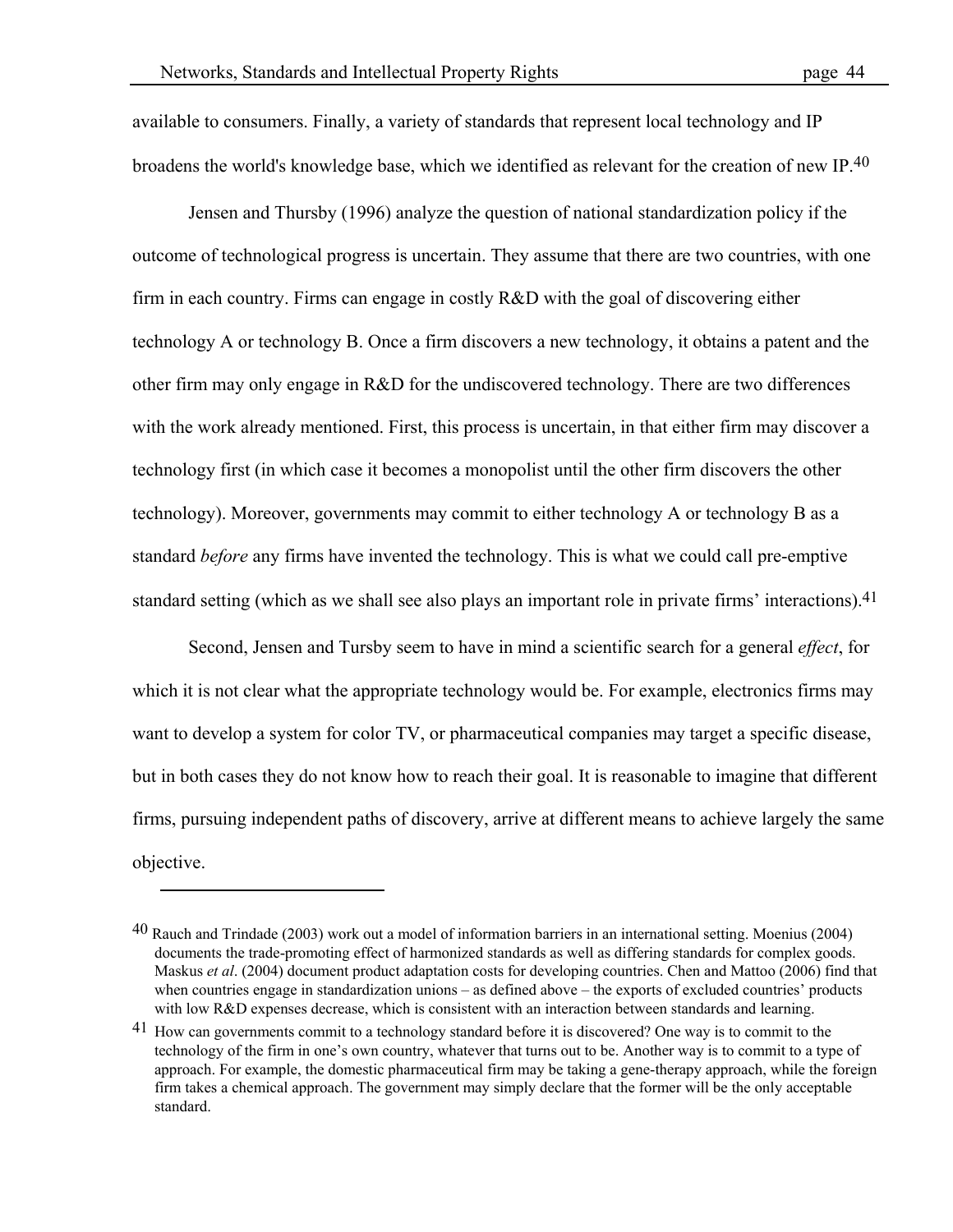available to consumers. Finally, a variety of standards that represent local technology and IP broadens the world's knowledge base, which we identified as relevant for the creation of new IP.[40]

Jensen and Thursby (1996) analyze the question of national standardization policy if the outcome of technological progress is uncertain. They assume that there are two countries, with one firm in each country. Firms can engage in costly R&D with the goal of discovering either technology A or technology B. Once a firm discovers a new technology, it obtains a patent and the other firm may only engage in R&D for the undiscovered technology. There are two differences with the work already mentioned. First, this process is uncertain, in that either firm may discover a technology first (in which case it becomes a monopolist until the other firm discovers the other technology). Moreover, governments may commit to either technology A or technology B as a standard *before* any firms have invented the technology. This is what we could call pre-emptive standard setting (which as we shall see also plays an important role in private firms' interactions).[41]

Second, Jensen and Tursby seem to have in mind a scientific search for a general *effect*, for which it is not clear what the appropriate technology would be. For example, electronics firms may want to develop a system for color TV, or pharmaceutical companies may target a specific disease, but in both cases they do not know how to reach their goal. It is reasonable to imagine that different firms, pursuing independent paths of discovery, arrive at different means to achieve largely the same objective.

---

[40] Rauch and Trindade (2003) work out a model of information barriers in an international setting. Moenius (2004) documents the trade-promoting effect of harmonized standards as well as differing standards for complex goods. Maskus *et al*. (2004) document product adaptation costs for developing countries. Chen and Mattoo (2006) find that when countries engage in standardization unions – as defined above – the exports of excluded countries' products with low R&D expenses decrease, which is consistent with an interaction between standards and learning.

[41] How can governments commit to a technology standard before it is discovered? One way is to commit to the technology of the firm in one's own country, whatever that turns out to be. Another way is to commit to a type of approach. For example, the domestic pharmaceutical firm may be taking a gene-therapy approach, while the foreign firm takes a chemical approach. The government may simply declare that the former will be the only acceptable standard.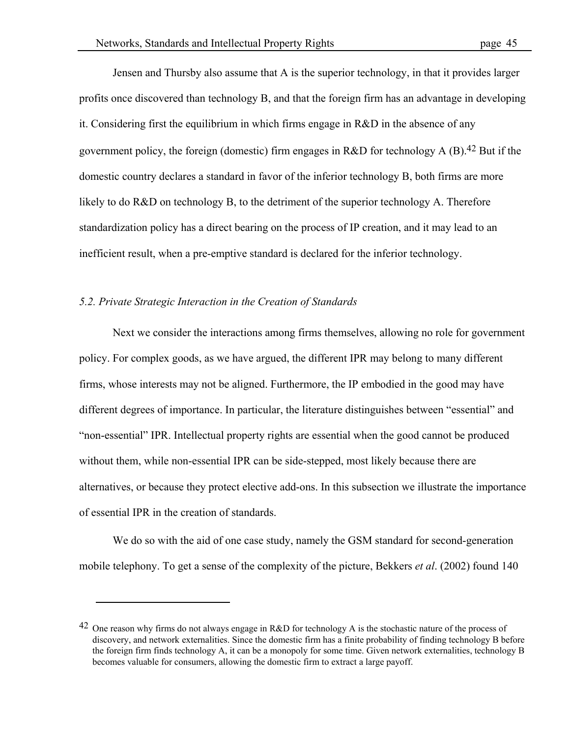Jensen and Thursby also assume that A is the superior technology, in that it provides larger profits once discovered than technology B, and that the foreign firm has an advantage in developing it. Considering first the equilibrium in which firms engage in R&D in the absence of any government policy, the foreign (domestic) firm engages in R&D for technology A (B).[42] But if the domestic country declares a standard in favor of the inferior technology B, both firms are more likely to do R&D on technology B, to the detriment of the superior technology A. Therefore standardization policy has a direct bearing on the process of IP creation, and it may lead to an inefficient result, when a pre-emptive standard is declared for the inferior technology.

### *5.2. Private Strategic Interaction in the Creation of Standards*

Next we consider the interactions among firms themselves, allowing no role for government policy. For complex goods, as we have argued, the different IPR may belong to many different firms, whose interests may not be aligned. Furthermore, the IP embodied in the good may have different degrees of importance. In particular, the literature distinguishes between "essential" and "non-essential" IPR. Intellectual property rights are essential when the good cannot be produced without them, while non-essential IPR can be side-stepped, most likely because there are alternatives, or because they protect elective add-ons. In this subsection we illustrate the importance of essential IPR in the creation of standards.

We do so with the aid of one case study, namely the GSM standard for second-generation mobile telephony. To get a sense of the complexity of the picture, Bekkers *et al*. (2002) found 140

---

[42] One reason why firms do not always engage in R&D for technology A is the stochastic nature of the process of discovery, and network externalities. Since the domestic firm has a finite probability of finding technology B before the foreign firm finds technology A, it can be a monopoly for some time. Given network externalities, technology B becomes valuable for consumers, allowing the domestic firm to extract a large payoff.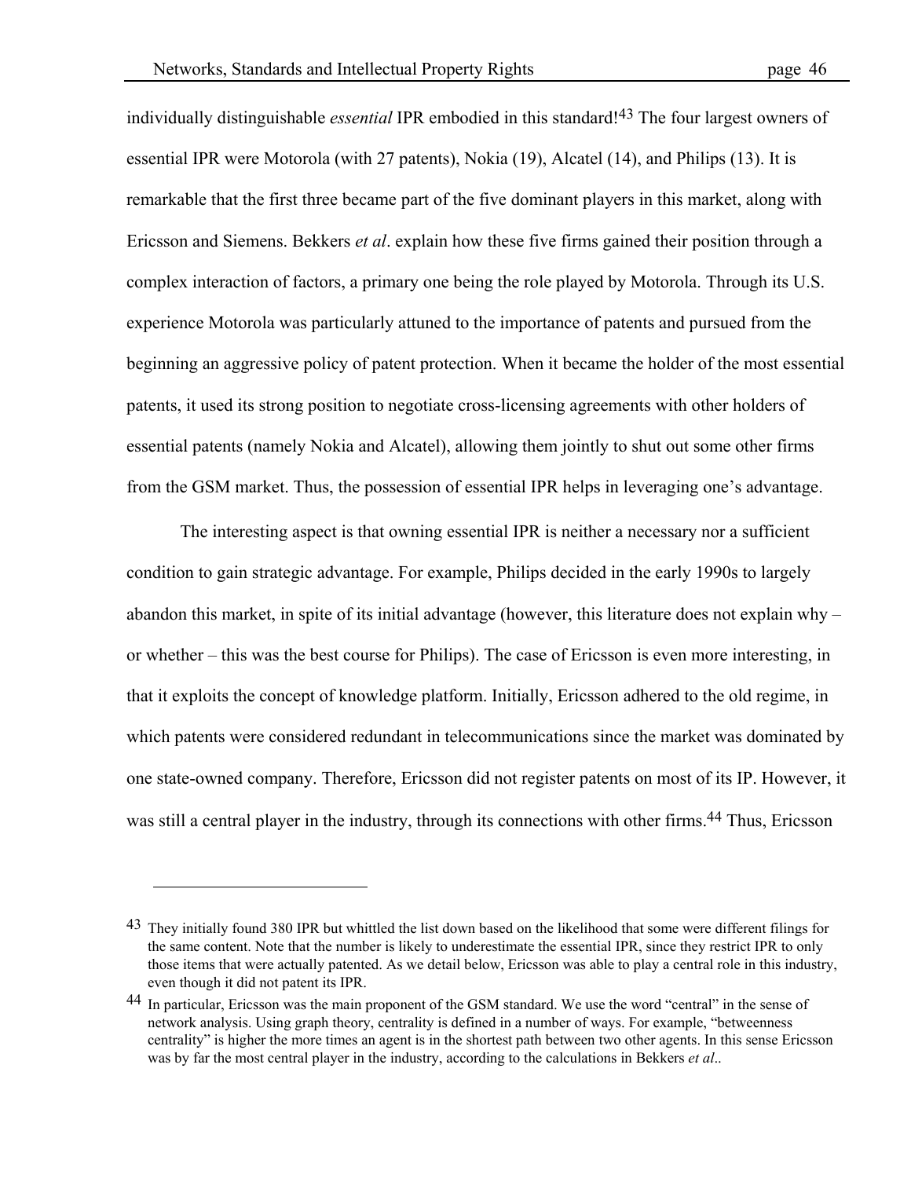individually distinguishable *essential* IPR embodied in this standard![43] The four largest owners of essential IPR were Motorola (with 27 patents), Nokia (19), Alcatel (14), and Philips (13). It is remarkable that the first three became part of the five dominant players in this market, along with Ericsson and Siemens. Bekkers *et al*. explain how these five firms gained their position through a complex interaction of factors, a primary one being the role played by Motorola. Through its U.S. experience Motorola was particularly attuned to the importance of patents and pursued from the beginning an aggressive policy of patent protection. When it became the holder of the most essential patents, it used its strong position to negotiate cross-licensing agreements with other holders of essential patents (namely Nokia and Alcatel), allowing them jointly to shut out some other firms from the GSM market. Thus, the possession of essential IPR helps in leveraging one's advantage.

The interesting aspect is that owning essential IPR is neither a necessary nor a sufficient condition to gain strategic advantage. For example, Philips decided in the early 1990s to largely abandon this market, in spite of its initial advantage (however, this literature does not explain why – or whether – this was the best course for Philips). The case of Ericsson is even more interesting, in that it exploits the concept of knowledge platform. Initially, Ericsson adhered to the old regime, in which patents were considered redundant in telecommunications since the market was dominated by one state-owned company. Therefore, Ericsson did not register patents on most of its IP. However, it was still a central player in the industry, through its connections with other firms.[44] Thus, Ericsson

---

[43] They initially found 380 IPR but whittled the list down based on the likelihood that some were different filings for the same content. Note that the number is likely to underestimate the essential IPR, since they restrict IPR to only those items that were actually patented. As we detail below, Ericsson was able to play a central role in this industry, even though it did not patent its IPR.

[44] In particular, Ericsson was the main proponent of the GSM standard. We use the word "central" in the sense of network analysis. Using graph theory, centrality is defined in a number of ways. For example, "betweenness centrality" is higher the more times an agent is in the shortest path between two other agents. In this sense Ericsson was by far the most central player in the industry, according to the calculations in Bekkers *et al*..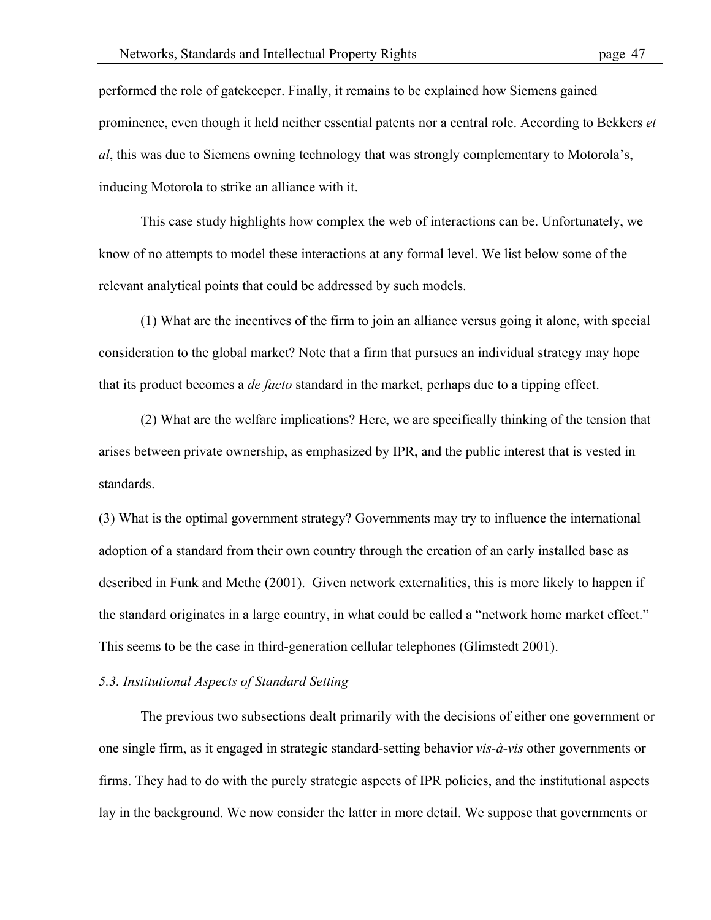performed the role of gatekeeper. Finally, it remains to be explained how Siemens gained prominence, even though it held neither essential patents nor a central role. According to Bekkers *et al*, this was due to Siemens owning technology that was strongly complementary to Motorola's, inducing Motorola to strike an alliance with it.

This case study highlights how complex the web of interactions can be. Unfortunately, we know of no attempts to model these interactions at any formal level. We list below some of the relevant analytical points that could be addressed by such models.

(1) What are the incentives of the firm to join an alliance versus going it alone, with special consideration to the global market? Note that a firm that pursues an individual strategy may hope that its product becomes a *de facto* standard in the market, perhaps due to a tipping effect.

(2) What are the welfare implications? Here, we are specifically thinking of the tension that arises between private ownership, as emphasized by IPR, and the public interest that is vested in standards.

(3) What is the optimal government strategy? Governments may try to influence the international adoption of a standard from their own country through the creation of an early installed base as described in Funk and Methe (2001). Given network externalities, this is more likely to happen if the standard originates in a large country, in what could be called a "network home market effect." This seems to be the case in third-generation cellular telephones (Glimstedt 2001).

### *5.3. Institutional Aspects of Standard Setting*

The previous two subsections dealt primarily with the decisions of either one government or one single firm, as it engaged in strategic standard-setting behavior *vis-à-vis* other governments or firms. They had to do with the purely strategic aspects of IPR policies, and the institutional aspects lay in the background. We now consider the latter in more detail. We suppose that governments or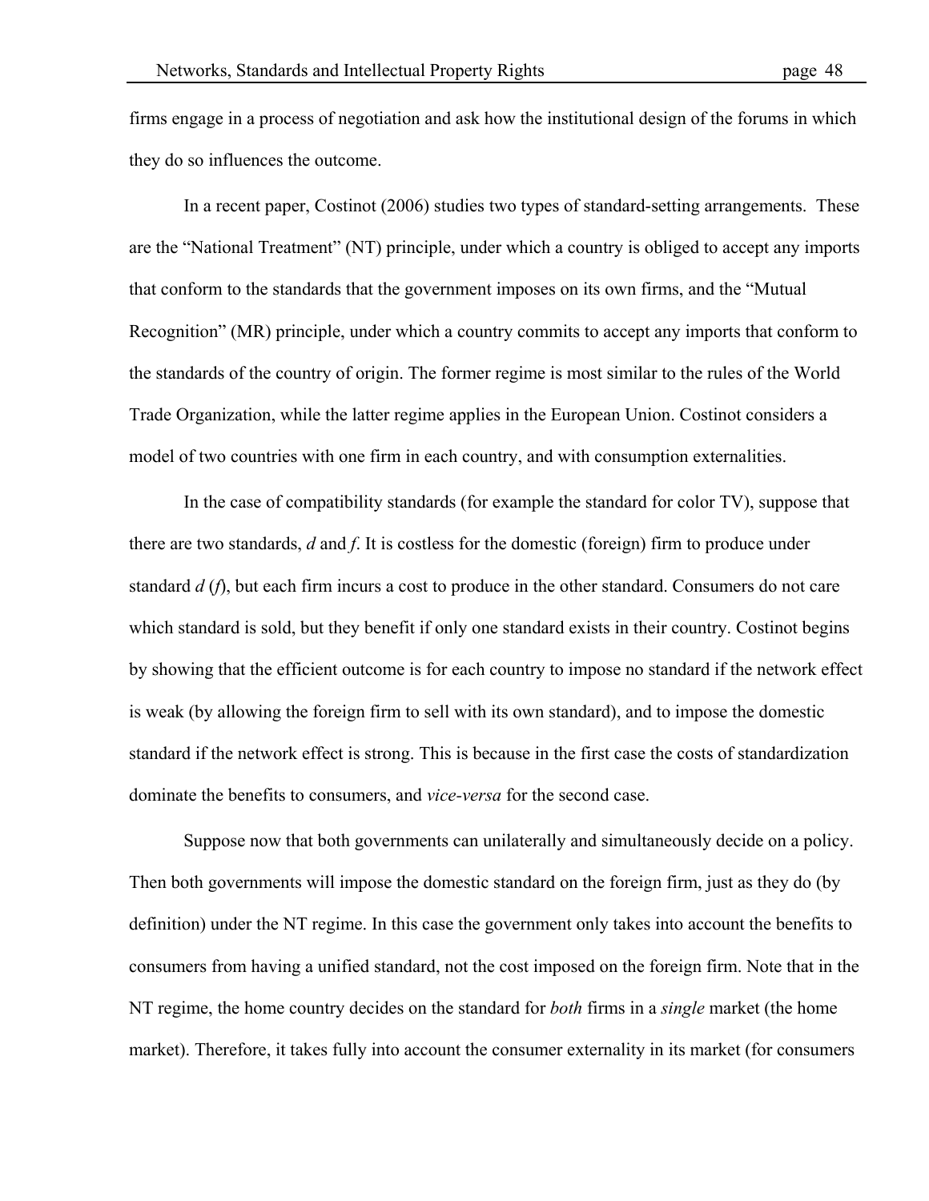firms engage in a process of negotiation and ask how the institutional design of the forums in which they do so influences the outcome.

In a recent paper, Costinot (2006) studies two types of standard-setting arrangements. These are the "National Treatment" (NT) principle, under which a country is obliged to accept any imports that conform to the standards that the government imposes on its own firms, and the "Mutual Recognition" (MR) principle, under which a country commits to accept any imports that conform to the standards of the country of origin. The former regime is most similar to the rules of the World Trade Organization, while the latter regime applies in the European Union. Costinot considers a model of two countries with one firm in each country, and with consumption externalities.

In the case of compatibility standards (for example the standard for color TV), suppose that there are two standards, *d* and *f*. It is costless for the domestic (foreign) firm to produce under standard *d* (*f*), but each firm incurs a cost to produce in the other standard. Consumers do not care which standard is sold, but they benefit if only one standard exists in their country. Costinot begins by showing that the efficient outcome is for each country to impose no standard if the network effect is weak (by allowing the foreign firm to sell with its own standard), and to impose the domestic standard if the network effect is strong. This is because in the first case the costs of standardization dominate the benefits to consumers, and *vice-versa* for the second case.

Suppose now that both governments can unilaterally and simultaneously decide on a policy. Then both governments will impose the domestic standard on the foreign firm, just as they do (by definition) under the NT regime. In this case the government only takes into account the benefits to consumers from having a unified standard, not the cost imposed on the foreign firm. Note that in the NT regime, the home country decides on the standard for *both* firms in a *single* market (the home market). Therefore, it takes fully into account the consumer externality in its market (for consumers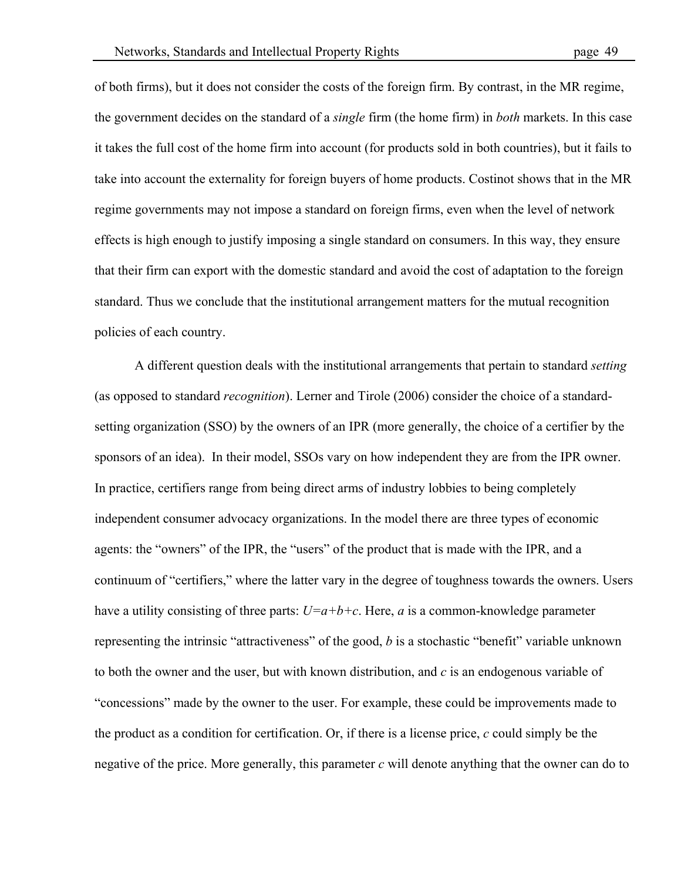of both firms), but it does not consider the costs of the foreign firm. By contrast, in the MR regime, the government decides on the standard of a *single* firm (the home firm) in *both* markets. In this case it takes the full cost of the home firm into account (for products sold in both countries), but it fails to take into account the externality for foreign buyers of home products. Costinot shows that in the MR regime governments may not impose a standard on foreign firms, even when the level of network effects is high enough to justify imposing a single standard on consumers. In this way, they ensure that their firm can export with the domestic standard and avoid the cost of adaptation to the foreign standard. Thus we conclude that the institutional arrangement matters for the mutual recognition policies of each country.

A different question deals with the institutional arrangements that pertain to standard *setting* (as opposed to standard *recognition*). Lerner and Tirole (2006) consider the choice of a standard-setting organization (SSO) by the owners of an IPR (more generally, the choice of a certifier by the sponsors of an idea). In their model, SSOs vary on how independent they are from the IPR owner. In practice, certifiers range from being direct arms of industry lobbies to being completely independent consumer advocacy organizations. In the model there are three types of economic agents: the "owners" of the IPR, the "users" of the product that is made with the IPR, and a continuum of "certifiers," where the latter vary in the degree of toughness towards the owners. Users have a utility consisting of three parts: $U=a+b+c$. Here, $a$ is a common-knowledge parameter representing the intrinsic "attractiveness" of the good, $b$ is a stochastic "benefit" variable unknown to both the owner and the user, but with known distribution, and $c$ is an endogenous variable of "concessions" made by the owner to the user. For example, these could be improvements made to the product as a condition for certification. Or, if there is a license price, $c$ could simply be the negative of the price. More generally, this parameter $c$ will denote anything that the owner can do to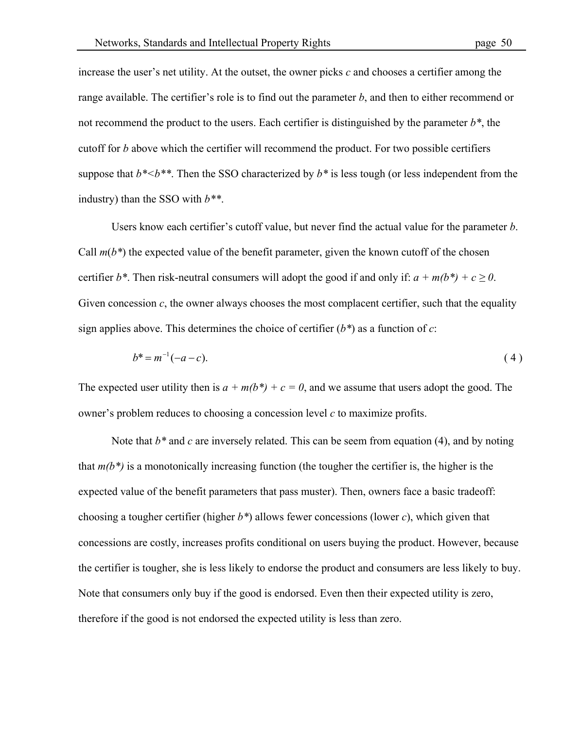increase the user's net utility. At the outset, the owner picks $c$ and chooses a certifier among the range available. The certifier's role is to find out the parameter $b$, and then to either recommend or not recommend the product to the users. Each certifier is distinguished by the parameter $b^*$, the cutoff for $b$ above which the certifier will recommend the product. For two possible certifiers suppose that $b^* < b^{**}$. Then the SSO characterized by $b^*$ is less tough (or less independent from the industry) than the SSO with $b^{**}$.

Users know each certifier's cutoff value, but never find the actual value for the parameter $b$. Call $m(b^*)$ the expected value of the benefit parameter, given the known cutoff of the chosen certifier $b^*$. Then risk-neutral consumers will adopt the good if and only if: $a + m(b^*) + c \geq 0$. Given concession $c$, the owner always chooses the most complacent certifier, such that the equality sign applies above. This determines the choice of certifier ($b^*$) as a function of $c$:

$$b^* = m^{-1}(-a - c). \tag{4}$$

The expected user utility then is $a + m(b^*) + c = 0$, and we assume that users adopt the good. The owner's problem reduces to choosing a concession level $c$ to maximize profits.

Note that $b^*$ and $c$ are inversely related. This can be seem from equation (4), and by noting that $m(b^*)$ is a monotonically increasing function (the tougher the certifier is, the higher is the expected value of the benefit parameters that pass muster). Then, owners face a basic tradeoff: choosing a tougher certifier (higher $b^*$) allows fewer concessions (lower $c$), which given that concessions are costly, increases profits conditional on users buying the product. However, because the certifier is tougher, she is less likely to endorse the product and consumers are less likely to buy. Note that consumers only buy if the good is endorsed. Even then their expected utility is zero, therefore if the good is not endorsed the expected utility is less than zero.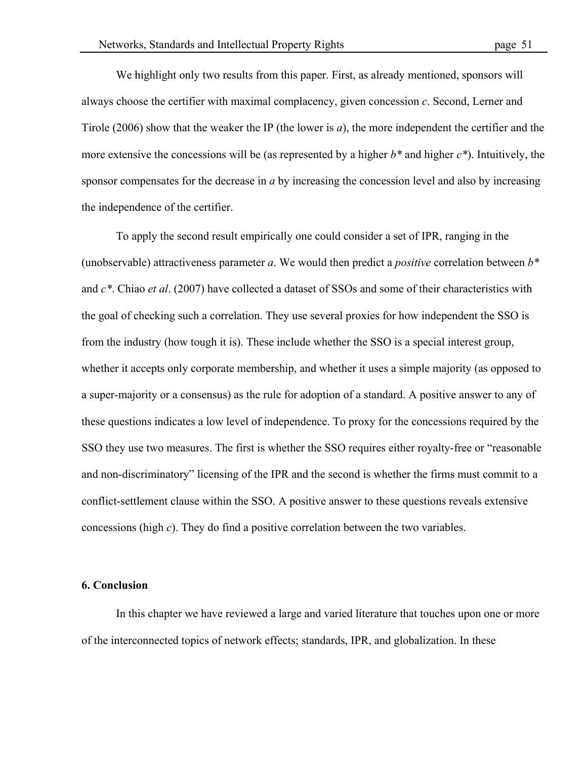We highlight only two results from this paper. First, as already mentioned, sponsors will always choose the certifier with maximal complacency, given concession $c$. Second, Lerner and Tirole (2006) show that the weaker the IP (the lower is $a$), the more independent the certifier and the more extensive the concessions will be (as represented by a higher $b^*$ and higher $c^*$). Intuitively, the sponsor compensates for the decrease in $a$ by increasing the concession level and also by increasing the independence of the certifier.

To apply the second result empirically one could consider a set of IPR, ranging in the (unobservable) attractiveness parameter $a$. We would then predict a *positive* correlation between $b^*$ and $c^*$. Chiao *et al*. (2007) have collected a dataset of SSOs and some of their characteristics with the goal of checking such a correlation. They use several proxies for how independent the SSO is from the industry (how tough it is). These include whether the SSO is a special interest group, whether it accepts only corporate membership, and whether it uses a simple majority (as opposed to a super-majority or a consensus) as the rule for adoption of a standard. A positive answer to any of these questions indicates a low level of independence. To proxy for the concessions required by the SSO they use two measures. The first is whether the SSO requires either royalty-free or "reasonable and non-discriminatory" licensing of the IPR and the second is whether the firms must commit to a conflict-settlement clause within the SSO. A positive answer to these questions reveals extensive concessions (high $c$). They do find a positive correlation between the two variables.

## 6. Conclusion

In this chapter we have reviewed a large and varied literature that touches upon one or more of the interconnected topics of network effects; standards, IPR, and globalization. In these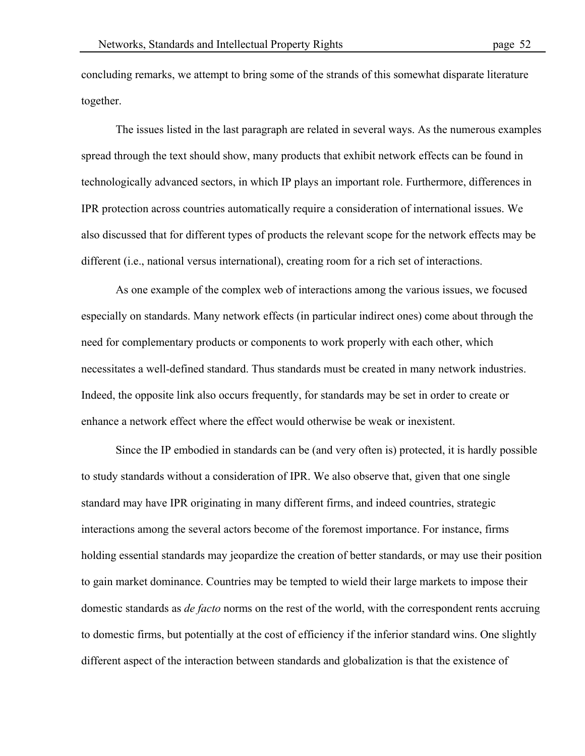concluding remarks, we attempt to bring some of the strands of this somewhat disparate literature together.

The issues listed in the last paragraph are related in several ways. As the numerous examples spread through the text should show, many products that exhibit network effects can be found in technologically advanced sectors, in which IP plays an important role. Furthermore, differences in IPR protection across countries automatically require a consideration of international issues. We also discussed that for different types of products the relevant scope for the network effects may be different (i.e., national versus international), creating room for a rich set of interactions.

As one example of the complex web of interactions among the various issues, we focused especially on standards. Many network effects (in particular indirect ones) come about through the need for complementary products or components to work properly with each other, which necessitates a well-defined standard. Thus standards must be created in many network industries. Indeed, the opposite link also occurs frequently, for standards may be set in order to create or enhance a network effect where the effect would otherwise be weak or inexistent.

Since the IP embodied in standards can be (and very often is) protected, it is hardly possible to study standards without a consideration of IPR. We also observe that, given that one single standard may have IPR originating in many different firms, and indeed countries, strategic interactions among the several actors become of the foremost importance. For instance, firms holding essential standards may jeopardize the creation of better standards, or may use their position to gain market dominance. Countries may be tempted to wield their large markets to impose their domestic standards as *de facto* norms on the rest of the world, with the correspondent rents accruing to domestic firms, but potentially at the cost of efficiency if the inferior standard wins. One slightly different aspect of the interaction between standards and globalization is that the existence of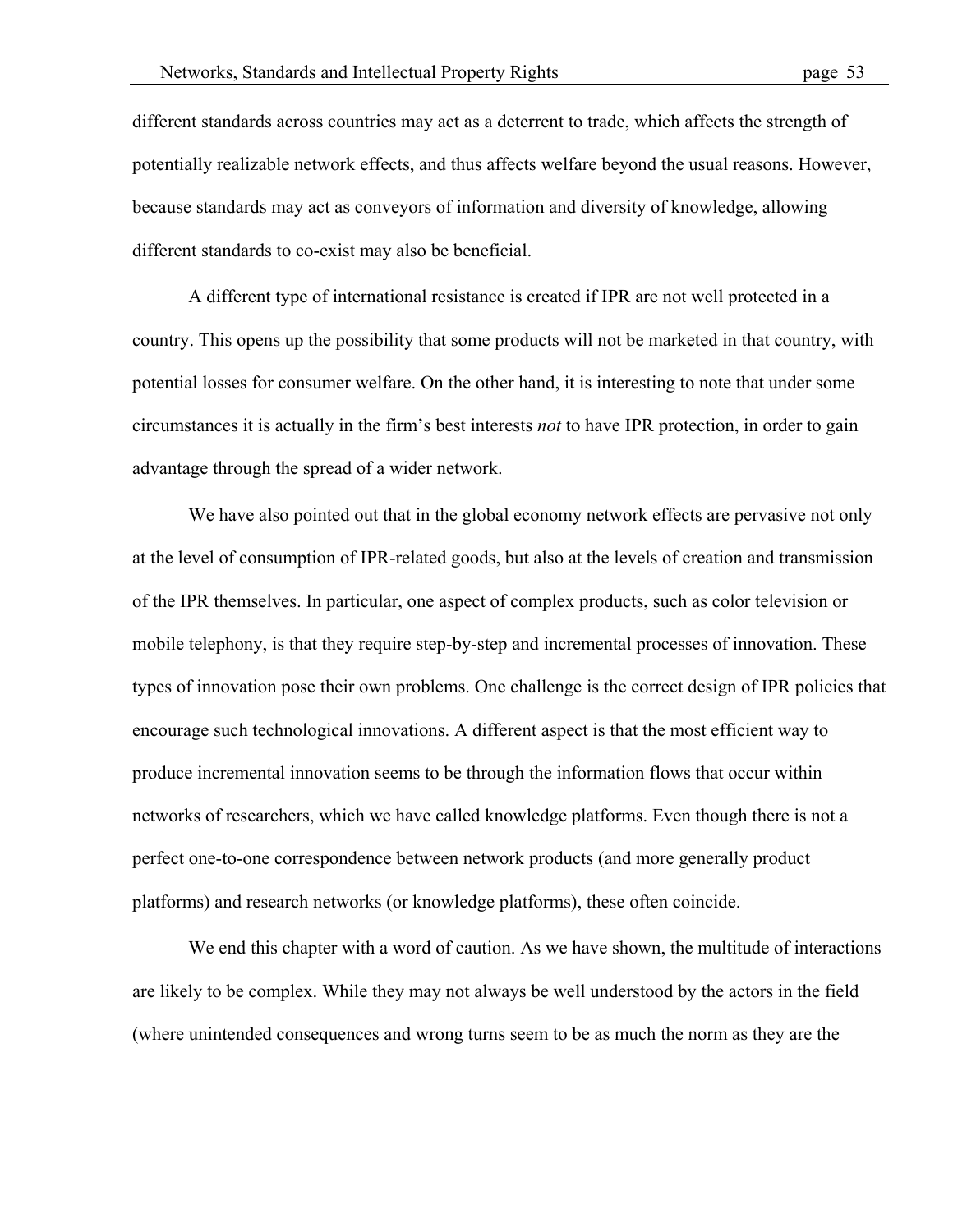different standards across countries may act as a deterrent to trade, which affects the strength of potentially realizable network effects, and thus affects welfare beyond the usual reasons. However, because standards may act as conveyors of information and diversity of knowledge, allowing different standards to co-exist may also be beneficial.

A different type of international resistance is created if IPR are not well protected in a country. This opens up the possibility that some products will not be marketed in that country, with potential losses for consumer welfare. On the other hand, it is interesting to note that under some circumstances it is actually in the firm's best interests *not* to have IPR protection, in order to gain advantage through the spread of a wider network.

We have also pointed out that in the global economy network effects are pervasive not only at the level of consumption of IPR-related goods, but also at the levels of creation and transmission of the IPR themselves. In particular, one aspect of complex products, such as color television or mobile telephony, is that they require step-by-step and incremental processes of innovation. These types of innovation pose their own problems. One challenge is the correct design of IPR policies that encourage such technological innovations. A different aspect is that the most efficient way to produce incremental innovation seems to be through the information flows that occur within networks of researchers, which we have called knowledge platforms. Even though there is not a perfect one-to-one correspondence between network products (and more generally product platforms) and research networks (or knowledge platforms), these often coincide.

We end this chapter with a word of caution. As we have shown, the multitude of interactions are likely to be complex. While they may not always be well understood by the actors in the field (where unintended consequences and wrong turns seem to be as much the norm as they are the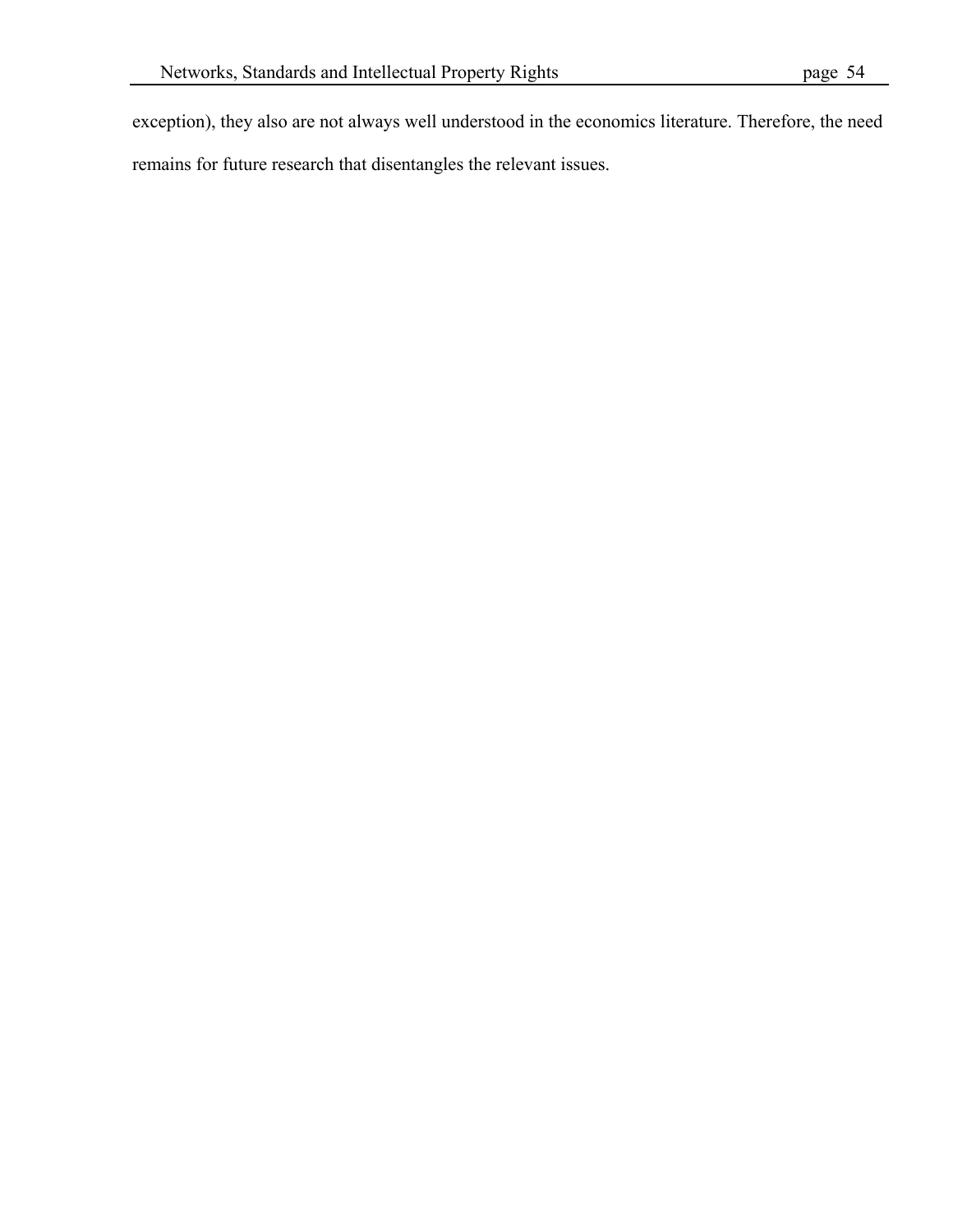exception), they also are not always well understood in the economics literature. Therefore, the need remains for future research that disentangles the relevant issues.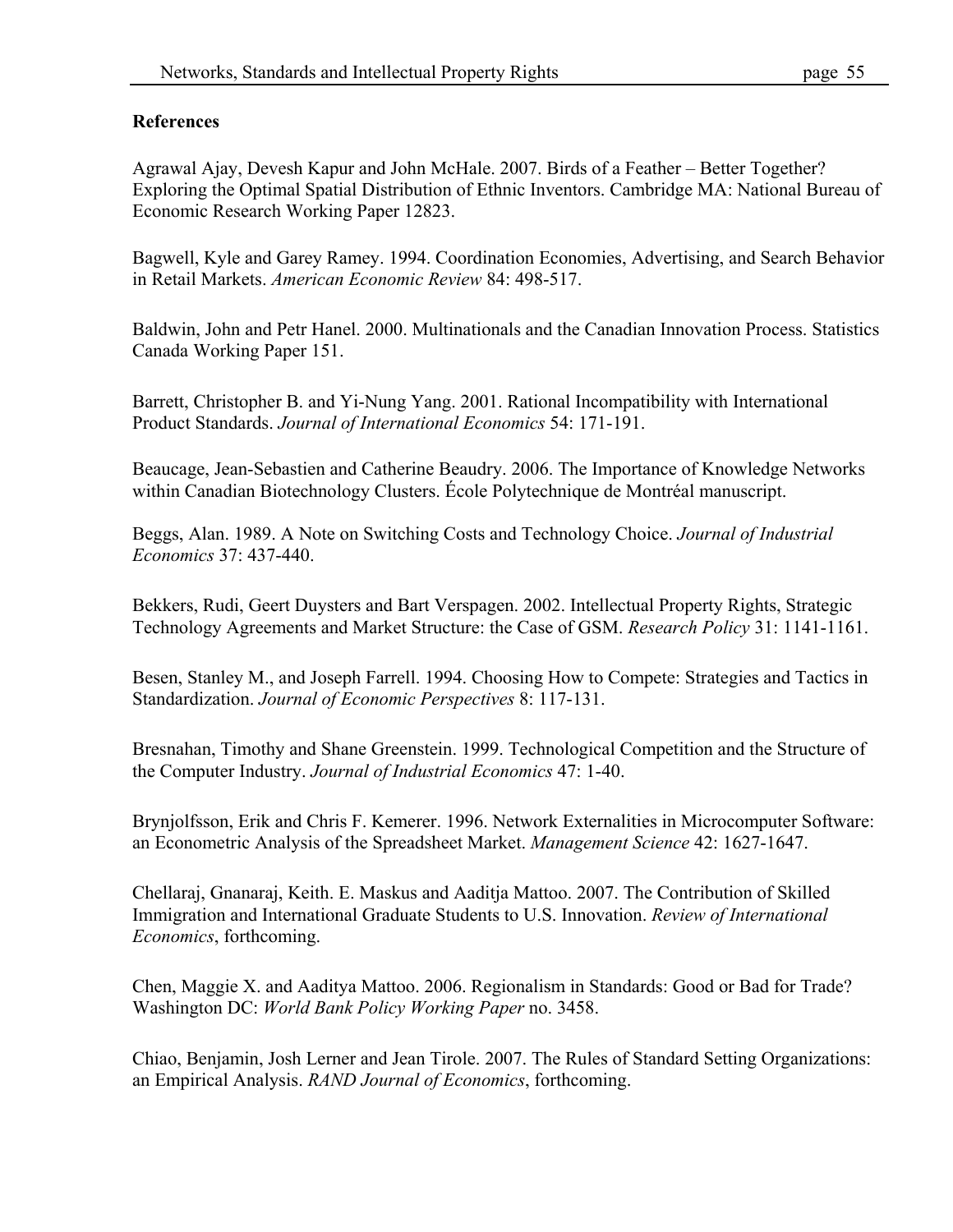**References**

Agrawal Ajay, Devesh Kapur and John McHale. 2007. Birds of a Feather – Better Together? Exploring the Optimal Spatial Distribution of Ethnic Inventors. Cambridge MA: National Bureau of Economic Research Working Paper 12823.

Bagwell, Kyle and Garey Ramey. 1994. Coordination Economies, Advertising, and Search Behavior in Retail Markets. *American Economic Review* 84: 498-517.

Baldwin, John and Petr Hanel. 2000. Multinationals and the Canadian Innovation Process. Statistics Canada Working Paper 151.

Barrett, Christopher B. and Yi-Nung Yang. 2001. Rational Incompatibility with International Product Standards. *Journal of International Economics* 54: 171-191.

Beaucage, Jean-Sebastien and Catherine Beaudry. 2006. The Importance of Knowledge Networks within Canadian Biotechnology Clusters. École Polytechnique de Montréal manuscript.

Beggs, Alan. 1989. A Note on Switching Costs and Technology Choice. *Journal of Industrial Economics* 37: 437-440.

Bekkers, Rudi, Geert Duysters and Bart Verspagen. 2002. Intellectual Property Rights, Strategic Technology Agreements and Market Structure: the Case of GSM. *Research Policy* 31: 1141-1161.

Besen, Stanley M., and Joseph Farrell. 1994. Choosing How to Compete: Strategies and Tactics in Standardization. *Journal of Economic Perspectives* 8: 117-131.

Bresnahan, Timothy and Shane Greenstein. 1999. Technological Competition and the Structure of the Computer Industry. *Journal of Industrial Economics* 47: 1-40.

Brynjolfsson, Erik and Chris F. Kemerer. 1996. Network Externalities in Microcomputer Software: an Econometric Analysis of the Spreadsheet Market. *Management Science* 42: 1627-1647.

Chellaraj, Gnanaraj, Keith. E. Maskus and Aaditja Mattoo. 2007. The Contribution of Skilled Immigration and International Graduate Students to U.S. Innovation. *Review of International Economics*, forthcoming.

Chen, Maggie X. and Aaditya Mattoo. 2006. Regionalism in Standards: Good or Bad for Trade? Washington DC: *World Bank Policy Working Paper* no. 3458.

Chiao, Benjamin, Josh Lerner and Jean Tirole. 2007. The Rules of Standard Setting Organizations: an Empirical Analysis. *RAND Journal of Economics*, forthcoming.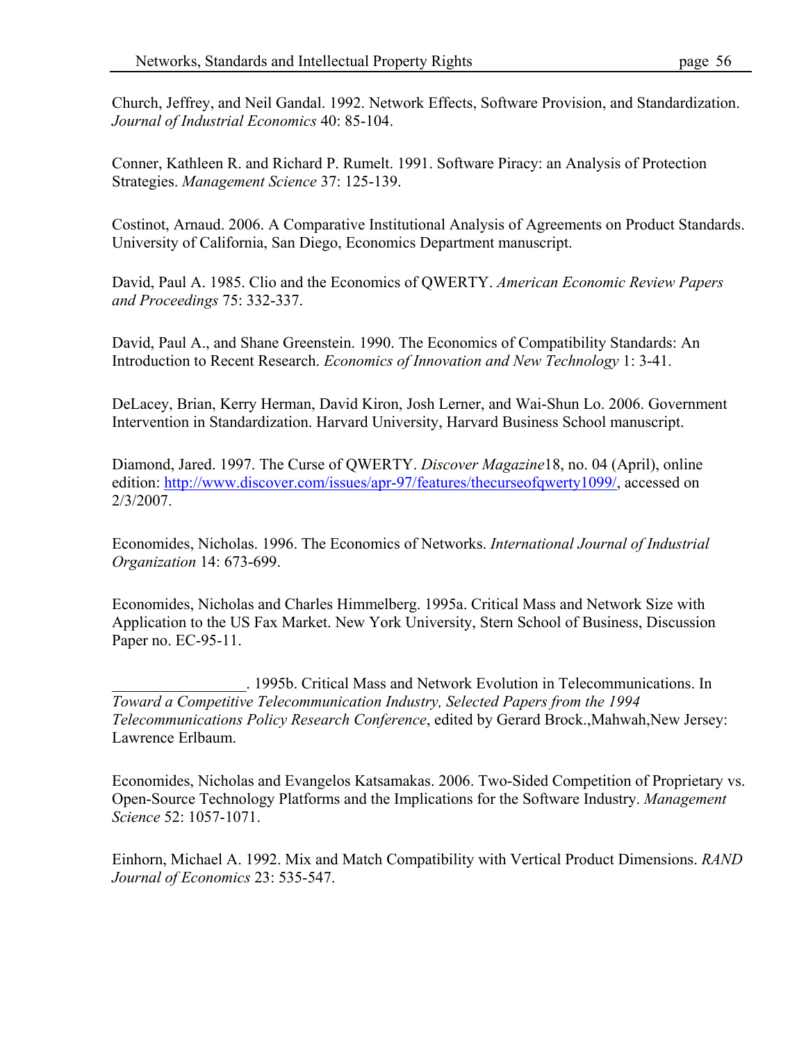Church, Jeffrey, and Neil Gandal. 1992. Network Effects, Software Provision, and Standardization. *Journal of Industrial Economics* 40: 85-104.

Conner, Kathleen R. and Richard P. Rumelt. 1991. Software Piracy: an Analysis of Protection Strategies. *Management Science* 37: 125-139.

Costinot, Arnaud. 2006. A Comparative Institutional Analysis of Agreements on Product Standards. University of California, San Diego, Economics Department manuscript.

David, Paul A. 1985. Clio and the Economics of QWERTY. *American Economic Review Papers and Proceedings* 75: 332-337.

David, Paul A., and Shane Greenstein. 1990. The Economics of Compatibility Standards: An Introduction to Recent Research. *Economics of Innovation and New Technology* 1: 3-41.

DeLacey, Brian, Kerry Herman, David Kiron, Josh Lerner, and Wai-Shun Lo. 2006. Government Intervention in Standardization. Harvard University, Harvard Business School manuscript.

Diamond, Jared. 1997. The Curse of QWERTY. *Discover Magazine*18, no. 04 (April), online edition: http://www.discover.com/issues/apr-97/features/thecurseofqwerty1099/, accessed on 2/3/2007.

Economides, Nicholas. 1996. The Economics of Networks. *International Journal of Industrial Organization* 14: 673-699.

Economides, Nicholas and Charles Himmelberg. 1995a. Critical Mass and Network Size with Application to the US Fax Market. New York University, Stern School of Business, Discussion Paper no. EC-95-11.

________________. 1995b. Critical Mass and Network Evolution in Telecommunications. In *Toward a Competitive Telecommunication Industry, Selected Papers from the 1994 Telecommunications Policy Research Conference*, edited by Gerard Brock.,Mahwah,New Jersey: Lawrence Erlbaum.

Economides, Nicholas and Evangelos Katsamakas. 2006. Two-Sided Competition of Proprietary vs. Open-Source Technology Platforms and the Implications for the Software Industry. *Management Science* 52: 1057-1071.

Einhorn, Michael A. 1992. Mix and Match Compatibility with Vertical Product Dimensions. *RAND Journal of Economics* 23: 535-547.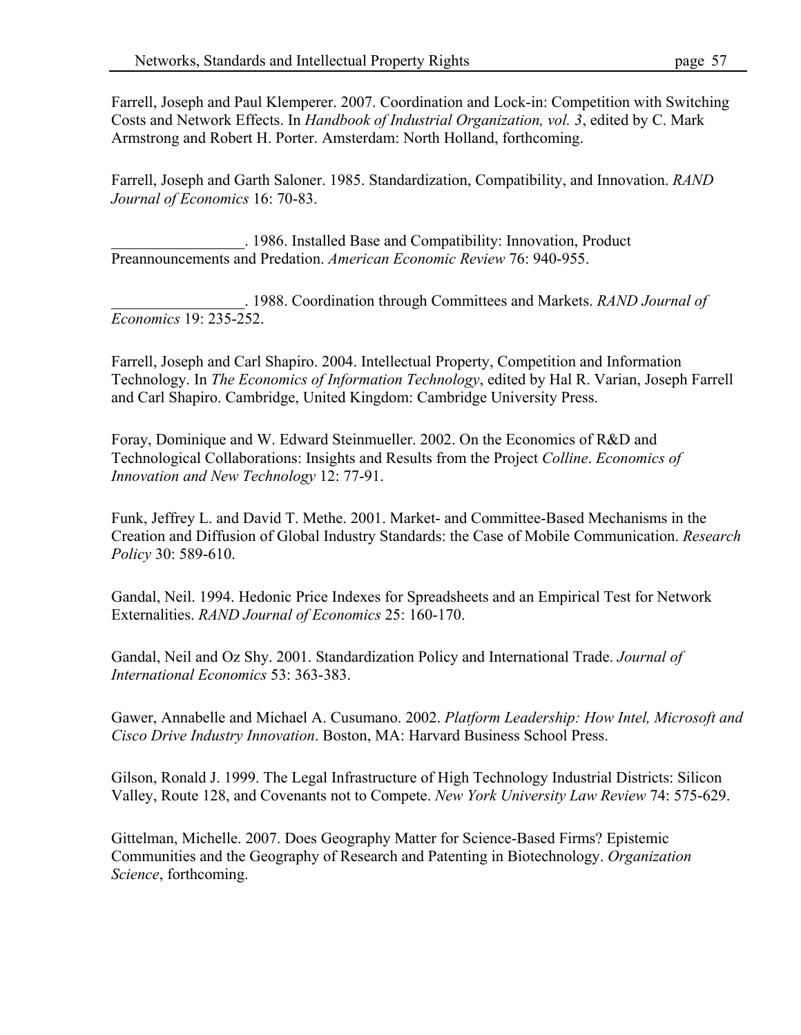Farrell, Joseph and Paul Klemperer. 2007. Coordination and Lock-in: Competition with Switching Costs and Network Effects. In *Handbook of Industrial Organization, vol. 3*, edited by C. Mark Armstrong and Robert H. Porter. Amsterdam: North Holland, forthcoming.

Farrell, Joseph and Garth Saloner. 1985. Standardization, Compatibility, and Innovation. *RAND Journal of Economics* 16: 70-83.

_________________. 1986. Installed Base and Compatibility: Innovation, Product Preannouncements and Predation. *American Economic Review* 76: 940-955.

_________________. 1988. Coordination through Committees and Markets. *RAND Journal of Economics* 19: 235-252.

Farrell, Joseph and Carl Shapiro. 2004. Intellectual Property, Competition and Information Technology. In *The Economics of Information Technology*, edited by Hal R. Varian, Joseph Farrell and Carl Shapiro. Cambridge, United Kingdom: Cambridge University Press.

Foray, Dominique and W. Edward Steinmueller. 2002. On the Economics of R&D and Technological Collaborations: Insights and Results from the Project *Colline*. *Economics of Innovation and New Technology* 12: 77-91.

Funk, Jeffrey L. and David T. Methe. 2001. Market- and Committee-Based Mechanisms in the Creation and Diffusion of Global Industry Standards: the Case of Mobile Communication. *Research Policy* 30: 589-610.

Gandal, Neil. 1994. Hedonic Price Indexes for Spreadsheets and an Empirical Test for Network Externalities. *RAND Journal of Economics* 25: 160-170.

Gandal, Neil and Oz Shy. 2001. Standardization Policy and International Trade. *Journal of International Economics* 53: 363-383.

Gawer, Annabelle and Michael A. Cusumano. 2002. *Platform Leadership: How Intel, Microsoft and Cisco Drive Industry Innovation*. Boston, MA: Harvard Business School Press.

Gilson, Ronald J. 1999. The Legal Infrastructure of High Technology Industrial Districts: Silicon Valley, Route 128, and Covenants not to Compete. *New York University Law Review* 74: 575-629.

Gittelman, Michelle. 2007. Does Geography Matter for Science-Based Firms? Epistemic Communities and the Geography of Research and Patenting in Biotechnology. *Organization Science*, forthcoming.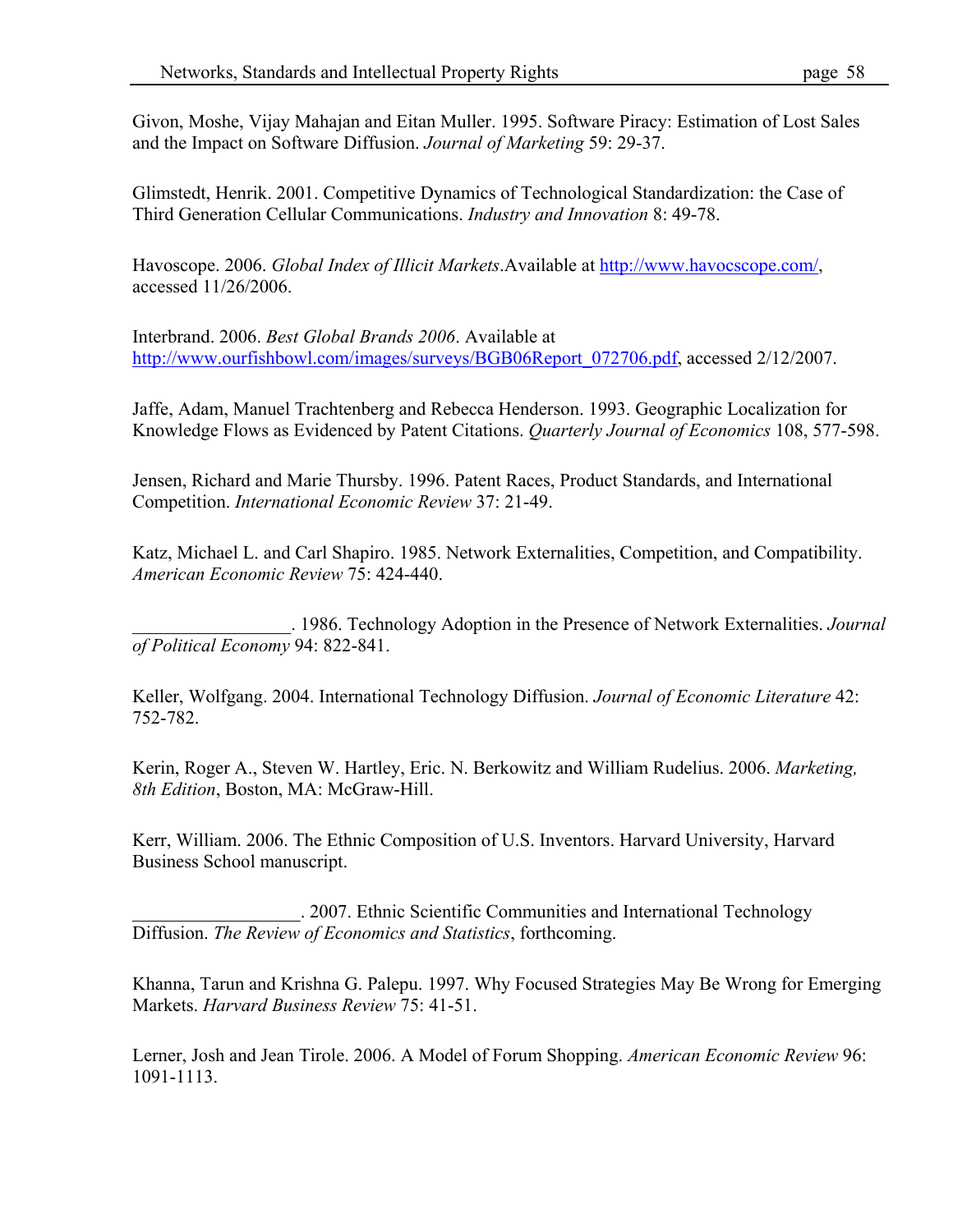Givon, Moshe, Vijay Mahajan and Eitan Muller. 1995. Software Piracy: Estimation of Lost Sales and the Impact on Software Diffusion. *Journal of Marketing* 59: 29-37.

Glimstedt, Henrik. 2001. Competitive Dynamics of Technological Standardization: the Case of Third Generation Cellular Communications. *Industry and Innovation* 8: 49-78.

Havoscope. 2006. *Global Index of Illicit Markets*.Available at http://www.havocscope.com/, accessed 11/26/2006.

Interbrand. 2006. *Best Global Brands 2006*. Available at http://www.ourfishbowl.com/images/surveys/BGB06Report_072706.pdf, accessed 2/12/2007.

Jaffe, Adam, Manuel Trachtenberg and Rebecca Henderson. 1993. Geographic Localization for Knowledge Flows as Evidenced by Patent Citations. *Quarterly Journal of Economics* 108, 577-598.

Jensen, Richard and Marie Thursby. 1996. Patent Races, Product Standards, and International Competition. *International Economic Review* 37: 21-49.

Katz, Michael L. and Carl Shapiro. 1985. Network Externalities, Competition, and Compatibility. *American Economic Review* 75: 424-440.

________________. 1986. Technology Adoption in the Presence of Network Externalities. *Journal of Political Economy* 94: 822-841.

Keller, Wolfgang. 2004. International Technology Diffusion. *Journal of Economic Literature* 42: 752-782.

Kerin, Roger A., Steven W. Hartley, Eric. N. Berkowitz and William Rudelius. 2006. *Marketing, 8th Edition*, Boston, MA: McGraw-Hill.

Kerr, William. 2006. The Ethnic Composition of U.S. Inventors. Harvard University, Harvard Business School manuscript.

__________________. 2007. Ethnic Scientific Communities and International Technology Diffusion. *The Review of Economics and Statistics*, forthcoming.

Khanna, Tarun and Krishna G. Palepu. 1997. Why Focused Strategies May Be Wrong for Emerging Markets. *Harvard Business Review* 75: 41-51.

Lerner, Josh and Jean Tirole. 2006. A Model of Forum Shopping. *American Economic Review* 96: 1091-1113.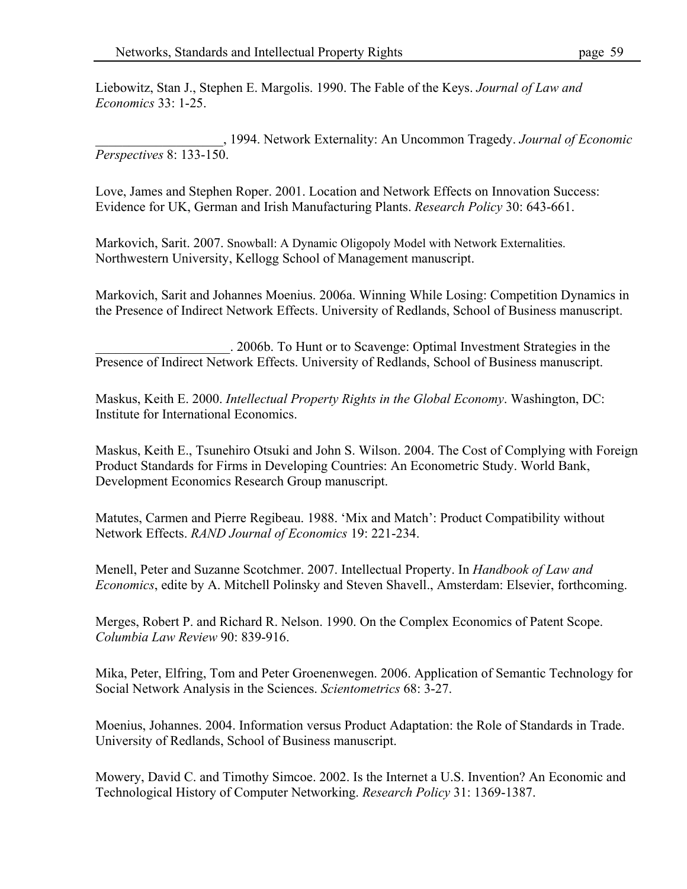Liebowitz, Stan J., Stephen E. Margolis. 1990. The Fable of the Keys. *Journal of Law and Economics* 33: 1-25.

___________________, 1994. Network Externality: An Uncommon Tragedy. *Journal of Economic Perspectives* 8: 133-150.

Love, James and Stephen Roper. 2001. Location and Network Effects on Innovation Success: Evidence for UK, German and Irish Manufacturing Plants. *Research Policy* 30: 643-661.

Markovich, Sarit. 2007. Snowball: A Dynamic Oligopoly Model with Network Externalities. Northwestern University, Kellogg School of Management manuscript.

Markovich, Sarit and Johannes Moenius. 2006a. Winning While Losing: Competition Dynamics in the Presence of Indirect Network Effects. University of Redlands, School of Business manuscript.

____________________. 2006b. To Hunt or to Scavenge: Optimal Investment Strategies in the Presence of Indirect Network Effects. University of Redlands, School of Business manuscript.

Maskus, Keith E. 2000. *Intellectual Property Rights in the Global Economy*. Washington, DC: Institute for International Economics.

Maskus, Keith E., Tsunehiro Otsuki and John S. Wilson. 2004. The Cost of Complying with Foreign Product Standards for Firms in Developing Countries: An Econometric Study. World Bank, Development Economics Research Group manuscript.

Matutes, Carmen and Pierre Regibeau. 1988. 'Mix and Match': Product Compatibility without Network Effects. *RAND Journal of Economics* 19: 221-234.

Menell, Peter and Suzanne Scotchmer. 2007. Intellectual Property. In *Handbook of Law and Economics*, edite by A. Mitchell Polinsky and Steven Shavell., Amsterdam: Elsevier, forthcoming.

Merges, Robert P. and Richard R. Nelson. 1990. On the Complex Economics of Patent Scope. *Columbia Law Review* 90: 839-916.

Mika, Peter, Elfring, Tom and Peter Groenenwegen. 2006. Application of Semantic Technology for Social Network Analysis in the Sciences. *Scientometrics* 68: 3-27.

Moenius, Johannes. 2004. Information versus Product Adaptation: the Role of Standards in Trade. University of Redlands, School of Business manuscript.

Mowery, David C. and Timothy Simcoe. 2002. Is the Internet a U.S. Invention? An Economic and Technological History of Computer Networking. *Research Policy* 31: 1369-1387.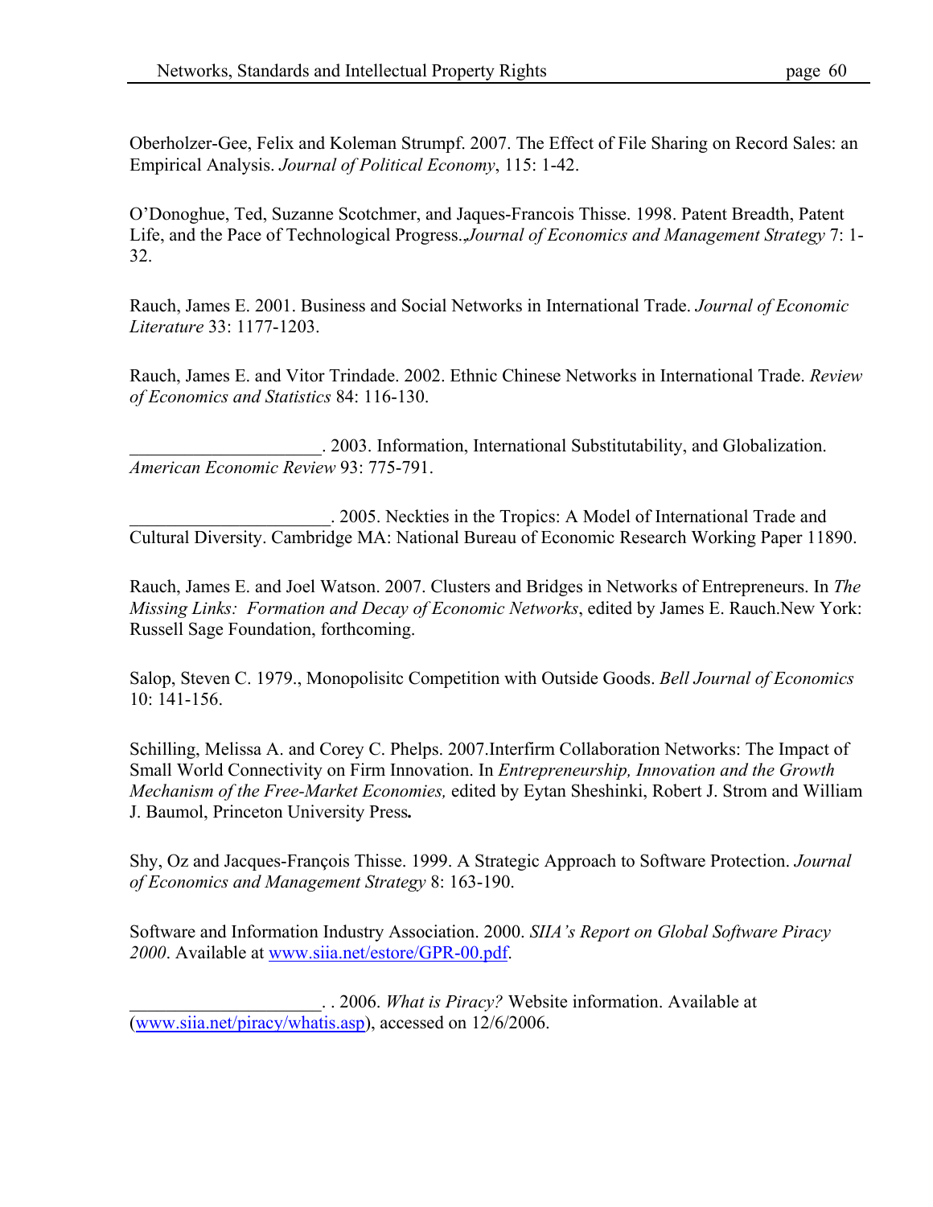Oberholzer-Gee, Felix and Koleman Strumpf. 2007. The Effect of File Sharing on Record Sales: an Empirical Analysis. *Journal of Political Economy*, 115: 1-42.

O'Donoghue, Ted, Suzanne Scotchmer, and Jaques-Francois Thisse. 1998. Patent Breadth, Patent Life, and the Pace of Technological Progress.,*Journal of Economics and Management Strategy* 7: 1-32.

Rauch, James E. 2001. Business and Social Networks in International Trade. *Journal of Economic Literature* 33: 1177-1203.

Rauch, James E. and Vitor Trindade. 2002. Ethnic Chinese Networks in International Trade. *Review of Economics and Statistics* 84: 116-130.

_____________________. 2003. Information, International Substitutability, and Globalization. *American Economic Review* 93: 775-791.

______________________. 2005. Neckties in the Tropics: A Model of International Trade and Cultural Diversity. Cambridge MA: National Bureau of Economic Research Working Paper 11890.

Rauch, James E. and Joel Watson. 2007. Clusters and Bridges in Networks of Entrepreneurs. In *The Missing Links: Formation and Decay of Economic Networks*, edited by James E. Rauch.New York: Russell Sage Foundation, forthcoming.

Salop, Steven C. 1979., Monopolisitc Competition with Outside Goods. *Bell Journal of Economics* 10: 141-156.

Schilling, Melissa A. and Corey C. Phelps. 2007.Interfirm Collaboration Networks: The Impact of Small World Connectivity on Firm Innovation. In *Entrepreneurship, Innovation and the Growth Mechanism of the Free-Market Economies,* edited by Eytan Sheshinki, Robert J. Strom and William J. Baumol, Princeton University Press**.**

Shy, Oz and Jacques-François Thisse. 1999. A Strategic Approach to Software Protection. *Journal of Economics and Management Strategy* 8: 163-190.

Software and Information Industry Association. 2000. *SIIA's Report on Global Software Piracy 2000*. Available at www.siia.net/estore/GPR-00.pdf.

_____________________. . 2006. *What is Piracy?* Website information. Available at (www.siia.net/piracy/whatis.asp), accessed on 12/6/2006.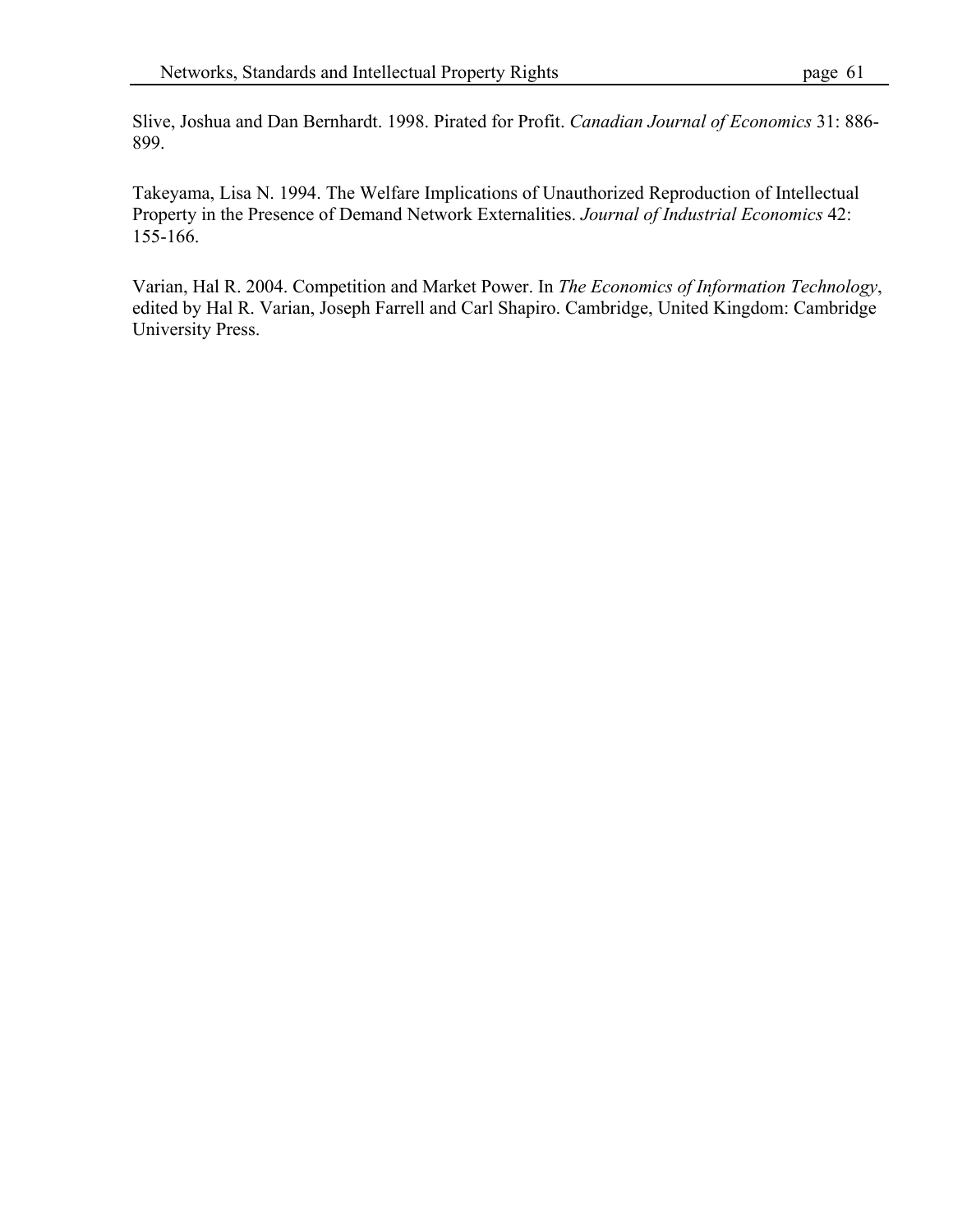Slive, Joshua and Dan Bernhardt. 1998. Pirated for Profit. *Canadian Journal of Economics* 31: 886-899.

Takeyama, Lisa N. 1994. The Welfare Implications of Unauthorized Reproduction of Intellectual Property in the Presence of Demand Network Externalities. *Journal of Industrial Economics* 42: 155-166.

Varian, Hal R. 2004. Competition and Market Power. In *The Economics of Information Technology*, edited by Hal R. Varian, Joseph Farrell and Carl Shapiro. Cambridge, United Kingdom: Cambridge University Press.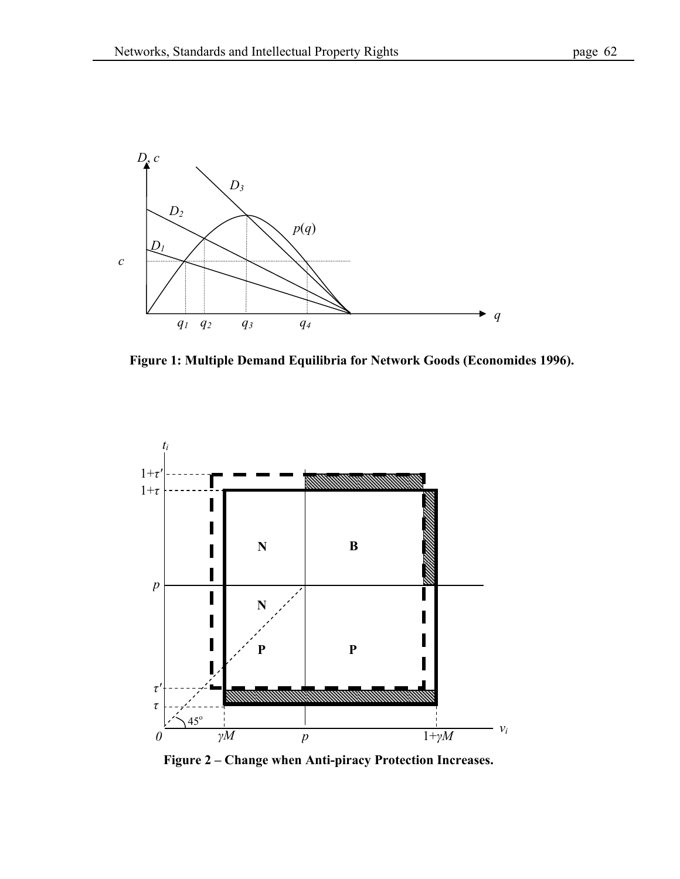**Figure 1: Multiple Demand Equilibria for Network Goods (Economides 1996).**

**Figure 2 – Change when Anti-piracy Protection Increases.**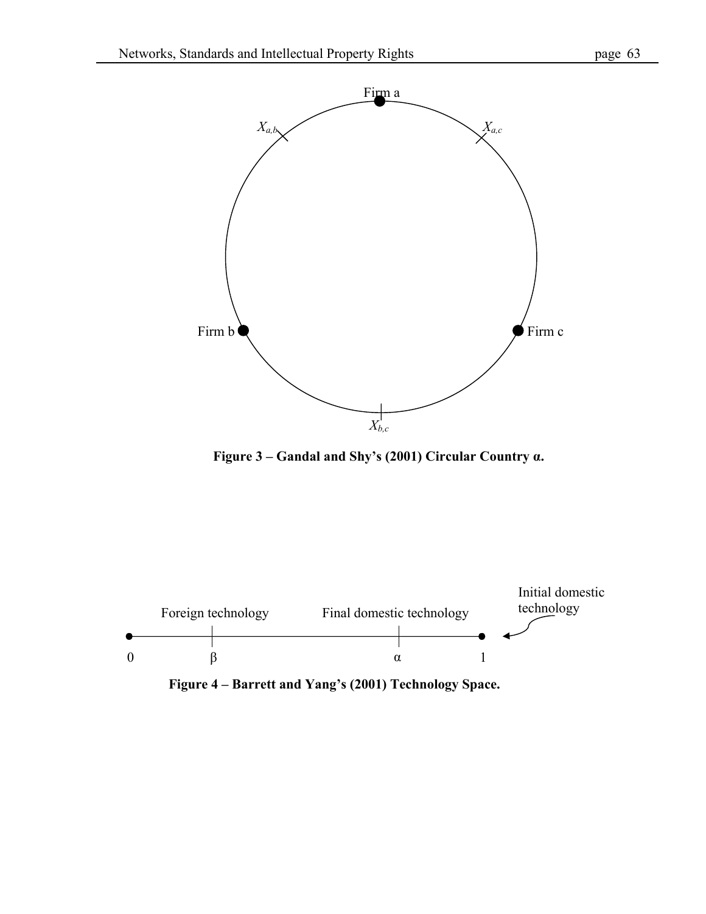Figure 3 – Gandal and Shy's (2001) Circular Country α.

Figure 4 – Barrett and Yang's (2001) Technology Space.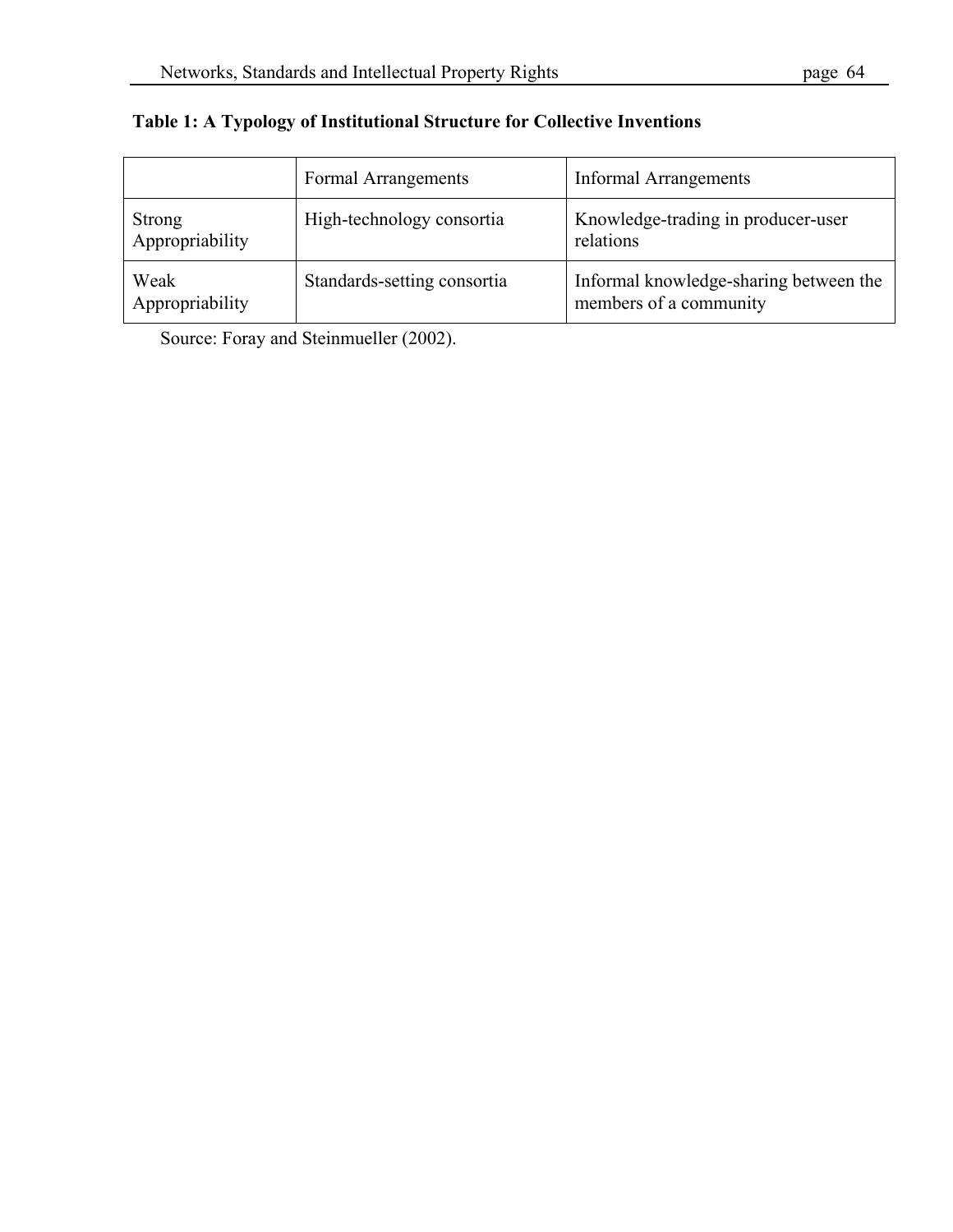**Table 1: A Typology of Institutional Structure for Collective Inventions**

| | Formal Arrangements | Informal Arrangements |
|---|---|---|
| Strong Appropriability | High-technology consortia | Knowledge-trading in producer-user relations |
| Weak Appropriability | Standards-setting consortia | Informal knowledge-sharing between the members of a community |

Source: Foray and Steinmueller (2002).